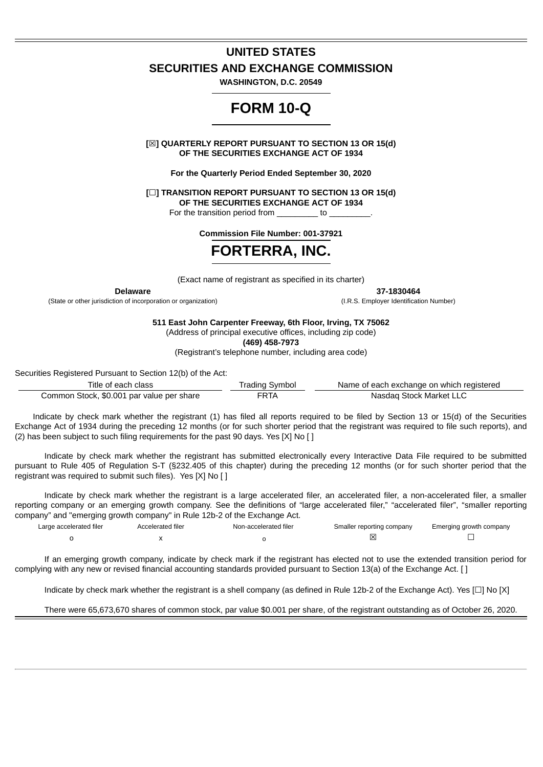# UNITED STATES
# SECURITIES AND EXCHANGE COMMISSION

**WASHINGTON, D.C. 20549**

# FORM 10-Q

**[☒] QUARTERLY REPORT PURSUANT TO SECTION 13 OR 15(d) OF THE SECURITIES EXCHANGE ACT OF 1934**

**For the Quarterly Period Ended September 30, 2020**

**[☐] TRANSITION REPORT PURSUANT TO SECTION 13 OR 15(d) OF THE SECURITIES EXCHANGE ACT OF 1934**

For the transition period from _________ to _________.

**Commission File Number: 001-37921**

# FORTERRA, INC.

(Exact name of registrant as specified in its charter)

| **Delaware** | **37-1830464** |
|---|---|
| (State or other jurisdiction of incorporation or organization) | (I.R.S. Employer Identification Number) |

**511 East John Carpenter Freeway, 6th Floor, Irving, TX 75062**

(Address of principal executive offices, including zip code)

**(469) 458-7973**

(Registrant's telephone number, including area code)

Securities Registered Pursuant to Section 12(b) of the Act:

| Title of each class | Trading Symbol | Name of each exchange on which registered |
|---|---|---|
| Common Stock, $0.001 par value per share | FRTA | Nasdaq Stock Market LLC |

Indicate by check mark whether the registrant (1) has filed all reports required to be filed by Section 13 or 15(d) of the Securities Exchange Act of 1934 during the preceding 12 months (or for such shorter period that the registrant was required to file such reports), and (2) has been subject to such filing requirements for the past 90 days. Yes [X] No [ ]

Indicate by check mark whether the registrant has submitted electronically every Interactive Data File required to be submitted pursuant to Rule 405 of Regulation S-T (§232.405 of this chapter) during the preceding 12 months (or for such shorter period that the registrant was required to submit such files). Yes [X] No [ ]

Indicate by check mark whether the registrant is a large accelerated filer, an accelerated filer, a non-accelerated filer, a smaller reporting company or an emerging growth company. See the definitions of "large accelerated filer," "accelerated filer", "smaller reporting company" and "emerging growth company" in Rule 12b-2 of the Exchange Act.

| Large accelerated filer | Accelerated filer | Non-accelerated filer | Smaller reporting company | Emerging growth company |
|---|---|---|---|---|
| o | x | o | ☒ | ☐ |

If an emerging growth company, indicate by check mark if the registrant has elected not to use the extended transition period for complying with any new or revised financial accounting standards provided pursuant to Section 13(a) of the Exchange Act. [ ]

Indicate by check mark whether the registrant is a shell company (as defined in Rule 12b-2 of the Exchange Act). Yes [☐] No [X]

There were 65,673,670 shares of common stock, par value $0.001 per share, of the registrant outstanding as of October 26, 2020.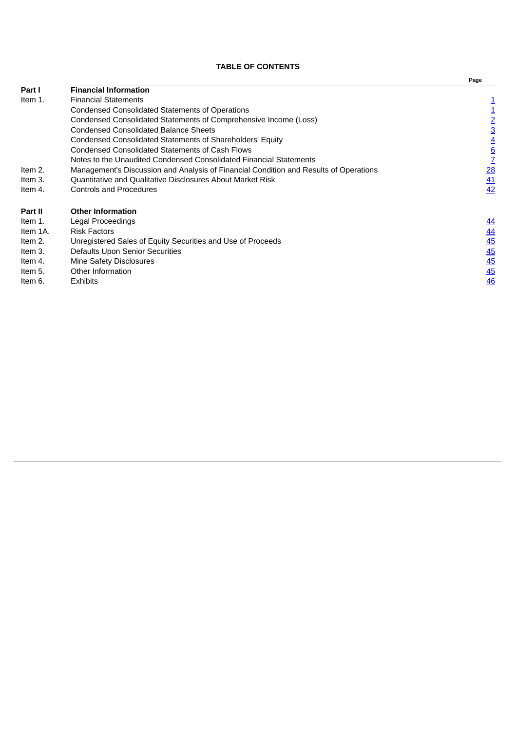**TABLE OF CONTENTS**

| | | Page |
|---|---|---|
| **Part I** | **Financial Information** | |
| Item 1. | Financial Statements | 1 |
| | Condensed Consolidated Statements of Operations | 1 |
| | Condensed Consolidated Statements of Comprehensive Income (Loss) | 2 |
| | Condensed Consolidated Balance Sheets | 3 |
| | Condensed Consolidated Statements of Shareholders' Equity | 4 |
| | Condensed Consolidated Statements of Cash Flows | 6 |
| | Notes to the Unaudited Condensed Consolidated Financial Statements | 7 |
| Item 2. | Management's Discussion and Analysis of Financial Condition and Results of Operations | 28 |
| Item 3. | Quantitative and Qualitative Disclosures About Market Risk | 41 |
| Item 4. | Controls and Procedures | 42 |
| | | |
| **Part II** | **Other Information** | |
| Item 1. | Legal Proceedings | 44 |
| Item 1A. | Risk Factors | 44 |
| Item 2. | Unregistered Sales of Equity Securities and Use of Proceeds | 45 |
| Item 3. | Defaults Upon Senior Securities | 45 |
| Item 4. | Mine Safety Disclosures | 45 |
| Item 5. | Other Information | 45 |
| Item 6. | Exhibits | 46 |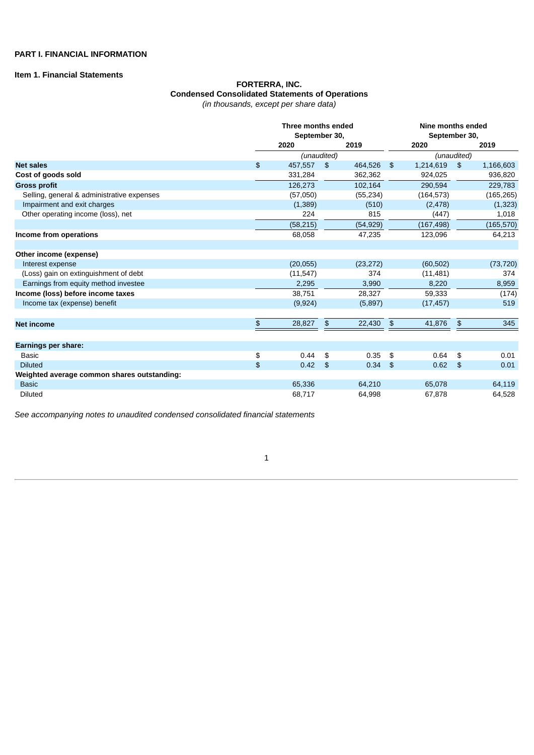**PART I. FINANCIAL INFORMATION**

**Item 1. Financial Statements**

**FORTERRA, INC.**
**Condensed Consolidated Statements of Operations**
*(in thousands, except per share data)*

| | Three months ended September 30, | | Nine months ended September 30, | |
|---|---|---|---|---|
| | 2020 | 2019 | 2020 | 2019 |
| | *(unaudited)* | | *(unaudited)* | |
| **Net sales** | $ 457,557 | $ 464,526 | $ 1,214,619 | $ 1,166,603 |
| **Cost of goods sold** | 331,284 | 362,362 | 924,025 | 936,820 |
| **Gross profit** | 126,273 | 102,164 | 290,594 | 229,783 |
| Selling, general & administrative expenses | (57,050) | (55,234) | (164,573) | (165,265) |
| Impairment and exit charges | (1,389) | (510) | (2,478) | (1,323) |
| Other operating income (loss), net | 224 | 815 | (447) | 1,018 |
| | (58,215) | (54,929) | (167,498) | (165,570) |
| **Income from operations** | 68,058 | 47,235 | 123,096 | 64,213 |
| | | | | |
| **Other income (expense)** | | | | |
| Interest expense | (20,055) | (23,272) | (60,502) | (73,720) |
| (Loss) gain on extinguishment of debt | (11,547) | 374 | (11,481) | 374 |
| Earnings from equity method investee | 2,295 | 3,990 | 8,220 | 8,959 |
| **Income (loss) before income taxes** | 38,751 | 28,327 | 59,333 | (174) |
| Income tax (expense) benefit | (9,924) | (5,897) | (17,457) | 519 |
| | | | | |
| **Net income** | $ 28,827 | $ 22,430 | $ 41,876 | $ 345 |
| | | | | |
| **Earnings per share:** | | | | |
| Basic | $ 0.44 | $ 0.35 | $ 0.64 | $ 0.01 |
| Diluted | $ 0.42 | $ 0.34 | $ 0.62 | $ 0.01 |
| **Weighted average common shares outstanding:** | | | | |
| Basic | 65,336 | 64,210 | 65,078 | 64,119 |
| Diluted | 68,717 | 64,998 | 67,878 | 64,528 |

*See accompanying notes to unaudited condensed consolidated financial statements*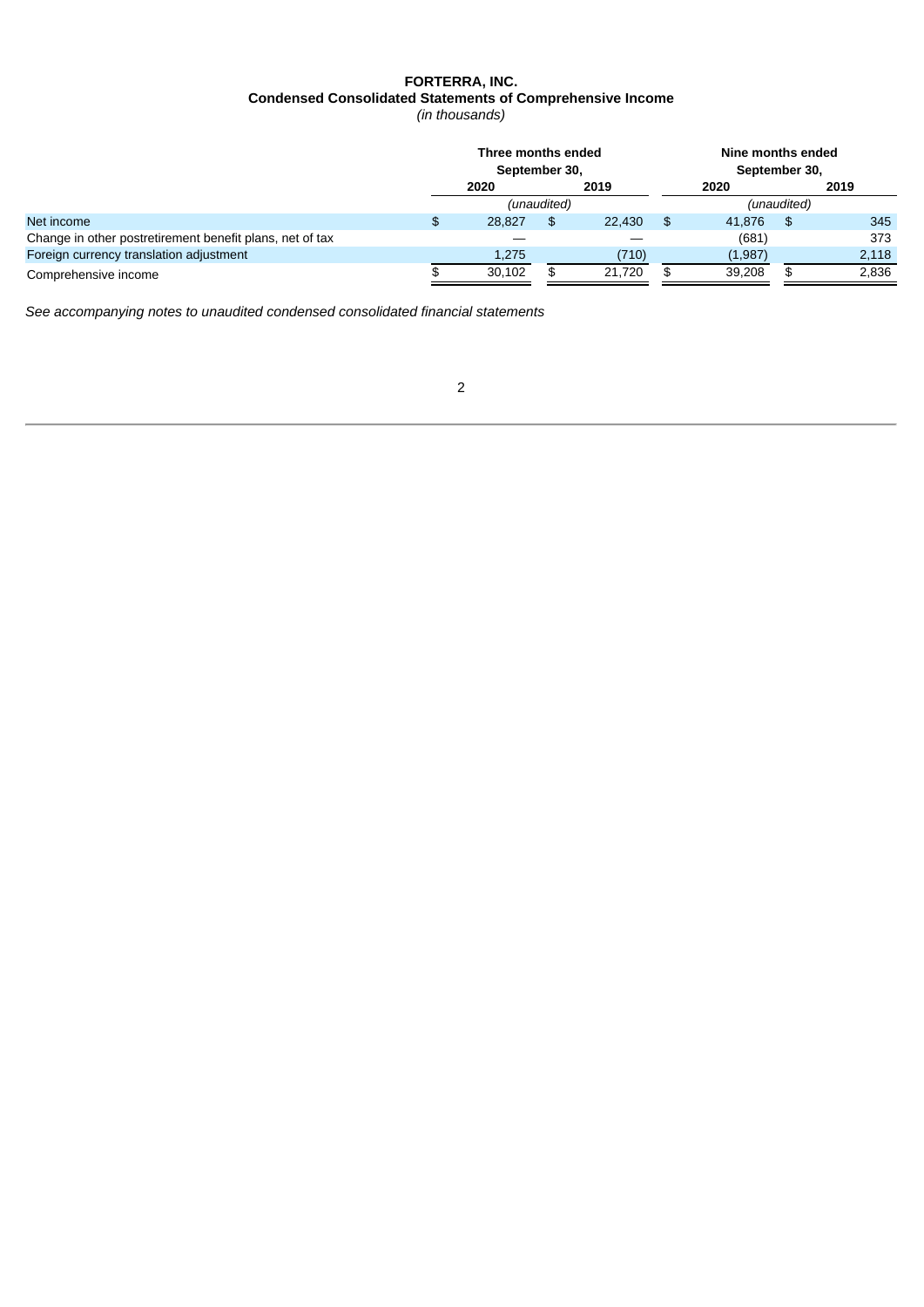**FORTERRA, INC.**
**Condensed Consolidated Statements of Comprehensive Income**
*(in thousands)*

| | Three months ended September 30, | | Nine months ended September 30, | |
|---|---|---|---|---|
| | 2020 | 2019 | 2020 | 2019 |
| | *(unaudited)* | | *(unaudited)* | |
| Net income | $ 28,827 | $ 22,430 | $ 41,876 | $ 345 |
| Change in other postretirement benefit plans, net of tax | — | — | (681) | 373 |
| Foreign currency translation adjustment | 1,275 | (710) | (1,987) | 2,118 |
| Comprehensive income | $ 30,102 | $ 21,720 | $ 39,208 | $ 2,836 |

*See accompanying notes to unaudited condensed consolidated financial statements*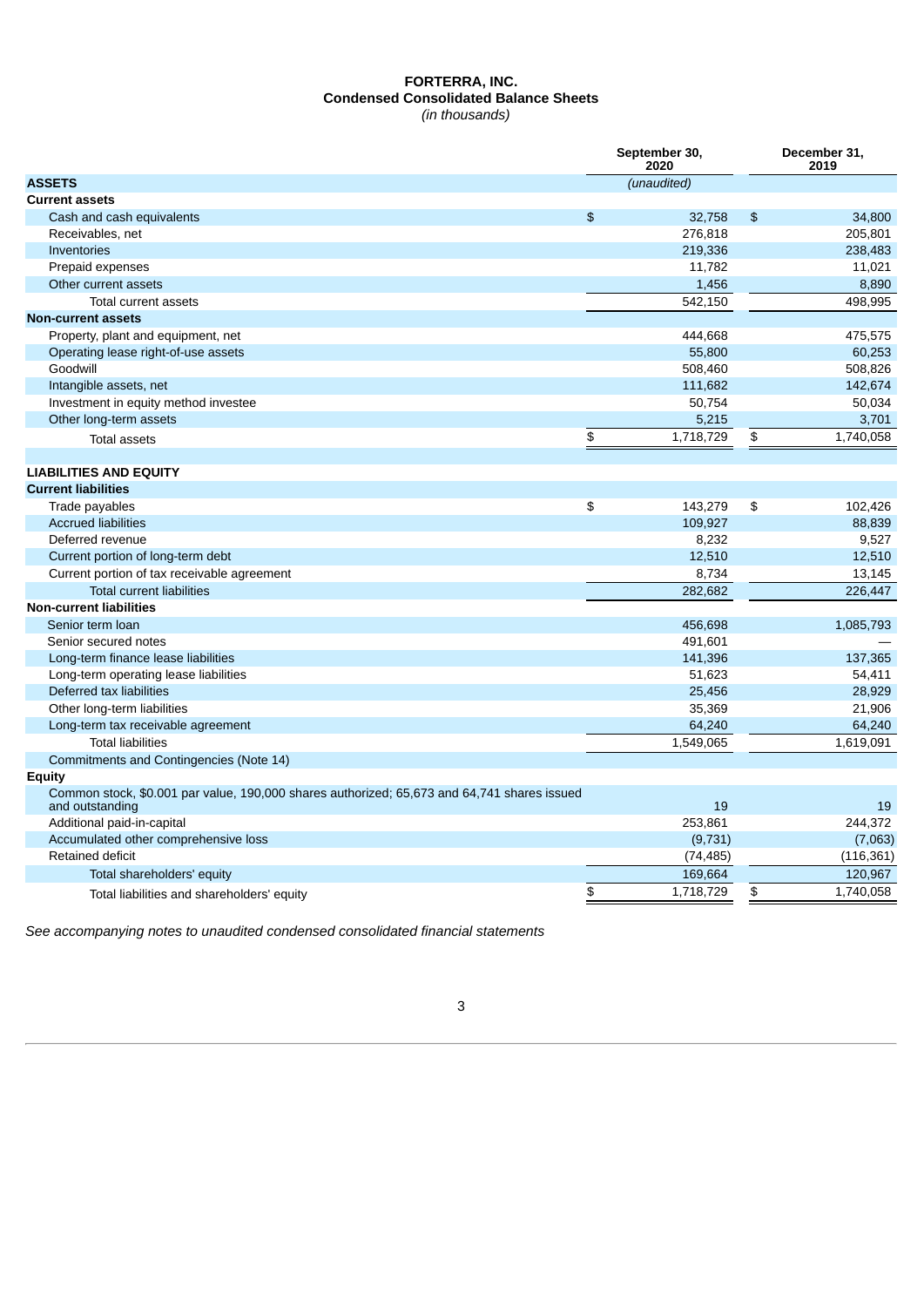**FORTERRA, INC.**
**Condensed Consolidated Balance Sheets**
*(in thousands)*

| | September 30, 2020 | December 31, 2019 |
|---|---|---|
| **ASSETS** | *(unaudited)* | |
| **Current assets** | | |
| Cash and cash equivalents | $ 32,758 | $ 34,800 |
| Receivables, net | 276,818 | 205,801 |
| Inventories | 219,336 | 238,483 |
| Prepaid expenses | 11,782 | 11,021 |
| Other current assets | 1,456 | 8,890 |
| Total current assets | 542,150 | 498,995 |
| **Non-current assets** | | |
| Property, plant and equipment, net | 444,668 | 475,575 |
| Operating lease right-of-use assets | 55,800 | 60,253 |
| Goodwill | 508,460 | 508,826 |
| Intangible assets, net | 111,682 | 142,674 |
| Investment in equity method investee | 50,754 | 50,034 |
| Other long-term assets | 5,215 | 3,701 |
| Total assets | $ 1,718,729 | $ 1,740,058 |
| | | |
| **LIABILITIES AND EQUITY** | | |
| **Current liabilities** | | |
| Trade payables | $ 143,279 | $ 102,426 |
| Accrued liabilities | 109,927 | 88,839 |
| Deferred revenue | 8,232 | 9,527 |
| Current portion of long-term debt | 12,510 | 12,510 |
| Current portion of tax receivable agreement | 8,734 | 13,145 |
| Total current liabilities | 282,682 | 226,447 |
| **Non-current liabilities** | | |
| Senior term loan | 456,698 | 1,085,793 |
| Senior secured notes | 491,601 | — |
| Long-term finance lease liabilities | 141,396 | 137,365 |
| Long-term operating lease liabilities | 51,623 | 54,411 |
| Deferred tax liabilities | 25,456 | 28,929 |
| Other long-term liabilities | 35,369 | 21,906 |
| Long-term tax receivable agreement | 64,240 | 64,240 |
| Total liabilities | 1,549,065 | 1,619,091 |
| Commitments and Contingencies (Note 14) | | |
| **Equity** | | |
| Common stock, $0.001 par value, 190,000 shares authorized; 65,673 and 64,741 shares issued and outstanding | 19 | 19 |
| Additional paid-in-capital | 253,861 | 244,372 |
| Accumulated other comprehensive loss | (9,731) | (7,063) |
| Retained deficit | (74,485) | (116,361) |
| Total shareholders' equity | 169,664 | 120,967 |
| Total liabilities and shareholders' equity | $ 1,718,729 | $ 1,740,058 |

*See accompanying notes to unaudited condensed consolidated financial statements*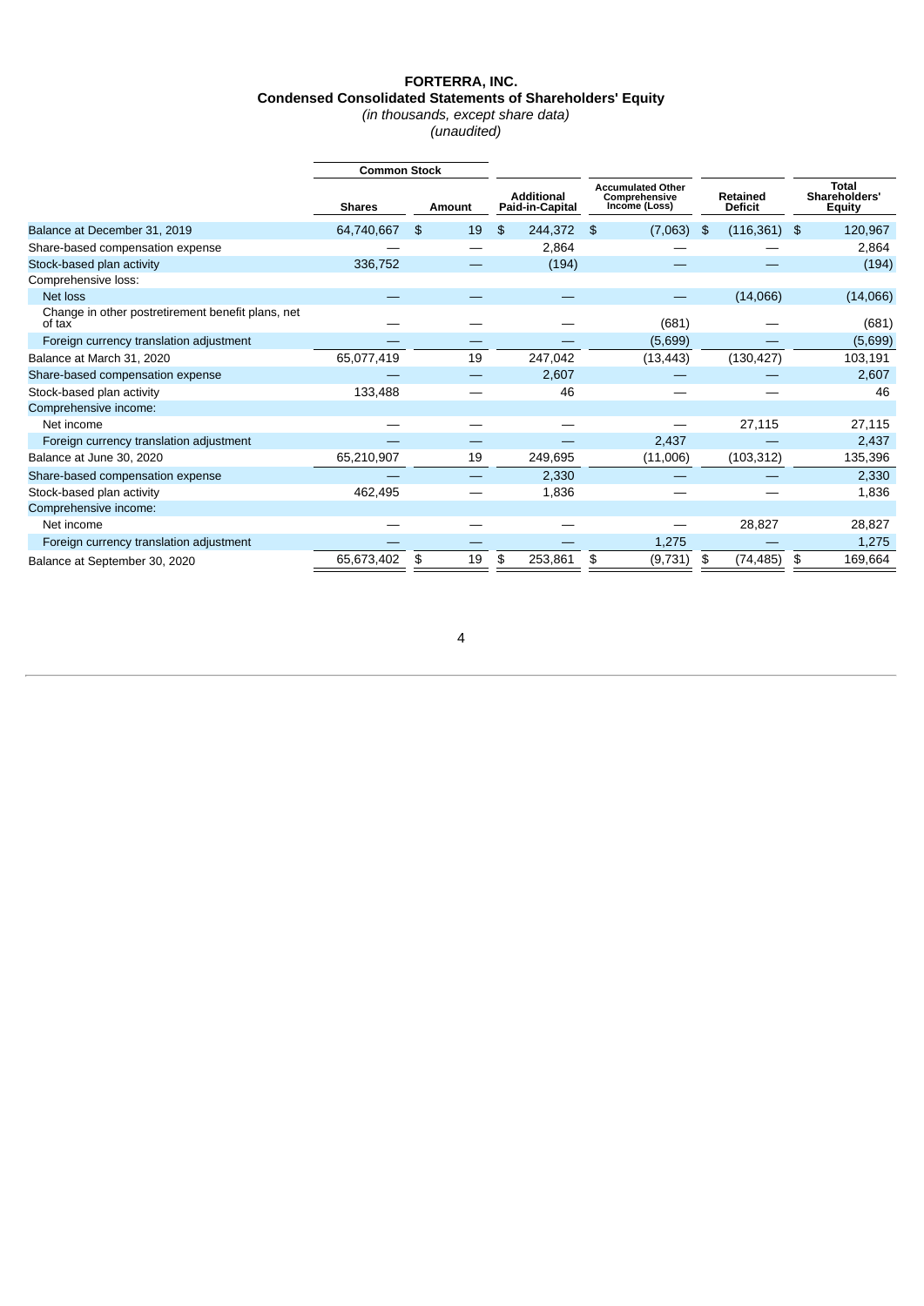# FORTERRA, INC.

## Condensed Consolidated Statements of Shareholders' Equity

*(in thousands, except share data)*

*(unaudited)*

| | Common Stock | | | | | |
|---|---|---|---|---|---|---|
| | Shares | Amount | Additional Paid-in-Capital | Accumulated Other Comprehensive Income (Loss) | Retained Deficit | Total Shareholders' Equity |
| Balance at December 31, 2019 | 64,740,667 | $ 19 | $ 244,372 | $ (7,063) | $ (116,361) | $ 120,967 |
| Share-based compensation expense | — | — | 2,864 | — | — | 2,864 |
| Stock-based plan activity | 336,752 | — | (194) | — | — | (194) |
| Comprehensive loss: | | | | | | |
| Net loss | — | — | — | — | (14,066) | (14,066) |
| Change in other postretirement benefit plans, net of tax | — | — | — | (681) | — | (681) |
| Foreign currency translation adjustment | — | — | — | (5,699) | — | (5,699) |
| Balance at March 31, 2020 | 65,077,419 | 19 | 247,042 | (13,443) | (130,427) | 103,191 |
| Share-based compensation expense | — | — | 2,607 | — | — | 2,607 |
| Stock-based plan activity | 133,488 | — | 46 | — | — | 46 |
| Comprehensive income: | | | | | | |
| Net income | — | — | — | — | 27,115 | 27,115 |
| Foreign currency translation adjustment | — | — | — | 2,437 | — | 2,437 |
| Balance at June 30, 2020 | 65,210,907 | 19 | 249,695 | (11,006) | (103,312) | 135,396 |
| Share-based compensation expense | — | — | 2,330 | — | — | 2,330 |
| Stock-based plan activity | 462,495 | — | 1,836 | — | — | 1,836 |
| Comprehensive income: | | | | | | |
| Net income | — | — | — | — | 28,827 | 28,827 |
| Foreign currency translation adjustment | — | — | — | 1,275 | — | 1,275 |
| Balance at September 30, 2020 | 65,673,402 | $ 19 | $ 253,861 | $ (9,731) | $ (74,485) | $ 169,664 |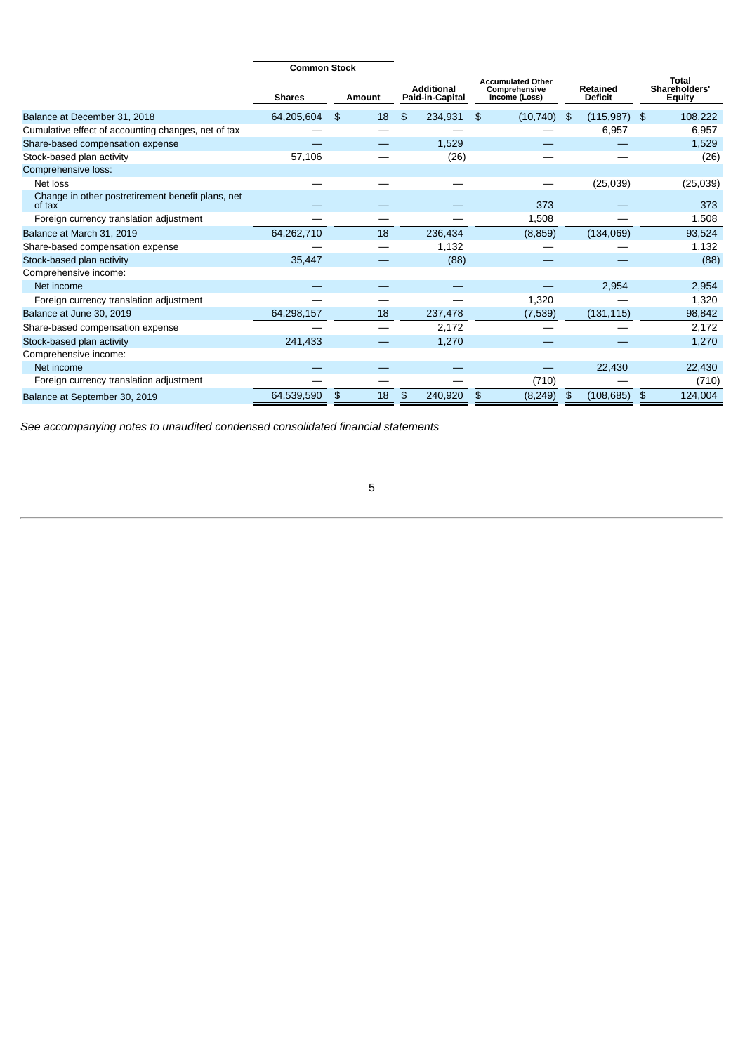| | Common Stock | | | | | |
|---|---|---|---|---|---|---|
| | Shares | Amount | Additional Paid-in-Capital | Accumulated Other Comprehensive Income (Loss) | Retained Deficit | Total Shareholders' Equity |
| Balance at December 31, 2018 | 64,205,604 | $ 18 | $ 234,931 | $ (10,740) | $ (115,987) | $ 108,222 |
| Cumulative effect of accounting changes, net of tax | — | — | — | — | 6,957 | 6,957 |
| Share-based compensation expense | — | — | 1,529 | — | — | 1,529 |
| Stock-based plan activity | 57,106 | — | (26) | — | — | (26) |
| Comprehensive loss: | | | | | | |
| Net loss | — | — | — | — | (25,039) | (25,039) |
| Change in other postretirement benefit plans, net of tax | — | — | — | 373 | — | 373 |
| Foreign currency translation adjustment | — | — | — | 1,508 | — | 1,508 |
| Balance at March 31, 2019 | 64,262,710 | 18 | 236,434 | (8,859) | (134,069) | 93,524 |
| Share-based compensation expense | — | — | 1,132 | — | — | 1,132 |
| Stock-based plan activity | 35,447 | — | (88) | — | — | (88) |
| Comprehensive income: | | | | | | |
| Net income | — | — | — | — | 2,954 | 2,954 |
| Foreign currency translation adjustment | — | — | — | 1,320 | — | 1,320 |
| Balance at June 30, 2019 | 64,298,157 | 18 | 237,478 | (7,539) | (131,115) | 98,842 |
| Share-based compensation expense | — | — | 2,172 | — | — | 2,172 |
| Stock-based plan activity | 241,433 | — | 1,270 | — | — | 1,270 |
| Comprehensive income: | | | | | | |
| Net income | — | — | — | — | 22,430 | 22,430 |
| Foreign currency translation adjustment | — | — | — | (710) | — | (710) |
| Balance at September 30, 2019 | 64,539,590 | $ 18 | $ 240,920 | $ (8,249) | $ (108,685) | $ 124,004 |

*See accompanying notes to unaudited condensed consolidated financial statements*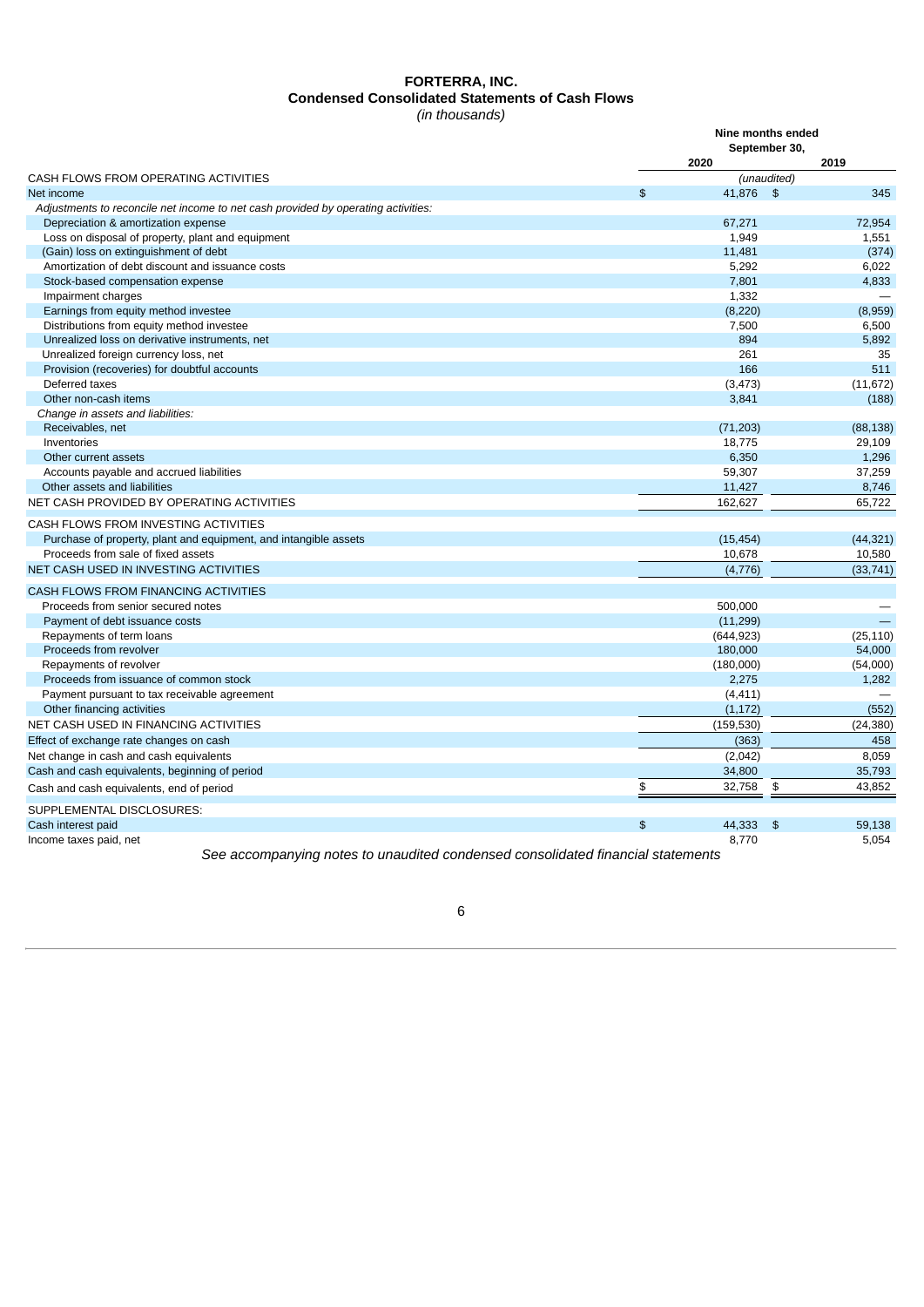# FORTERRA, INC.
## Condensed Consolidated Statements of Cash Flows
*(in thousands)*

| | Nine months ended September 30, | |
|---|---|---|
| | 2020 | 2019 |
| CASH FLOWS FROM OPERATING ACTIVITIES | *(unaudited)* | |
| Net income | $ 41,876 | $ 345 |
| *Adjustments to reconcile net income to net cash provided by operating activities:* | | |
| Depreciation & amortization expense | 67,271 | 72,954 |
| Loss on disposal of property, plant and equipment | 1,949 | 1,551 |
| (Gain) loss on extinguishment of debt | 11,481 | (374) |
| Amortization of debt discount and issuance costs | 5,292 | 6,022 |
| Stock-based compensation expense | 7,801 | 4,833 |
| Impairment charges | 1,332 | — |
| Earnings from equity method investee | (8,220) | (8,959) |
| Distributions from equity method investee | 7,500 | 6,500 |
| Unrealized loss on derivative instruments, net | 894 | 5,892 |
| Unrealized foreign currency loss, net | 261 | 35 |
| Provision (recoveries) for doubtful accounts | 166 | 511 |
| Deferred taxes | (3,473) | (11,672) |
| Other non-cash items | 3,841 | (188) |
| *Change in assets and liabilities:* | | |
| Receivables, net | (71,203) | (88,138) |
| Inventories | 18,775 | 29,109 |
| Other current assets | 6,350 | 1,296 |
| Accounts payable and accrued liabilities | 59,307 | 37,259 |
| Other assets and liabilities | 11,427 | 8,746 |
| NET CASH PROVIDED BY OPERATING ACTIVITIES | 162,627 | 65,722 |
| CASH FLOWS FROM INVESTING ACTIVITIES | | |
| Purchase of property, plant and equipment, and intangible assets | (15,454) | (44,321) |
| Proceeds from sale of fixed assets | 10,678 | 10,580 |
| NET CASH USED IN INVESTING ACTIVITIES | (4,776) | (33,741) |
| CASH FLOWS FROM FINANCING ACTIVITIES | | |
| Proceeds from senior secured notes | 500,000 | — |
| Payment of debt issuance costs | (11,299) | — |
| Repayments of term loans | (644,923) | (25,110) |
| Proceeds from revolver | 180,000 | 54,000 |
| Repayments of revolver | (180,000) | (54,000) |
| Proceeds from issuance of common stock | 2,275 | 1,282 |
| Payment pursuant to tax receivable agreement | (4,411) | — |
| Other financing activities | (1,172) | (552) |
| NET CASH USED IN FINANCING ACTIVITIES | (159,530) | (24,380) |
| Effect of exchange rate changes on cash | (363) | 458 |
| Net change in cash and cash equivalents | (2,042) | 8,059 |
| Cash and cash equivalents, beginning of period | 34,800 | 35,793 |
| Cash and cash equivalents, end of period | $ 32,758 | $ 43,852 |
| SUPPLEMENTAL DISCLOSURES: | | |
| Cash interest paid | $ 44,333 | $ 59,138 |
| Income taxes paid, net | 8,770 | 5,054 |

*See accompanying notes to unaudited condensed consolidated financial statements*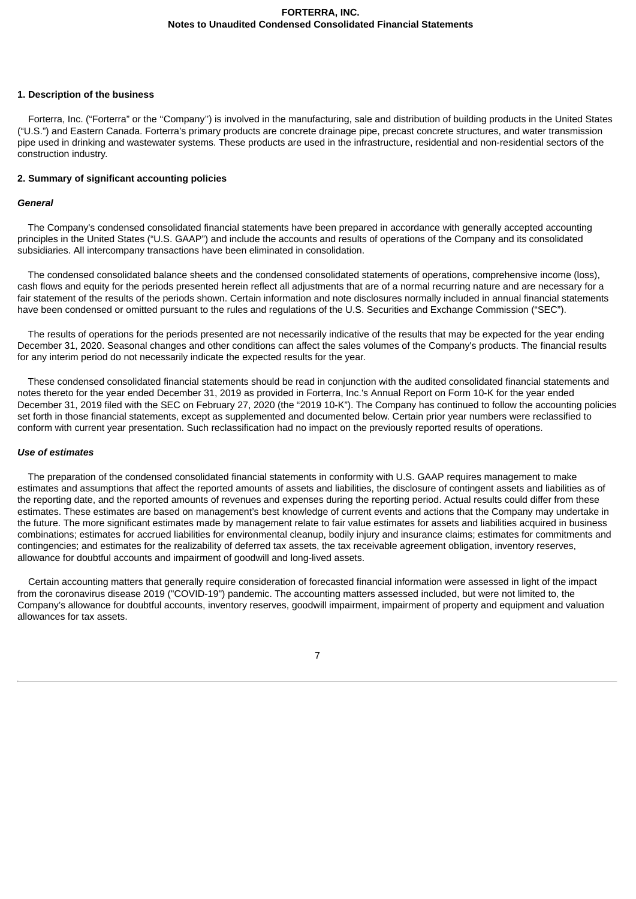## 1. Description of the business

Forterra, Inc. ("Forterra" or the ''Company'') is involved in the manufacturing, sale and distribution of building products in the United States ("U.S.") and Eastern Canada. Forterra's primary products are concrete drainage pipe, precast concrete structures, and water transmission pipe used in drinking and wastewater systems. These products are used in the infrastructure, residential and non-residential sectors of the construction industry.

## 2. Summary of significant accounting policies

***General***

The Company's condensed consolidated financial statements have been prepared in accordance with generally accepted accounting principles in the United States ("U.S. GAAP") and include the accounts and results of operations of the Company and its consolidated subsidiaries. All intercompany transactions have been eliminated in consolidation.

The condensed consolidated balance sheets and the condensed consolidated statements of operations, comprehensive income (loss), cash flows and equity for the periods presented herein reflect all adjustments that are of a normal recurring nature and are necessary for a fair statement of the results of the periods shown. Certain information and note disclosures normally included in annual financial statements have been condensed or omitted pursuant to the rules and regulations of the U.S. Securities and Exchange Commission ("SEC").

The results of operations for the periods presented are not necessarily indicative of the results that may be expected for the year ending December 31, 2020. Seasonal changes and other conditions can affect the sales volumes of the Company's products. The financial results for any interim period do not necessarily indicate the expected results for the year.

These condensed consolidated financial statements should be read in conjunction with the audited consolidated financial statements and notes thereto for the year ended December 31, 2019 as provided in Forterra, Inc.'s Annual Report on Form 10-K for the year ended December 31, 2019 filed with the SEC on February 27, 2020 (the "2019 10-K"). The Company has continued to follow the accounting policies set forth in those financial statements, except as supplemented and documented below. Certain prior year numbers were reclassified to conform with current year presentation. Such reclassification had no impact on the previously reported results of operations.

***Use of estimates***

The preparation of the condensed consolidated financial statements in conformity with U.S. GAAP requires management to make estimates and assumptions that affect the reported amounts of assets and liabilities, the disclosure of contingent assets and liabilities as of the reporting date, and the reported amounts of revenues and expenses during the reporting period. Actual results could differ from these estimates. These estimates are based on management's best knowledge of current events and actions that the Company may undertake in the future. The more significant estimates made by management relate to fair value estimates for assets and liabilities acquired in business combinations; estimates for accrued liabilities for environmental cleanup, bodily injury and insurance claims; estimates for commitments and contingencies; and estimates for the realizability of deferred tax assets, the tax receivable agreement obligation, inventory reserves, allowance for doubtful accounts and impairment of goodwill and long-lived assets.

Certain accounting matters that generally require consideration of forecasted financial information were assessed in light of the impact from the coronavirus disease 2019 ("COVID-19") pandemic. The accounting matters assessed included, but were not limited to, the Company's allowance for doubtful accounts, inventory reserves, goodwill impairment, impairment of property and equipment and valuation allowances for tax assets.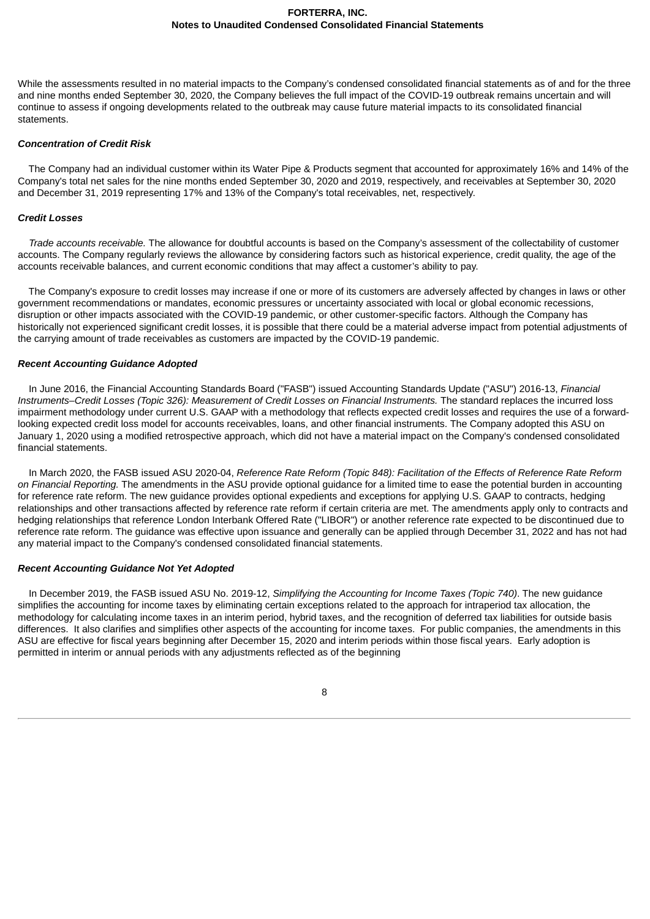While the assessments resulted in no material impacts to the Company's condensed consolidated financial statements as of and for the three and nine months ended September 30, 2020, the Company believes the full impact of the COVID-19 outbreak remains uncertain and will continue to assess if ongoing developments related to the outbreak may cause future material impacts to its consolidated financial statements.

***Concentration of Credit Risk***

The Company had an individual customer within its Water Pipe & Products segment that accounted for approximately 16% and 14% of the Company's total net sales for the nine months ended September 30, 2020 and 2019, respectively, and receivables at September 30, 2020 and December 31, 2019 representing 17% and 13% of the Company's total receivables, net, respectively.

***Credit Losses***

*Trade accounts receivable.* The allowance for doubtful accounts is based on the Company's assessment of the collectability of customer accounts. The Company regularly reviews the allowance by considering factors such as historical experience, credit quality, the age of the accounts receivable balances, and current economic conditions that may affect a customer's ability to pay.

The Company's exposure to credit losses may increase if one or more of its customers are adversely affected by changes in laws or other government recommendations or mandates, economic pressures or uncertainty associated with local or global economic recessions, disruption or other impacts associated with the COVID-19 pandemic, or other customer-specific factors. Although the Company has historically not experienced significant credit losses, it is possible that there could be a material adverse impact from potential adjustments of the carrying amount of trade receivables as customers are impacted by the COVID-19 pandemic.

***Recent Accounting Guidance Adopted***

In June 2016, the Financial Accounting Standards Board ("FASB") issued Accounting Standards Update ("ASU") 2016-13, *Financial Instruments–Credit Losses (Topic 326): Measurement of Credit Losses on Financial Instruments.* The standard replaces the incurred loss impairment methodology under current U.S. GAAP with a methodology that reflects expected credit losses and requires the use of a forward-looking expected credit loss model for accounts receivables, loans, and other financial instruments. The Company adopted this ASU on January 1, 2020 using a modified retrospective approach, which did not have a material impact on the Company's condensed consolidated financial statements.

In March 2020, the FASB issued ASU 2020-04, *Reference Rate Reform (Topic 848): Facilitation of the Effects of Reference Rate Reform on Financial Reporting.* The amendments in the ASU provide optional guidance for a limited time to ease the potential burden in accounting for reference rate reform. The new guidance provides optional expedients and exceptions for applying U.S. GAAP to contracts, hedging relationships and other transactions affected by reference rate reform if certain criteria are met. The amendments apply only to contracts and hedging relationships that reference London Interbank Offered Rate ("LIBOR") or another reference rate expected to be discontinued due to reference rate reform. The guidance was effective upon issuance and generally can be applied through December 31, 2022 and has not had any material impact to the Company's condensed consolidated financial statements.

***Recent Accounting Guidance Not Yet Adopted***

In December 2019, the FASB issued ASU No. 2019-12, *Simplifying the Accounting for Income Taxes (Topic 740)*. The new guidance simplifies the accounting for income taxes by eliminating certain exceptions related to the approach for intraperiod tax allocation, the methodology for calculating income taxes in an interim period, hybrid taxes, and the recognition of deferred tax liabilities for outside basis differences. It also clarifies and simplifies other aspects of the accounting for income taxes. For public companies, the amendments in this ASU are effective for fiscal years beginning after December 15, 2020 and interim periods within those fiscal years. Early adoption is permitted in interim or annual periods with any adjustments reflected as of the beginning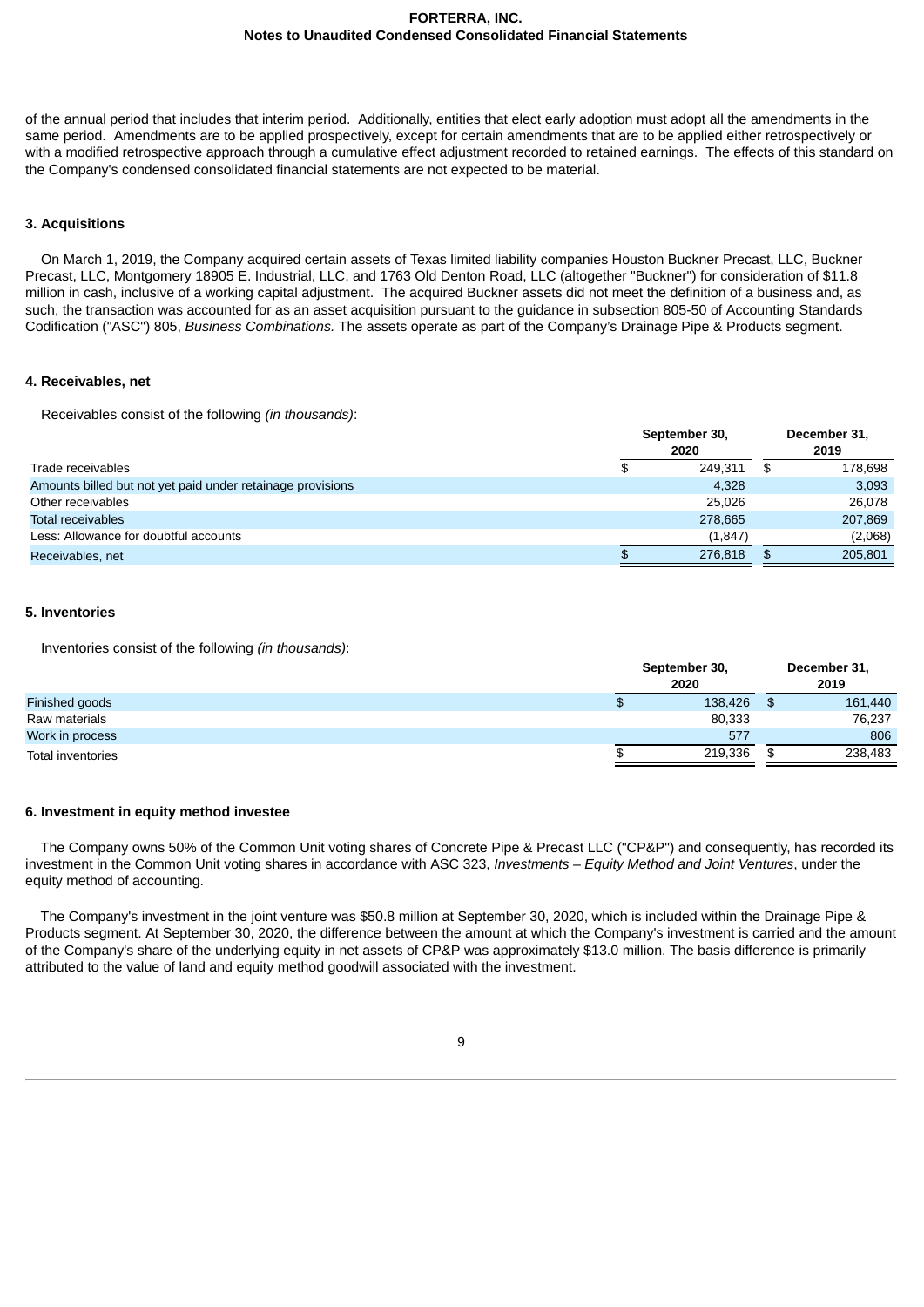of the annual period that includes that interim period. Additionally, entities that elect early adoption must adopt all the amendments in the same period. Amendments are to be applied prospectively, except for certain amendments that are to be applied either retrospectively or with a modified retrospective approach through a cumulative effect adjustment recorded to retained earnings. The effects of this standard on the Company's condensed consolidated financial statements are not expected to be material.

## 3. Acquisitions

On March 1, 2019, the Company acquired certain assets of Texas limited liability companies Houston Buckner Precast, LLC, Buckner Precast, LLC, Montgomery 18905 E. Industrial, LLC, and 1763 Old Denton Road, LLC (altogether "Buckner") for consideration of $11.8 million in cash, inclusive of a working capital adjustment. The acquired Buckner assets did not meet the definition of a business and, as such, the transaction was accounted for as an asset acquisition pursuant to the guidance in subsection 805-50 of Accounting Standards Codification ("ASC") 805, *Business Combinations.* The assets operate as part of the Company's Drainage Pipe & Products segment.

## 4. Receivables, net

Receivables consist of the following *(in thousands)*:

| | September 30, 2020 | December 31, 2019 |
|---|---|---|
| Trade receivables | $ 249,311 | $ 178,698 |
| Amounts billed but not yet paid under retainage provisions | 4,328 | 3,093 |
| Other receivables | 25,026 | 26,078 |
| Total receivables | 278,665 | 207,869 |
| Less: Allowance for doubtful accounts | (1,847) | (2,068) |
| Receivables, net | $ 276,818 | $ 205,801 |

## 5. Inventories

Inventories consist of the following *(in thousands)*:

| | September 30, 2020 | December 31, 2019 |
|---|---|---|
| Finished goods | $ 138,426 | $ 161,440 |
| Raw materials | 80,333 | 76,237 |
| Work in process | 577 | 806 |
| Total inventories | $ 219,336 | $ 238,483 |

## 6. Investment in equity method investee

The Company owns 50% of the Common Unit voting shares of Concrete Pipe & Precast LLC ("CP&P") and consequently, has recorded its investment in the Common Unit voting shares in accordance with ASC 323, *Investments – Equity Method and Joint Ventures*, under the equity method of accounting.

The Company's investment in the joint venture was $50.8 million at September 30, 2020, which is included within the Drainage Pipe & Products segment. At September 30, 2020, the difference between the amount at which the Company's investment is carried and the amount of the Company's share of the underlying equity in net assets of CP&P was approximately $13.0 million. The basis difference is primarily attributed to the value of land and equity method goodwill associated with the investment.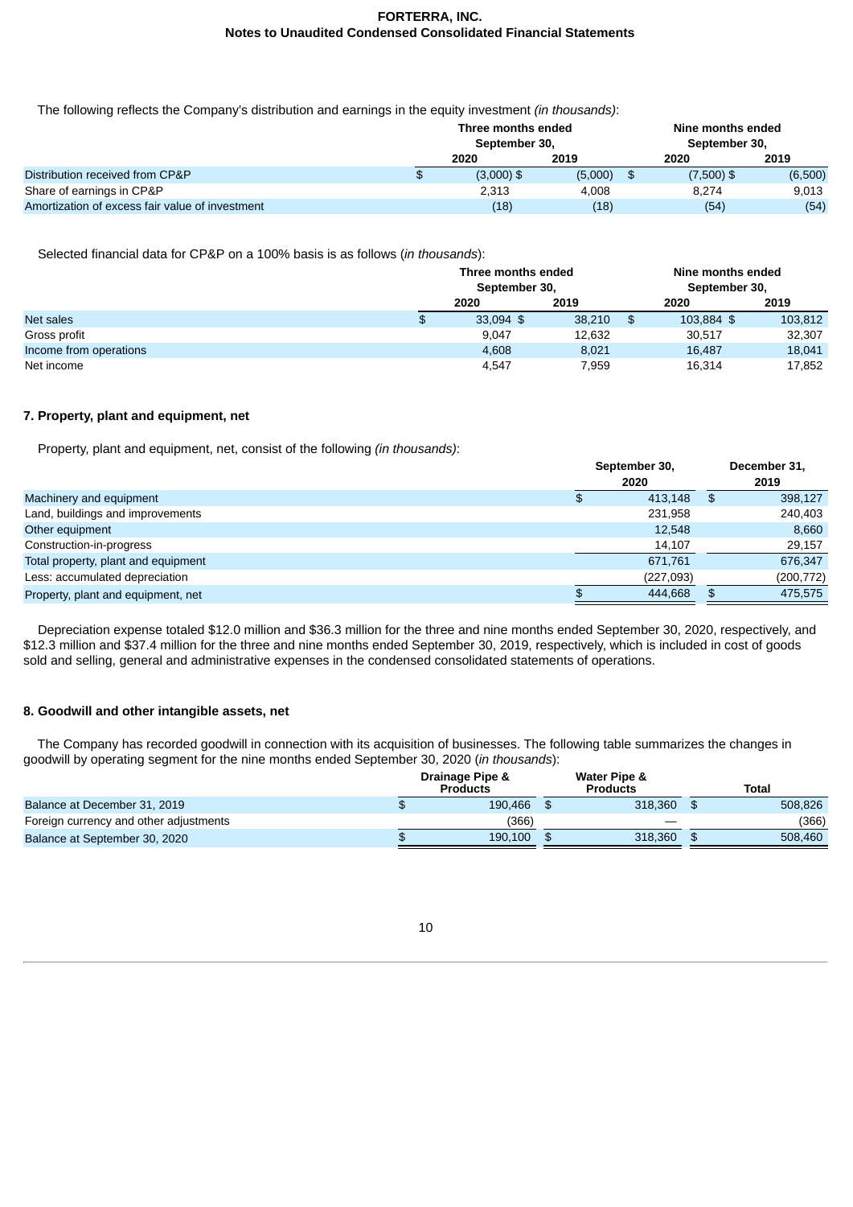The following reflects the Company's distribution and earnings in the equity investment *(in thousands)*:

| | Three months ended September 30, | | Nine months ended September 30, | |
|---|---|---|---|---|
| | 2020 | 2019 | 2020 | 2019 |
| Distribution received from CP&P | $ (3,000) | $ (5,000) | $ (7,500) | $ (6,500) |
| Share of earnings in CP&P | 2,313 | 4,008 | 8,274 | 9,013 |
| Amortization of excess fair value of investment | (18) | (18) | (54) | (54) |

Selected financial data for CP&P on a 100% basis is as follows (*in thousands*):

| | Three months ended September 30, | | Nine months ended September 30, | |
|---|---|---|---|---|
| | 2020 | 2019 | 2020 | 2019 |
| Net sales | $ 33,094 | $ 38,210 | $ 103,884 | $ 103,812 |
| Gross profit | 9,047 | 12,632 | 30,517 | 32,307 |
| Income from operations | 4,608 | 8,021 | 16,487 | 18,041 |
| Net income | 4,547 | 7,959 | 16,314 | 17,852 |

### 7. Property, plant and equipment, net

Property, plant and equipment, net, consist of the following *(in thousands)*:

| | September 30, 2020 | December 31, 2019 |
|---|---|---|
| Machinery and equipment | $ 413,148 | $ 398,127 |
| Land, buildings and improvements | 231,958 | 240,403 |
| Other equipment | 12,548 | 8,660 |
| Construction-in-progress | 14,107 | 29,157 |
| Total property, plant and equipment | 671,761 | 676,347 |
| Less: accumulated depreciation | (227,093) | (200,772) |
| Property, plant and equipment, net | $ 444,668 | $ 475,575 |

Depreciation expense totaled $12.0 million and $36.3 million for the three and nine months ended September 30, 2020, respectively, and $12.3 million and $37.4 million for the three and nine months ended September 30, 2019, respectively, which is included in cost of goods sold and selling, general and administrative expenses in the condensed consolidated statements of operations.

### 8. Goodwill and other intangible assets, net

The Company has recorded goodwill in connection with its acquisition of businesses. The following table summarizes the changes in goodwill by operating segment for the nine months ended September 30, 2020 (*in thousands*):

| | Drainage Pipe & Products | Water Pipe & Products | Total |
|---|---|---|---|
| Balance at December 31, 2019 | $ 190,466 | $ 318,360 | $ 508,826 |
| Foreign currency and other adjustments | (366) | — | (366) |
| Balance at September 30, 2020 | $ 190,100 | $ 318,360 | $ 508,460 |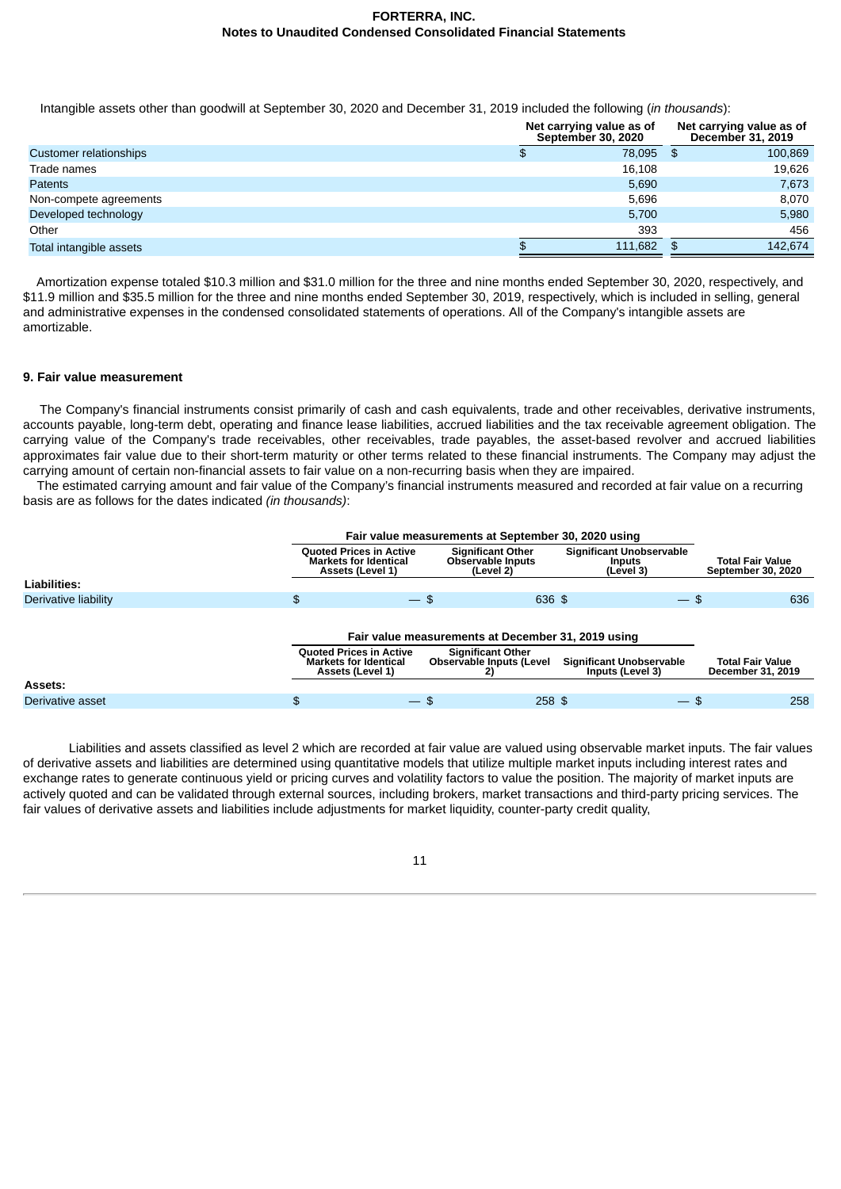Intangible assets other than goodwill at September 30, 2020 and December 31, 2019 included the following (*in thousands*):

| | Net carrying value as of September 30, 2020 | Net carrying value as of December 31, 2019 |
|---|---|---|
| Customer relationships | $ 78,095 | $ 100,869 |
| Trade names | 16,108 | 19,626 |
| Patents | 5,690 | 7,673 |
| Non-compete agreements | 5,696 | 8,070 |
| Developed technology | 5,700 | 5,980 |
| Other | 393 | 456 |
| Total intangible assets | $ 111,682 | $ 142,674 |

Amortization expense totaled $10.3 million and $31.0 million for the three and nine months ended September 30, 2020, respectively, and $11.9 million and $35.5 million for the three and nine months ended September 30, 2019, respectively, which is included in selling, general and administrative expenses in the condensed consolidated statements of operations. All of the Company's intangible assets are amortizable.

## 9. Fair value measurement

The Company's financial instruments consist primarily of cash and cash equivalents, trade and other receivables, derivative instruments, accounts payable, long-term debt, operating and finance lease liabilities, accrued liabilities and the tax receivable agreement obligation. The carrying value of the Company's trade receivables, other receivables, trade payables, the asset-based revolver and accrued liabilities approximates fair value due to their short-term maturity or other terms related to these financial instruments. The Company may adjust the carrying amount of certain non-financial assets to fair value on a non-recurring basis when they are impaired.

The estimated carrying amount and fair value of the Company's financial instruments measured and recorded at fair value on a recurring basis are as follows for the dates indicated *(in thousands)*:

| | Fair value measurements at September 30, 2020 using | | | |
|---|---|---|---|---|
| | Quoted Prices in Active Markets for Identical Assets (Level 1) | Significant Other Observable Inputs (Level 2) | Significant Unobservable Inputs (Level 3) | Total Fair Value September 30, 2020 |
| **Liabilities:** | | | | |
| Derivative liability | $ — | $ 636 | $ — | $ 636 |

| | Fair value measurements at December 31, 2019 using | | | |
|---|---|---|---|---|
| | Quoted Prices in Active Markets for Identical Assets (Level 1) | Significant Other Observable Inputs (Level 2) | Significant Unobservable Inputs (Level 3) | Total Fair Value December 31, 2019 |
| **Assets:** | | | | |
| Derivative asset | $ — | $ 258 | $ — | $ 258 |

Liabilities and assets classified as level 2 which are recorded at fair value are valued using observable market inputs. The fair values of derivative assets and liabilities are determined using quantitative models that utilize multiple market inputs including interest rates and exchange rates to generate continuous yield or pricing curves and volatility factors to value the position. The majority of market inputs are actively quoted and can be validated through external sources, including brokers, market transactions and third-party pricing services. The fair values of derivative assets and liabilities include adjustments for market liquidity, counter-party credit quality,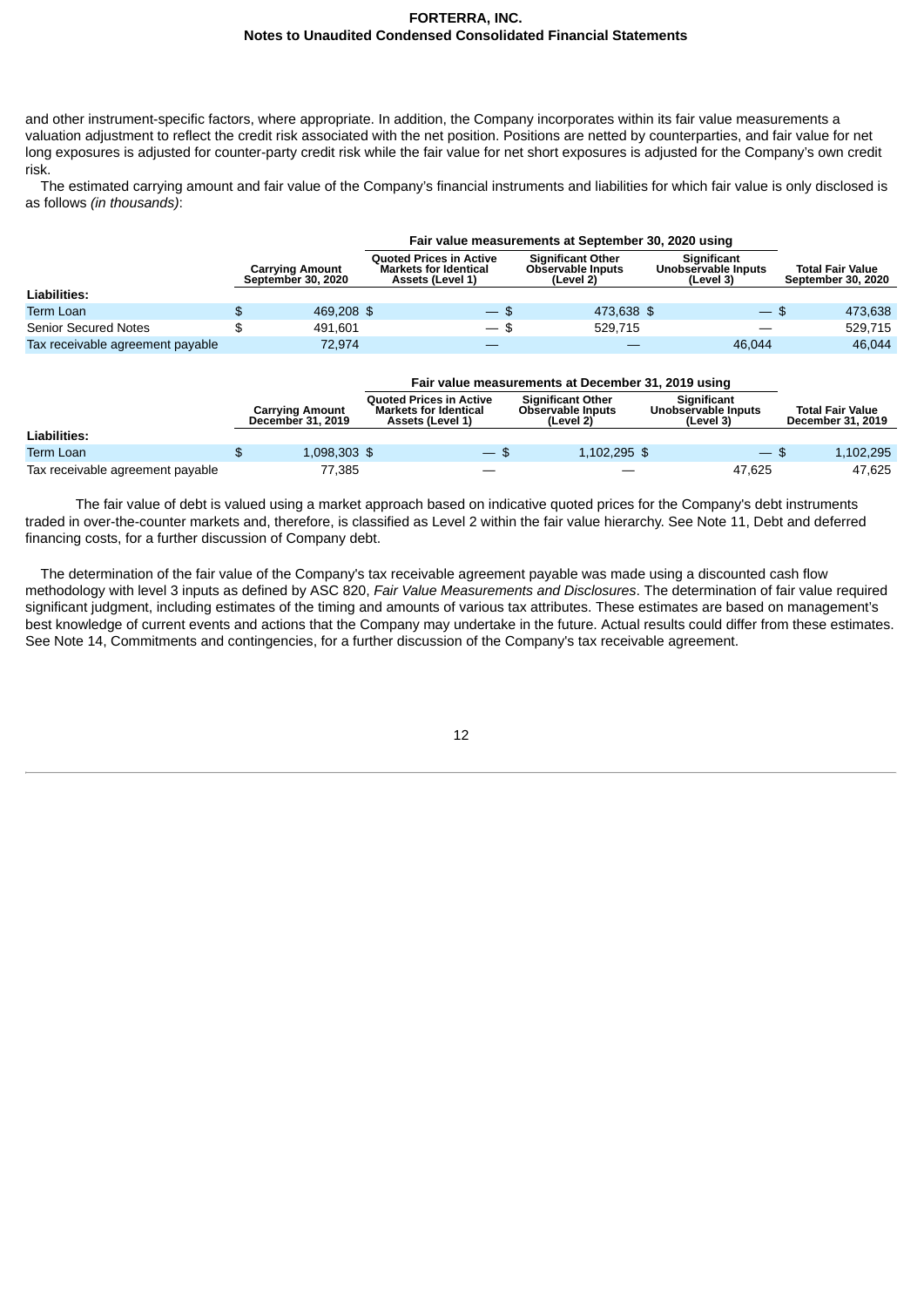and other instrument-specific factors, where appropriate. In addition, the Company incorporates within its fair value measurements a valuation adjustment to reflect the credit risk associated with the net position. Positions are netted by counterparties, and fair value for net long exposures is adjusted for counter-party credit risk while the fair value for net short exposures is adjusted for the Company's own credit risk.

The estimated carrying amount and fair value of the Company's financial instruments and liabilities for which fair value is only disclosed is as follows *(in thousands)*:

| | | Fair value measurements at September 30, 2020 using | | | |
|---|---|---|---|---|---|
| | Carrying Amount September 30, 2020 | Quoted Prices in Active Markets for Identical Assets (Level 1) | Significant Other Observable Inputs (Level 2) | Significant Unobservable Inputs (Level 3) | Total Fair Value September 30, 2020 |
| **Liabilities:** | | | | | |
| Term Loan | $ 469,208 | $ — | $ 473,638 | $ — | $ 473,638 |
| Senior Secured Notes | $ 491,601 | — | $ 529,715 | — | 529,715 |
| Tax receivable agreement payable | 72,974 | — | — | 46,044 | 46,044 |

| | | Fair value measurements at December 31, 2019 using | | | |
|---|---|---|---|---|---|
| | Carrying Amount December 31, 2019 | Quoted Prices in Active Markets for Identical Assets (Level 1) | Significant Other Observable Inputs (Level 2) | Significant Unobservable Inputs (Level 3) | Total Fair Value December 31, 2019 |
| **Liabilities:** | | | | | |
| Term Loan | $ 1,098,303 | $ — | $ 1,102,295 | $ — | $ 1,102,295 |
| Tax receivable agreement payable | 77,385 | — | — | 47,625 | 47,625 |

The fair value of debt is valued using a market approach based on indicative quoted prices for the Company's debt instruments traded in over-the-counter markets and, therefore, is classified as Level 2 within the fair value hierarchy. See Note 11, Debt and deferred financing costs, for a further discussion of Company debt.

The determination of the fair value of the Company's tax receivable agreement payable was made using a discounted cash flow methodology with level 3 inputs as defined by ASC 820, *Fair Value Measurements and Disclosures*. The determination of fair value required significant judgment, including estimates of the timing and amounts of various tax attributes. These estimates are based on management's best knowledge of current events and actions that the Company may undertake in the future. Actual results could differ from these estimates. See Note 14, Commitments and contingencies, for a further discussion of the Company's tax receivable agreement.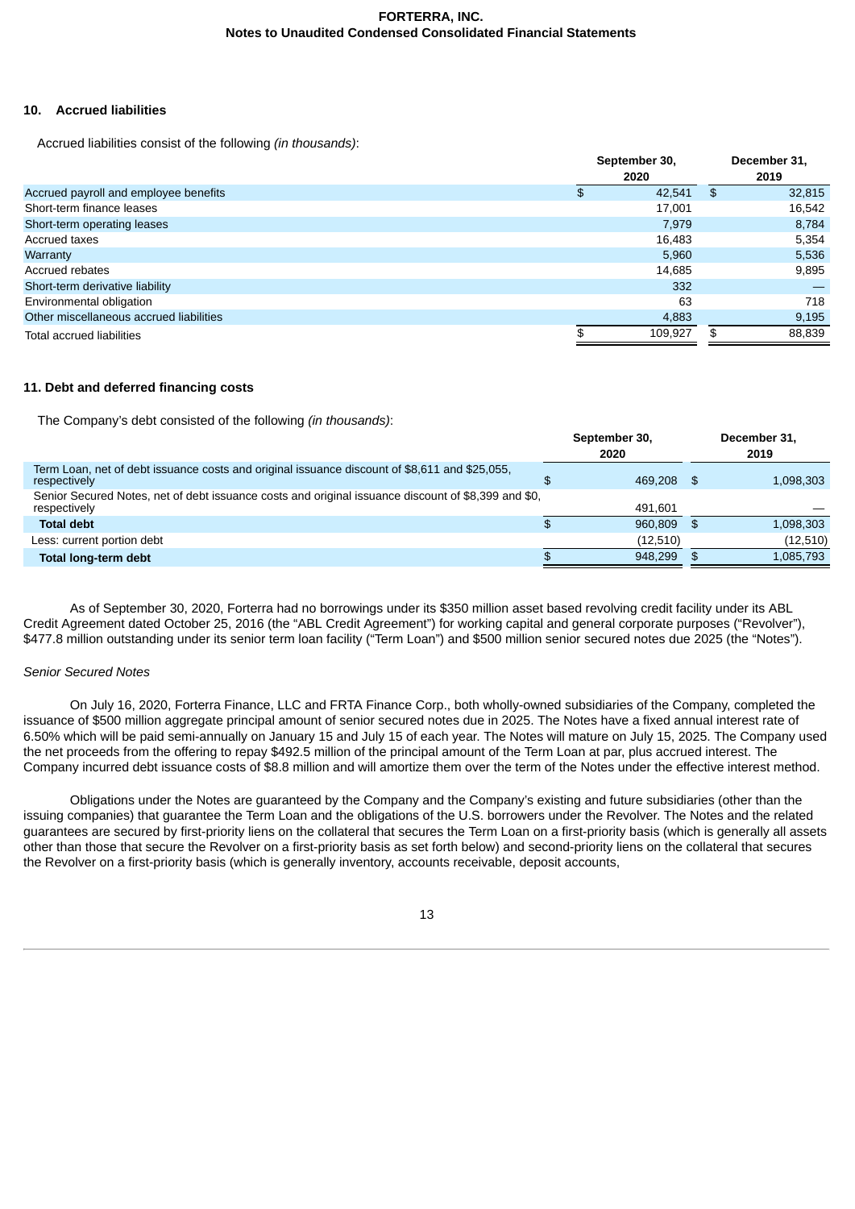### 10. Accrued liabilities

Accrued liabilities consist of the following *(in thousands)*:

| | September 30, 2020 | December 31, 2019 |
|---|---|---|
| Accrued payroll and employee benefits | $ 42,541 | $ 32,815 |
| Short-term finance leases | 17,001 | 16,542 |
| Short-term operating leases | 7,979 | 8,784 |
| Accrued taxes | 16,483 | 5,354 |
| Warranty | 5,960 | 5,536 |
| Accrued rebates | 14,685 | 9,895 |
| Short-term derivative liability | 332 | — |
| Environmental obligation | 63 | 718 |
| Other miscellaneous accrued liabilities | 4,883 | 9,195 |
| Total accrued liabilities | $ 109,927 | $ 88,839 |

### 11. Debt and deferred financing costs

The Company's debt consisted of the following *(in thousands)*:

| | September 30, 2020 | December 31, 2019 |
|---|---|---|
| Term Loan, net of debt issuance costs and original issuance discount of $8,611 and $25,055, respectively | $ 469,208 | $ 1,098,303 |
| Senior Secured Notes, net of debt issuance costs and original issuance discount of $8,399 and $0, respectively | 491,601 | — |
| **Total debt** | $ 960,809 | $ 1,098,303 |
| Less: current portion debt | (12,510) | (12,510) |
| **Total long-term debt** | $ 948,299 | $ 1,085,793 |

As of September 30, 2020, Forterra had no borrowings under its $350 million asset based revolving credit facility under its ABL Credit Agreement dated October 25, 2016 (the "ABL Credit Agreement") for working capital and general corporate purposes ("Revolver"), $477.8 million outstanding under its senior term loan facility ("Term Loan") and $500 million senior secured notes due 2025 (the "Notes").

*Senior Secured Notes*

On July 16, 2020, Forterra Finance, LLC and FRTA Finance Corp., both wholly-owned subsidiaries of the Company, completed the issuance of $500 million aggregate principal amount of senior secured notes due in 2025. The Notes have a fixed annual interest rate of 6.50% which will be paid semi-annually on January 15 and July 15 of each year. The Notes will mature on July 15, 2025. The Company used the net proceeds from the offering to repay $492.5 million of the principal amount of the Term Loan at par, plus accrued interest. The Company incurred debt issuance costs of $8.8 million and will amortize them over the term of the Notes under the effective interest method.

Obligations under the Notes are guaranteed by the Company and the Company's existing and future subsidiaries (other than the issuing companies) that guarantee the Term Loan and the obligations of the U.S. borrowers under the Revolver. The Notes and the related guarantees are secured by first-priority liens on the collateral that secures the Term Loan on a first-priority basis (which is generally all assets other than those that secure the Revolver on a first-priority basis as set forth below) and second-priority liens on the collateral that secures the Revolver on a first-priority basis (which is generally inventory, accounts receivable, deposit accounts,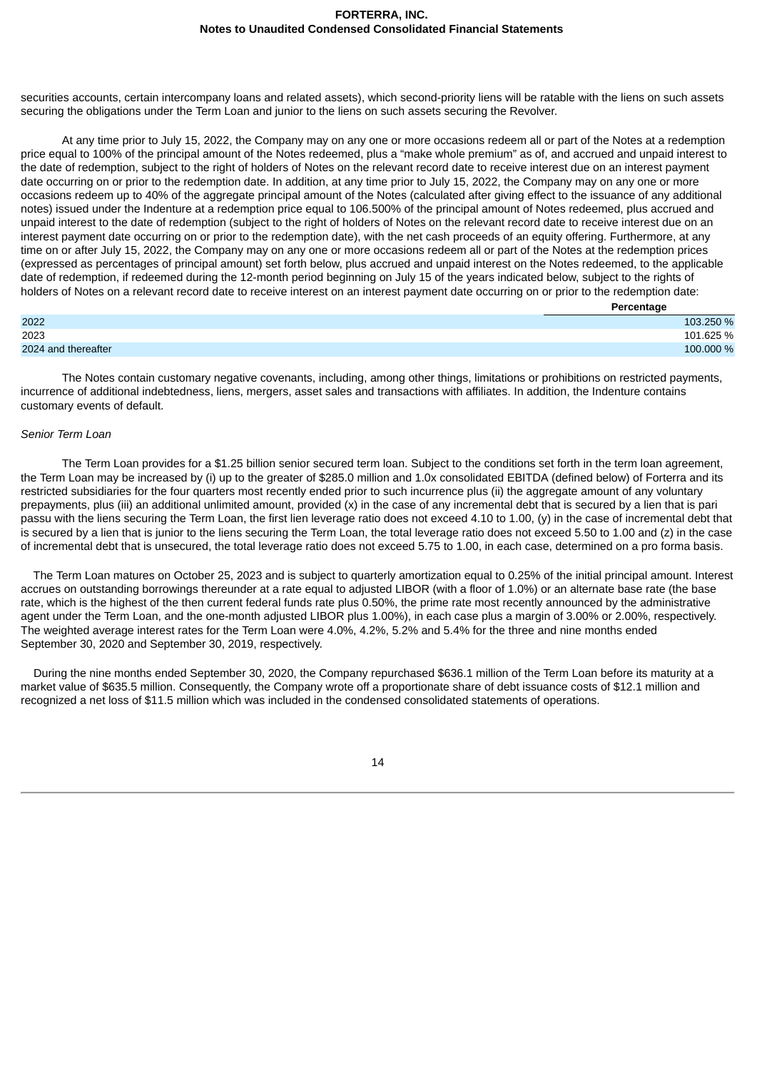securities accounts, certain intercompany loans and related assets), which second-priority liens will be ratable with the liens on such assets securing the obligations under the Term Loan and junior to the liens on such assets securing the Revolver.

At any time prior to July 15, 2022, the Company may on any one or more occasions redeem all or part of the Notes at a redemption price equal to 100% of the principal amount of the Notes redeemed, plus a “make whole premium” as of, and accrued and unpaid interest to the date of redemption, subject to the right of holders of Notes on the relevant record date to receive interest due on an interest payment date occurring on or prior to the redemption date. In addition, at any time prior to July 15, 2022, the Company may on any one or more occasions redeem up to 40% of the aggregate principal amount of the Notes (calculated after giving effect to the issuance of any additional notes) issued under the Indenture at a redemption price equal to 106.500% of the principal amount of Notes redeemed, plus accrued and unpaid interest to the date of redemption (subject to the right of holders of Notes on the relevant record date to receive interest due on an interest payment date occurring on or prior to the redemption date), with the net cash proceeds of an equity offering. Furthermore, at any time on or after July 15, 2022, the Company may on any one or more occasions redeem all or part of the Notes at the redemption prices (expressed as percentages of principal amount) set forth below, plus accrued and unpaid interest on the Notes redeemed, to the applicable date of redemption, if redeemed during the 12-month period beginning on July 15 of the years indicated below, subject to the rights of holders of Notes on a relevant record date to receive interest on an interest payment date occurring on or prior to the redemption date:

| | Percentage |
|---|---|
| 2022 | 103.250 % |
| 2023 | 101.625 % |
| 2024 and thereafter | 100.000 % |

The Notes contain customary negative covenants, including, among other things, limitations or prohibitions on restricted payments, incurrence of additional indebtedness, liens, mergers, asset sales and transactions with affiliates. In addition, the Indenture contains customary events of default.

*Senior Term Loan*

The Term Loan provides for a $1.25 billion senior secured term loan. Subject to the conditions set forth in the term loan agreement, the Term Loan may be increased by (i) up to the greater of $285.0 million and 1.0x consolidated EBITDA (defined below) of Forterra and its restricted subsidiaries for the four quarters most recently ended prior to such incurrence plus (ii) the aggregate amount of any voluntary prepayments, plus (iii) an additional unlimited amount, provided (x) in the case of any incremental debt that is secured by a lien that is pari passu with the liens securing the Term Loan, the first lien leverage ratio does not exceed 4.10 to 1.00, (y) in the case of incremental debt that is secured by a lien that is junior to the liens securing the Term Loan, the total leverage ratio does not exceed 5.50 to 1.00 and (z) in the case of incremental debt that is unsecured, the total leverage ratio does not exceed 5.75 to 1.00, in each case, determined on a pro forma basis.

The Term Loan matures on October 25, 2023 and is subject to quarterly amortization equal to 0.25% of the initial principal amount. Interest accrues on outstanding borrowings thereunder at a rate equal to adjusted LIBOR (with a floor of 1.0%) or an alternate base rate (the base rate, which is the highest of the then current federal funds rate plus 0.50%, the prime rate most recently announced by the administrative agent under the Term Loan, and the one-month adjusted LIBOR plus 1.00%), in each case plus a margin of 3.00% or 2.00%, respectively. The weighted average interest rates for the Term Loan were 4.0%, 4.2%, 5.2% and 5.4% for the three and nine months ended September 30, 2020 and September 30, 2019, respectively.

During the nine months ended September 30, 2020, the Company repurchased $636.1 million of the Term Loan before its maturity at a market value of $635.5 million. Consequently, the Company wrote off a proportionate share of debt issuance costs of $12.1 million and recognized a net loss of $11.5 million which was included in the condensed consolidated statements of operations.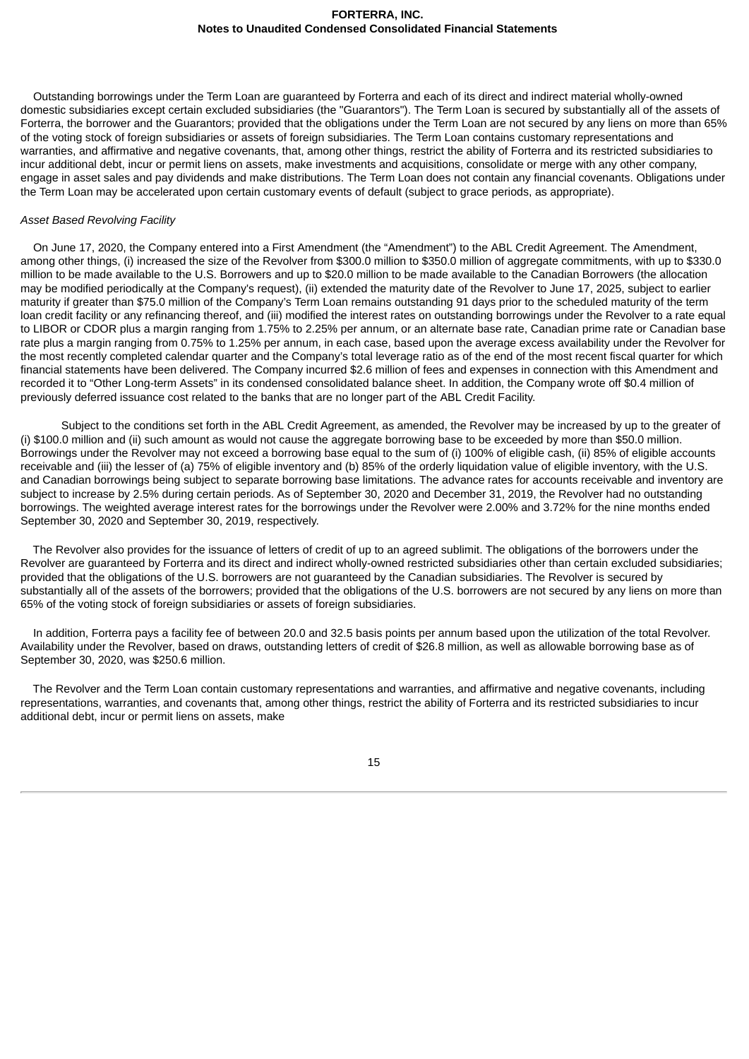Outstanding borrowings under the Term Loan are guaranteed by Forterra and each of its direct and indirect material wholly-owned domestic subsidiaries except certain excluded subsidiaries (the "Guarantors"). The Term Loan is secured by substantially all of the assets of Forterra, the borrower and the Guarantors; provided that the obligations under the Term Loan are not secured by any liens on more than 65% of the voting stock of foreign subsidiaries or assets of foreign subsidiaries. The Term Loan contains customary representations and warranties, and affirmative and negative covenants, that, among other things, restrict the ability of Forterra and its restricted subsidiaries to incur additional debt, incur or permit liens on assets, make investments and acquisitions, consolidate or merge with any other company, engage in asset sales and pay dividends and make distributions. The Term Loan does not contain any financial covenants. Obligations under the Term Loan may be accelerated upon certain customary events of default (subject to grace periods, as appropriate).

*Asset Based Revolving Facility*

On June 17, 2020, the Company entered into a First Amendment (the “Amendment”) to the ABL Credit Agreement. The Amendment, among other things, (i) increased the size of the Revolver from $300.0 million to $350.0 million of aggregate commitments, with up to $330.0 million to be made available to the U.S. Borrowers and up to $20.0 million to be made available to the Canadian Borrowers (the allocation may be modified periodically at the Company's request), (ii) extended the maturity date of the Revolver to June 17, 2025, subject to earlier maturity if greater than $75.0 million of the Company’s Term Loan remains outstanding 91 days prior to the scheduled maturity of the term loan credit facility or any refinancing thereof, and (iii) modified the interest rates on outstanding borrowings under the Revolver to a rate equal to LIBOR or CDOR plus a margin ranging from 1.75% to 2.25% per annum, or an alternate base rate, Canadian prime rate or Canadian base rate plus a margin ranging from 0.75% to 1.25% per annum, in each case, based upon the average excess availability under the Revolver for the most recently completed calendar quarter and the Company’s total leverage ratio as of the end of the most recent fiscal quarter for which financial statements have been delivered. The Company incurred $2.6 million of fees and expenses in connection with this Amendment and recorded it to “Other Long-term Assets” in its condensed consolidated balance sheet. In addition, the Company wrote off $0.4 million of previously deferred issuance cost related to the banks that are no longer part of the ABL Credit Facility.

Subject to the conditions set forth in the ABL Credit Agreement, as amended, the Revolver may be increased by up to the greater of (i) $100.0 million and (ii) such amount as would not cause the aggregate borrowing base to be exceeded by more than $50.0 million. Borrowings under the Revolver may not exceed a borrowing base equal to the sum of (i) 100% of eligible cash, (ii) 85% of eligible accounts receivable and (iii) the lesser of (a) 75% of eligible inventory and (b) 85% of the orderly liquidation value of eligible inventory, with the U.S. and Canadian borrowings being subject to separate borrowing base limitations. The advance rates for accounts receivable and inventory are subject to increase by 2.5% during certain periods. As of September 30, 2020 and December 31, 2019, the Revolver had no outstanding borrowings. The weighted average interest rates for the borrowings under the Revolver were 2.00% and 3.72% for the nine months ended September 30, 2020 and September 30, 2019, respectively.

The Revolver also provides for the issuance of letters of credit of up to an agreed sublimit. The obligations of the borrowers under the Revolver are guaranteed by Forterra and its direct and indirect wholly-owned restricted subsidiaries other than certain excluded subsidiaries; provided that the obligations of the U.S. borrowers are not guaranteed by the Canadian subsidiaries. The Revolver is secured by substantially all of the assets of the borrowers; provided that the obligations of the U.S. borrowers are not secured by any liens on more than 65% of the voting stock of foreign subsidiaries or assets of foreign subsidiaries.

In addition, Forterra pays a facility fee of between 20.0 and 32.5 basis points per annum based upon the utilization of the total Revolver. Availability under the Revolver, based on draws, outstanding letters of credit of $26.8 million, as well as allowable borrowing base as of September 30, 2020, was $250.6 million.

The Revolver and the Term Loan contain customary representations and warranties, and affirmative and negative covenants, including representations, warranties, and covenants that, among other things, restrict the ability of Forterra and its restricted subsidiaries to incur additional debt, incur or permit liens on assets, make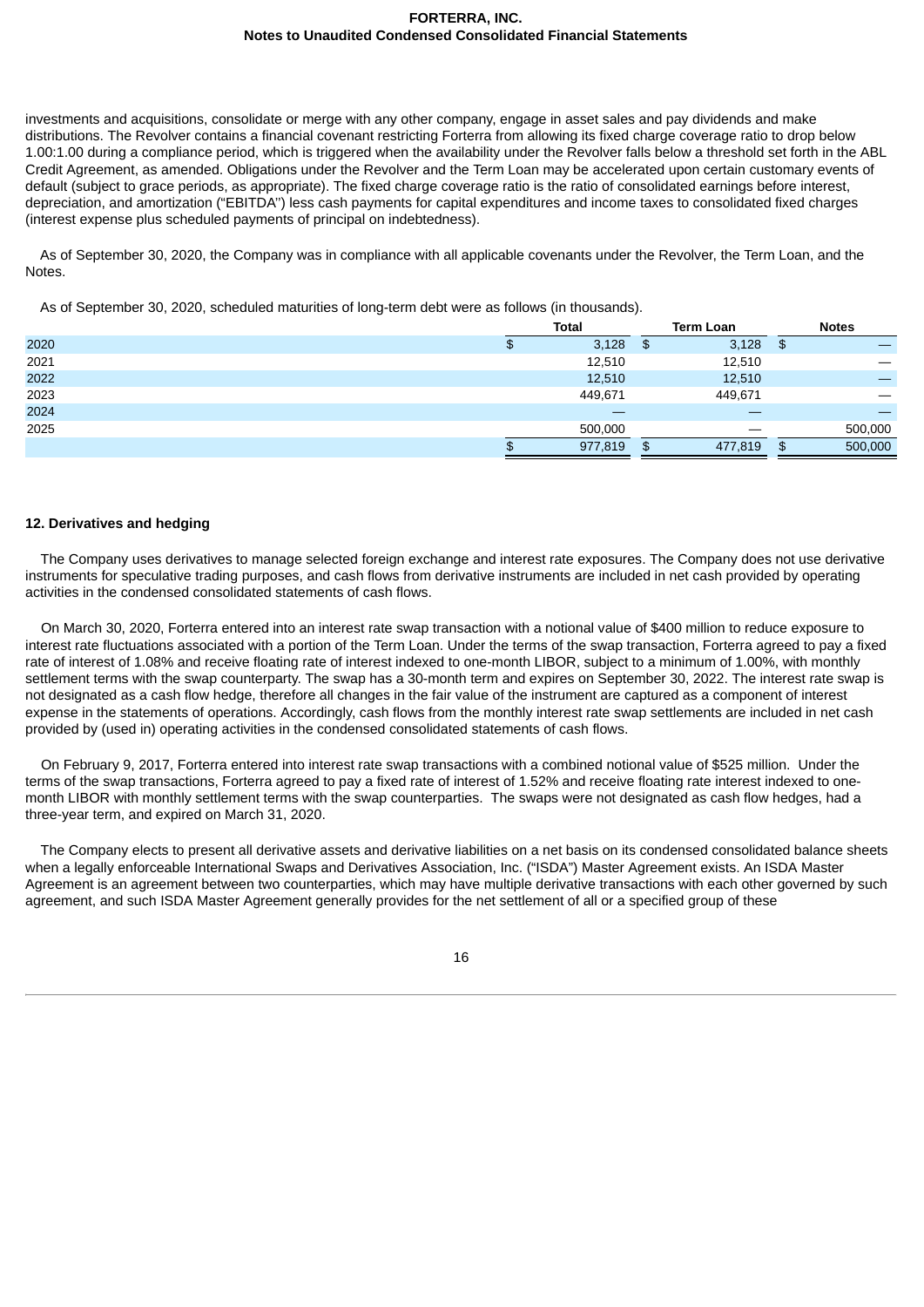investments and acquisitions, consolidate or merge with any other company, engage in asset sales and pay dividends and make distributions. The Revolver contains a financial covenant restricting Forterra from allowing its fixed charge coverage ratio to drop below 1.00:1.00 during a compliance period, which is triggered when the availability under the Revolver falls below a threshold set forth in the ABL Credit Agreement, as amended. Obligations under the Revolver and the Term Loan may be accelerated upon certain customary events of default (subject to grace periods, as appropriate). The fixed charge coverage ratio is the ratio of consolidated earnings before interest, depreciation, and amortization ("EBITDA") less cash payments for capital expenditures and income taxes to consolidated fixed charges (interest expense plus scheduled payments of principal on indebtedness).

As of September 30, 2020, the Company was in compliance with all applicable covenants under the Revolver, the Term Loan, and the Notes.

As of September 30, 2020, scheduled maturities of long-term debt were as follows (in thousands).

| | Total | Term Loan | Notes |
|---|---|---|---|
| 2020 | $ 3,128 | $ 3,128 | $ — |
| 2021 | 12,510 | 12,510 | — |
| 2022 | 12,510 | 12,510 | — |
| 2023 | 449,671 | 449,671 | — |
| 2024 | — | — | — |
| 2025 | 500,000 | — | 500,000 |
| | $ 977,819 | $ 477,819 | $ 500,000 |

**12. Derivatives and hedging**

The Company uses derivatives to manage selected foreign exchange and interest rate exposures. The Company does not use derivative instruments for speculative trading purposes, and cash flows from derivative instruments are included in net cash provided by operating activities in the condensed consolidated statements of cash flows.

On March 30, 2020, Forterra entered into an interest rate swap transaction with a notional value of $400 million to reduce exposure to interest rate fluctuations associated with a portion of the Term Loan. Under the terms of the swap transaction, Forterra agreed to pay a fixed rate of interest of 1.08% and receive floating rate of interest indexed to one-month LIBOR, subject to a minimum of 1.00%, with monthly settlement terms with the swap counterparty. The swap has a 30-month term and expires on September 30, 2022. The interest rate swap is not designated as a cash flow hedge, therefore all changes in the fair value of the instrument are captured as a component of interest expense in the statements of operations. Accordingly, cash flows from the monthly interest rate swap settlements are included in net cash provided by (used in) operating activities in the condensed consolidated statements of cash flows.

On February 9, 2017, Forterra entered into interest rate swap transactions with a combined notional value of $525 million. Under the terms of the swap transactions, Forterra agreed to pay a fixed rate of interest of 1.52% and receive floating rate interest indexed to one-month LIBOR with monthly settlement terms with the swap counterparties. The swaps were not designated as cash flow hedges, had a three-year term, and expired on March 31, 2020.

The Company elects to present all derivative assets and derivative liabilities on a net basis on its condensed consolidated balance sheets when a legally enforceable International Swaps and Derivatives Association, Inc. ("ISDA") Master Agreement exists. An ISDA Master Agreement is an agreement between two counterparties, which may have multiple derivative transactions with each other governed by such agreement, and such ISDA Master Agreement generally provides for the net settlement of all or a specified group of these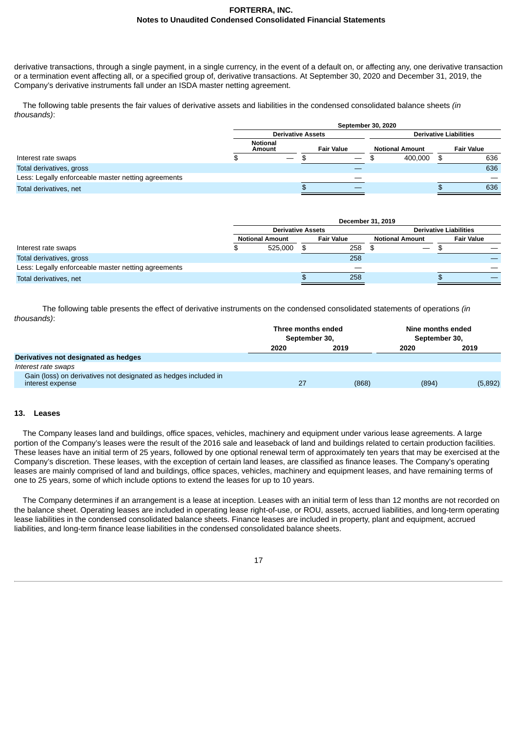derivative transactions, through a single payment, in a single currency, in the event of a default on, or affecting any, one derivative transaction or a termination event affecting all, or a specified group of, derivative transactions. At September 30, 2020 and December 31, 2019, the Company's derivative instruments fall under an ISDA master netting agreement.

The following table presents the fair values of derivative assets and liabilities in the condensed consolidated balance sheets *(in thousands)*:

| | September 30, 2020 | | | |
|---|---|---|---|---|
| | Derivative Assets | | Derivative Liabilities | |
| | Notional Amount | Fair Value | Notional Amount | Fair Value |
| Interest rate swaps | $ — | $ — | $ 400,000 | $ 636 |
| Total derivatives, gross | | — | | 636 |
| Less: Legally enforceable master netting agreements | | — | | — |
| Total derivatives, net | | $ — | | $ 636 |

| | December 31, 2019 | | | |
|---|---|---|---|---|
| | Derivative Assets | | Derivative Liabilities | |
| | Notional Amount | Fair Value | Notional Amount | Fair Value |
| Interest rate swaps | $ 525,000 | $ 258 | $ — | $ — |
| Total derivatives, gross | | 258 | | — |
| Less: Legally enforceable master netting agreements | | — | | — |
| Total derivatives, net | | $ 258 | | $ — |

The following table presents the effect of derivative instruments on the condensed consolidated statements of operations *(in thousands)*:

| | Three months ended September 30, | | Nine months ended September 30, | |
|---|---|---|---|---|
| | 2020 | 2019 | 2020 | 2019 |
| **Derivatives not designated as hedges** | | | | |
| *Interest rate swaps* | | | | |
| Gain (loss) on derivatives not designated as hedges included in interest expense | 27 | (868) | (894) | (5,892) |

## 13. Leases

The Company leases land and buildings, office spaces, vehicles, machinery and equipment under various lease agreements. A large portion of the Company's leases were the result of the 2016 sale and leaseback of land and buildings related to certain production facilities. These leases have an initial term of 25 years, followed by one optional renewal term of approximately ten years that may be exercised at the Company's discretion. These leases, with the exception of certain land leases, are classified as finance leases. The Company's operating leases are mainly comprised of land and buildings, office spaces, vehicles, machinery and equipment leases, and have remaining terms of one to 25 years, some of which include options to extend the leases for up to 10 years.

The Company determines if an arrangement is a lease at inception. Leases with an initial term of less than 12 months are not recorded on the balance sheet. Operating leases are included in operating lease right-of-use, or ROU, assets, accrued liabilities, and long-term operating lease liabilities in the condensed consolidated balance sheets. Finance leases are included in property, plant and equipment, accrued liabilities, and long-term finance lease liabilities in the condensed consolidated balance sheets.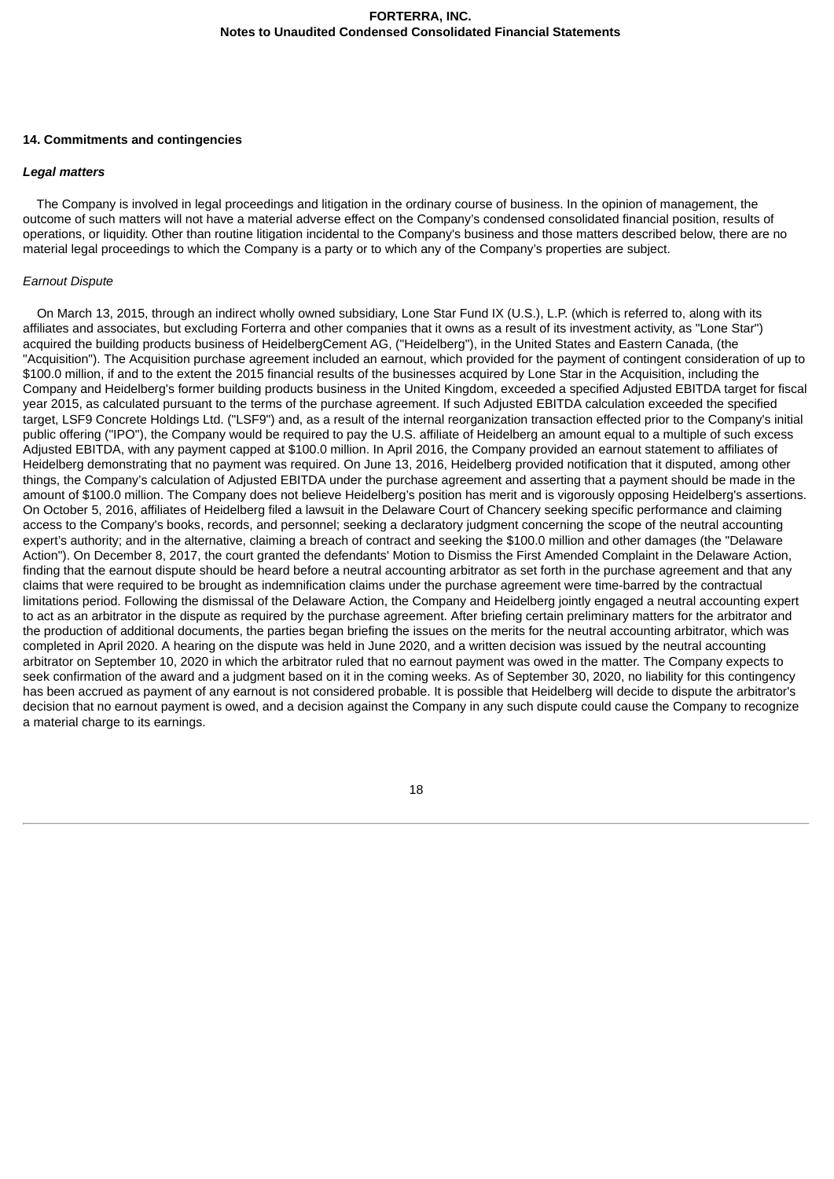## 14. Commitments and contingencies

### *Legal matters*

The Company is involved in legal proceedings and litigation in the ordinary course of business. In the opinion of management, the outcome of such matters will not have a material adverse effect on the Company's condensed consolidated financial position, results of operations, or liquidity. Other than routine litigation incidental to the Company's business and those matters described below, there are no material legal proceedings to which the Company is a party or to which any of the Company's properties are subject.

*Earnout Dispute*

On March 13, 2015, through an indirect wholly owned subsidiary, Lone Star Fund IX (U.S.), L.P. (which is referred to, along with its affiliates and associates, but excluding Forterra and other companies that it owns as a result of its investment activity, as "Lone Star") acquired the building products business of HeidelbergCement AG, ("Heidelberg"), in the United States and Eastern Canada, (the "Acquisition"). The Acquisition purchase agreement included an earnout, which provided for the payment of contingent consideration of up to $100.0 million, if and to the extent the 2015 financial results of the businesses acquired by Lone Star in the Acquisition, including the Company and Heidelberg's former building products business in the United Kingdom, exceeded a specified Adjusted EBITDA target for fiscal year 2015, as calculated pursuant to the terms of the purchase agreement. If such Adjusted EBITDA calculation exceeded the specified target, LSF9 Concrete Holdings Ltd. ("LSF9") and, as a result of the internal reorganization transaction effected prior to the Company's initial public offering ("IPO"), the Company would be required to pay the U.S. affiliate of Heidelberg an amount equal to a multiple of such excess Adjusted EBITDA, with any payment capped at $100.0 million. In April 2016, the Company provided an earnout statement to affiliates of Heidelberg demonstrating that no payment was required. On June 13, 2016, Heidelberg provided notification that it disputed, among other things, the Company's calculation of Adjusted EBITDA under the purchase agreement and asserting that a payment should be made in the amount of $100.0 million. The Company does not believe Heidelberg's position has merit and is vigorously opposing Heidelberg's assertions. On October 5, 2016, affiliates of Heidelberg filed a lawsuit in the Delaware Court of Chancery seeking specific performance and claiming access to the Company's books, records, and personnel; seeking a declaratory judgment concerning the scope of the neutral accounting expert's authority; and in the alternative, claiming a breach of contract and seeking the $100.0 million and other damages (the "Delaware Action"). On December 8, 2017, the court granted the defendants' Motion to Dismiss the First Amended Complaint in the Delaware Action, finding that the earnout dispute should be heard before a neutral accounting arbitrator as set forth in the purchase agreement and that any claims that were required to be brought as indemnification claims under the purchase agreement were time-barred by the contractual limitations period. Following the dismissal of the Delaware Action, the Company and Heidelberg jointly engaged a neutral accounting expert to act as an arbitrator in the dispute as required by the purchase agreement. After briefing certain preliminary matters for the arbitrator and the production of additional documents, the parties began briefing the issues on the merits for the neutral accounting arbitrator, which was completed in April 2020. A hearing on the dispute was held in June 2020, and a written decision was issued by the neutral accounting arbitrator on September 10, 2020 in which the arbitrator ruled that no earnout payment was owed in the matter. The Company expects to seek confirmation of the award and a judgment based on it in the coming weeks. As of September 30, 2020, no liability for this contingency has been accrued as payment of any earnout is not considered probable. It is possible that Heidelberg will decide to dispute the arbitrator's decision that no earnout payment is owed, and a decision against the Company in any such dispute could cause the Company to recognize a material charge to its earnings.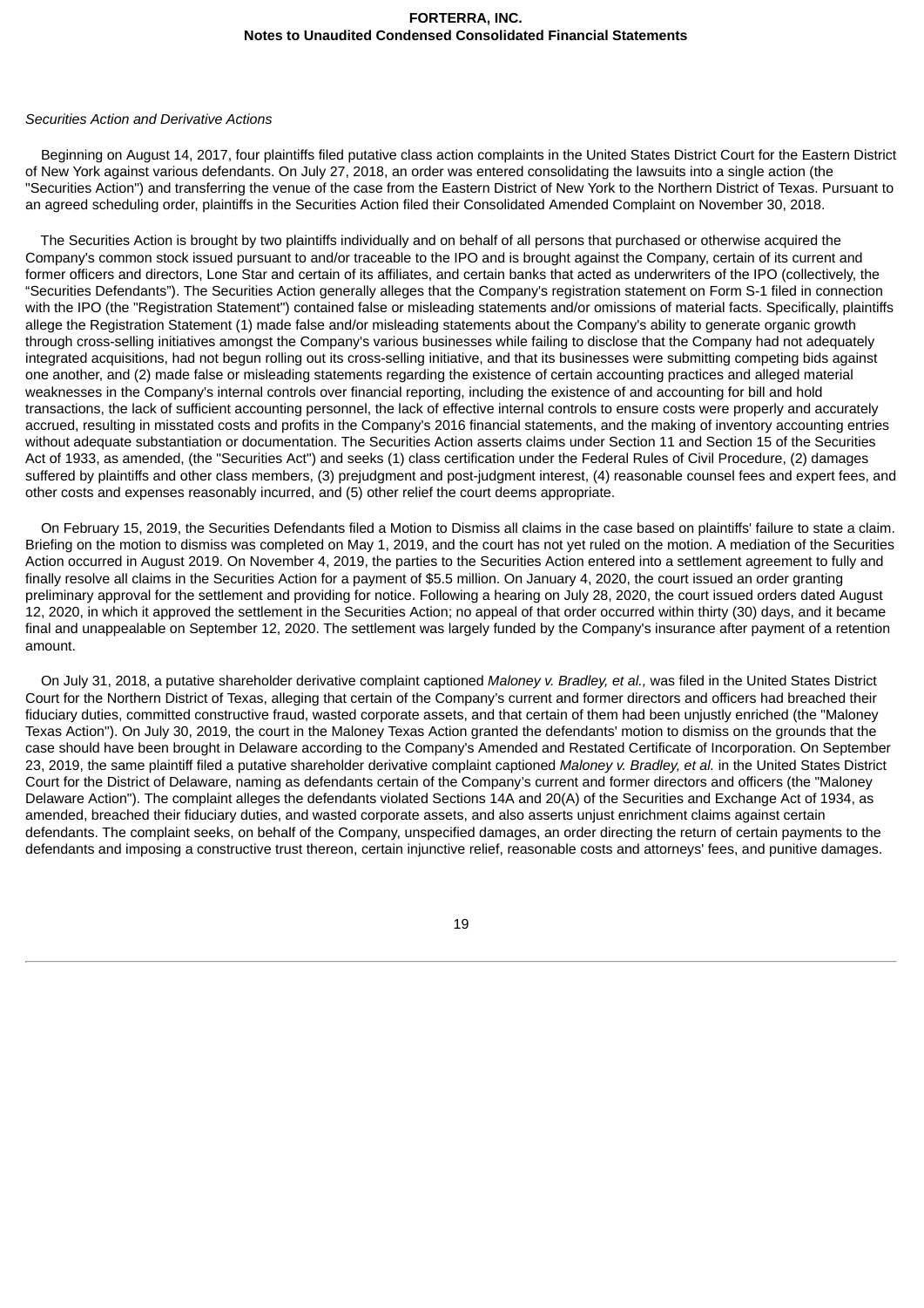*Securities Action and Derivative Actions*

Beginning on August 14, 2017, four plaintiffs filed putative class action complaints in the United States District Court for the Eastern District of New York against various defendants. On July 27, 2018, an order was entered consolidating the lawsuits into a single action (the "Securities Action") and transferring the venue of the case from the Eastern District of New York to the Northern District of Texas. Pursuant to an agreed scheduling order, plaintiffs in the Securities Action filed their Consolidated Amended Complaint on November 30, 2018.

The Securities Action is brought by two plaintiffs individually and on behalf of all persons that purchased or otherwise acquired the Company's common stock issued pursuant to and/or traceable to the IPO and is brought against the Company, certain of its current and former officers and directors, Lone Star and certain of its affiliates, and certain banks that acted as underwriters of the IPO (collectively, the "Securities Defendants"). The Securities Action generally alleges that the Company's registration statement on Form S-1 filed in connection with the IPO (the "Registration Statement") contained false or misleading statements and/or omissions of material facts. Specifically, plaintiffs allege the Registration Statement (1) made false and/or misleading statements about the Company's ability to generate organic growth through cross-selling initiatives amongst the Company's various businesses while failing to disclose that the Company had not adequately integrated acquisitions, had not begun rolling out its cross-selling initiative, and that its businesses were submitting competing bids against one another, and (2) made false or misleading statements regarding the existence of certain accounting practices and alleged material weaknesses in the Company's internal controls over financial reporting, including the existence of and accounting for bill and hold transactions, the lack of sufficient accounting personnel, the lack of effective internal controls to ensure costs were properly and accurately accrued, resulting in misstated costs and profits in the Company's 2016 financial statements, and the making of inventory accounting entries without adequate substantiation or documentation. The Securities Action asserts claims under Section 11 and Section 15 of the Securities Act of 1933, as amended, (the "Securities Act") and seeks (1) class certification under the Federal Rules of Civil Procedure, (2) damages suffered by plaintiffs and other class members, (3) prejudgment and post-judgment interest, (4) reasonable counsel fees and expert fees, and other costs and expenses reasonably incurred, and (5) other relief the court deems appropriate.

On February 15, 2019, the Securities Defendants filed a Motion to Dismiss all claims in the case based on plaintiffs' failure to state a claim. Briefing on the motion to dismiss was completed on May 1, 2019, and the court has not yet ruled on the motion. A mediation of the Securities Action occurred in August 2019. On November 4, 2019, the parties to the Securities Action entered into a settlement agreement to fully and finally resolve all claims in the Securities Action for a payment of $5.5 million. On January 4, 2020, the court issued an order granting preliminary approval for the settlement and providing for notice. Following a hearing on July 28, 2020, the court issued orders dated August 12, 2020, in which it approved the settlement in the Securities Action; no appeal of that order occurred within thirty (30) days, and it became final and unappealable on September 12, 2020. The settlement was largely funded by the Company's insurance after payment of a retention amount.

On July 31, 2018, a putative shareholder derivative complaint captioned *Maloney v. Bradley, et al.,* was filed in the United States District Court for the Northern District of Texas, alleging that certain of the Company's current and former directors and officers had breached their fiduciary duties, committed constructive fraud, wasted corporate assets, and that certain of them had been unjustly enriched (the "Maloney Texas Action"). On July 30, 2019, the court in the Maloney Texas Action granted the defendants' motion to dismiss on the grounds that the case should have been brought in Delaware according to the Company's Amended and Restated Certificate of Incorporation. On September 23, 2019, the same plaintiff filed a putative shareholder derivative complaint captioned *Maloney v. Bradley, et al.* in the United States District Court for the District of Delaware, naming as defendants certain of the Company's current and former directors and officers (the "Maloney Delaware Action"). The complaint alleges the defendants violated Sections 14A and 20(A) of the Securities and Exchange Act of 1934, as amended, breached their fiduciary duties, and wasted corporate assets, and also asserts unjust enrichment claims against certain defendants. The complaint seeks, on behalf of the Company, unspecified damages, an order directing the return of certain payments to the defendants and imposing a constructive trust thereon, certain injunctive relief, reasonable costs and attorneys' fees, and punitive damages.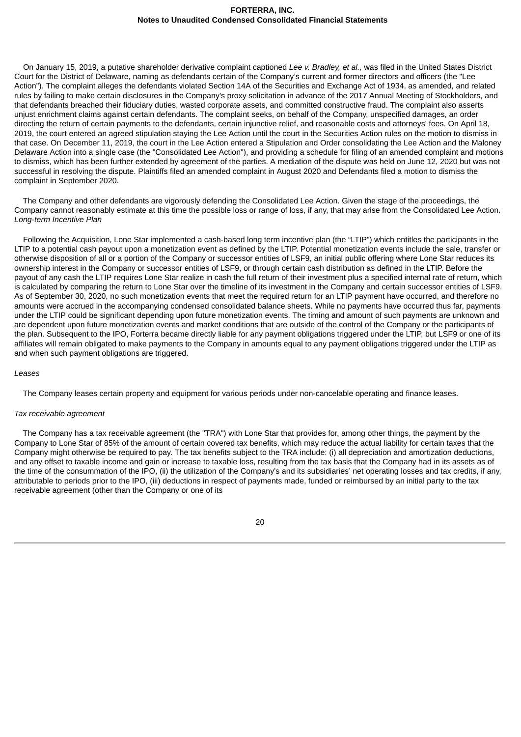On January 15, 2019, a putative shareholder derivative complaint captioned *Lee v. Bradley, et al.,* was filed in the United States District Court for the District of Delaware, naming as defendants certain of the Company's current and former directors and officers (the "Lee Action"). The complaint alleges the defendants violated Section 14A of the Securities and Exchange Act of 1934, as amended, and related rules by failing to make certain disclosures in the Company's proxy solicitation in advance of the 2017 Annual Meeting of Stockholders, and that defendants breached their fiduciary duties, wasted corporate assets, and committed constructive fraud. The complaint also asserts unjust enrichment claims against certain defendants. The complaint seeks, on behalf of the Company, unspecified damages, an order directing the return of certain payments to the defendants, certain injunctive relief, and reasonable costs and attorneys' fees. On April 18, 2019, the court entered an agreed stipulation staying the Lee Action until the court in the Securities Action rules on the motion to dismiss in that case. On December 11, 2019, the court in the Lee Action entered a Stipulation and Order consolidating the Lee Action and the Maloney Delaware Action into a single case (the "Consolidated Lee Action"), and providing a schedule for filing of an amended complaint and motions to dismiss, which has been further extended by agreement of the parties. A mediation of the dispute was held on June 12, 2020 but was not successful in resolving the dispute. Plaintiffs filed an amended complaint in August 2020 and Defendants filed a motion to dismiss the complaint in September 2020.

The Company and other defendants are vigorously defending the Consolidated Lee Action. Given the stage of the proceedings, the Company cannot reasonably estimate at this time the possible loss or range of loss, if any, that may arise from the Consolidated Lee Action.

*Long-term Incentive Plan*

Following the Acquisition, Lone Star implemented a cash-based long term incentive plan (the "LTIP") which entitles the participants in the LTIP to a potential cash payout upon a monetization event as defined by the LTIP. Potential monetization events include the sale, transfer or otherwise disposition of all or a portion of the Company or successor entities of LSF9, an initial public offering where Lone Star reduces its ownership interest in the Company or successor entities of LSF9, or through certain cash distribution as defined in the LTIP. Before the payout of any cash the LTIP requires Lone Star realize in cash the full return of their investment plus a specified internal rate of return, which is calculated by comparing the return to Lone Star over the timeline of its investment in the Company and certain successor entities of LSF9. As of September 30, 2020, no such monetization events that meet the required return for an LTIP payment have occurred, and therefore no amounts were accrued in the accompanying condensed consolidated balance sheets. While no payments have occurred thus far, payments under the LTIP could be significant depending upon future monetization events. The timing and amount of such payments are unknown and are dependent upon future monetization events and market conditions that are outside of the control of the Company or the participants of the plan. Subsequent to the IPO, Forterra became directly liable for any payment obligations triggered under the LTIP, but LSF9 or one of its affiliates will remain obligated to make payments to the Company in amounts equal to any payment obligations triggered under the LTIP as and when such payment obligations are triggered.

*Leases*

The Company leases certain property and equipment for various periods under non-cancelable operating and finance leases.

*Tax receivable agreement*

The Company has a tax receivable agreement (the "TRA") with Lone Star that provides for, among other things, the payment by the Company to Lone Star of 85% of the amount of certain covered tax benefits, which may reduce the actual liability for certain taxes that the Company might otherwise be required to pay. The tax benefits subject to the TRA include: (i) all depreciation and amortization deductions, and any offset to taxable income and gain or increase to taxable loss, resulting from the tax basis that the Company had in its assets as of the time of the consummation of the IPO, (ii) the utilization of the Company's and its subsidiaries' net operating losses and tax credits, if any, attributable to periods prior to the IPO, (iii) deductions in respect of payments made, funded or reimbursed by an initial party to the tax receivable agreement (other than the Company or one of its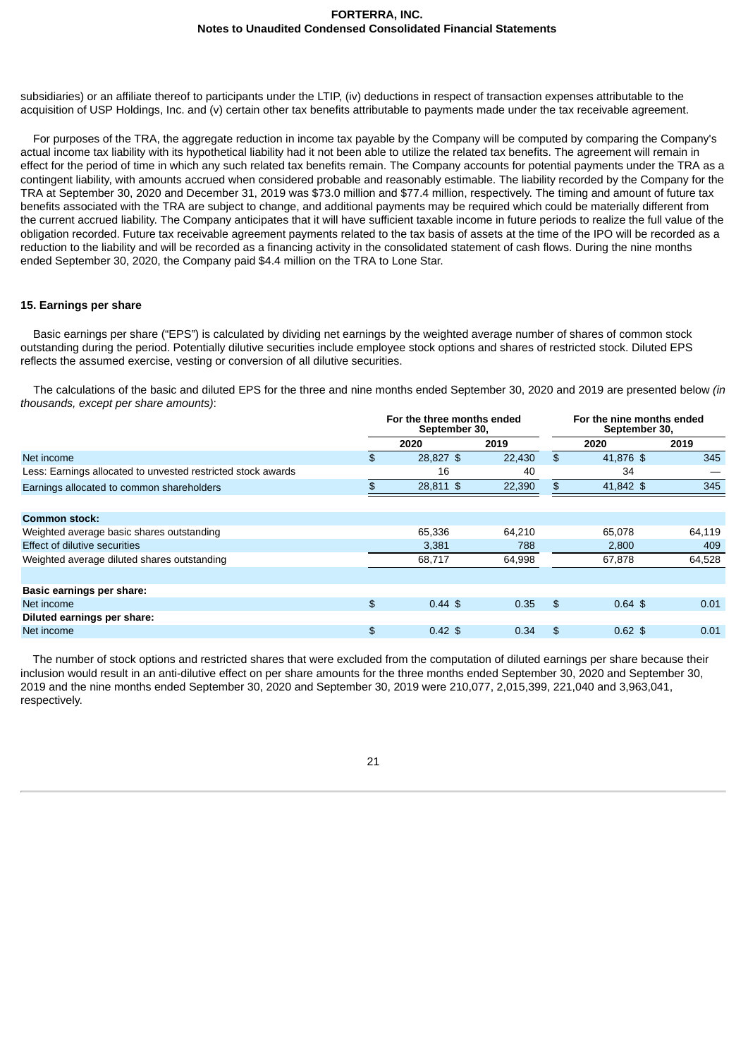subsidiaries) or an affiliate thereof to participants under the LTIP, (iv) deductions in respect of transaction expenses attributable to the acquisition of USP Holdings, Inc. and (v) certain other tax benefits attributable to payments made under the tax receivable agreement.

For purposes of the TRA, the aggregate reduction in income tax payable by the Company will be computed by comparing the Company's actual income tax liability with its hypothetical liability had it not been able to utilize the related tax benefits. The agreement will remain in effect for the period of time in which any such related tax benefits remain. The Company accounts for potential payments under the TRA as a contingent liability, with amounts accrued when considered probable and reasonably estimable. The liability recorded by the Company for the TRA at September 30, 2020 and December 31, 2019 was $73.0 million and $77.4 million, respectively. The timing and amount of future tax benefits associated with the TRA are subject to change, and additional payments may be required which could be materially different from the current accrued liability. The Company anticipates that it will have sufficient taxable income in future periods to realize the full value of the obligation recorded. Future tax receivable agreement payments related to the tax basis of assets at the time of the IPO will be recorded as a reduction to the liability and will be recorded as a financing activity in the consolidated statement of cash flows. During the nine months ended September 30, 2020, the Company paid $4.4 million on the TRA to Lone Star.

## 15. Earnings per share

Basic earnings per share ("EPS") is calculated by dividing net earnings by the weighted average number of shares of common stock outstanding during the period. Potentially dilutive securities include employee stock options and shares of restricted stock. Diluted EPS reflects the assumed exercise, vesting or conversion of all dilutive securities.

The calculations of the basic and diluted EPS for the three and nine months ended September 30, 2020 and 2019 are presented below *(in thousands, except per share amounts)*:

| | For the three months ended September 30, | | For the nine months ended September 30, | |
|---|---|---|---|---|
| | 2020 | 2019 | 2020 | 2019 |
| Net income | $ 28,827 | $ 22,430 | $ 41,876 | $ 345 |
| Less: Earnings allocated to unvested restricted stock awards | 16 | 40 | 34 | — |
| Earnings allocated to common shareholders | $ 28,811 | $ 22,390 | $ 41,842 | $ 345 |
| | | | | |
| **Common stock:** | | | | |
| Weighted average basic shares outstanding | 65,336 | 64,210 | 65,078 | 64,119 |
| Effect of dilutive securities | 3,381 | 788 | 2,800 | 409 |
| Weighted average diluted shares outstanding | 68,717 | 64,998 | 67,878 | 64,528 |
| | | | | |
| **Basic earnings per share:** | | | | |
| Net income | $ 0.44 | $ 0.35 | $ 0.64 | $ 0.01 |
| **Diluted earnings per share:** | | | | |
| Net income | $ 0.42 | $ 0.34 | $ 0.62 | $ 0.01 |

The number of stock options and restricted shares that were excluded from the computation of diluted earnings per share because their inclusion would result in an anti-dilutive effect on per share amounts for the three months ended September 30, 2020 and September 30, 2019 and the nine months ended September 30, 2020 and September 30, 2019 were 210,077, 2,015,399, 221,040 and 3,963,041, respectively.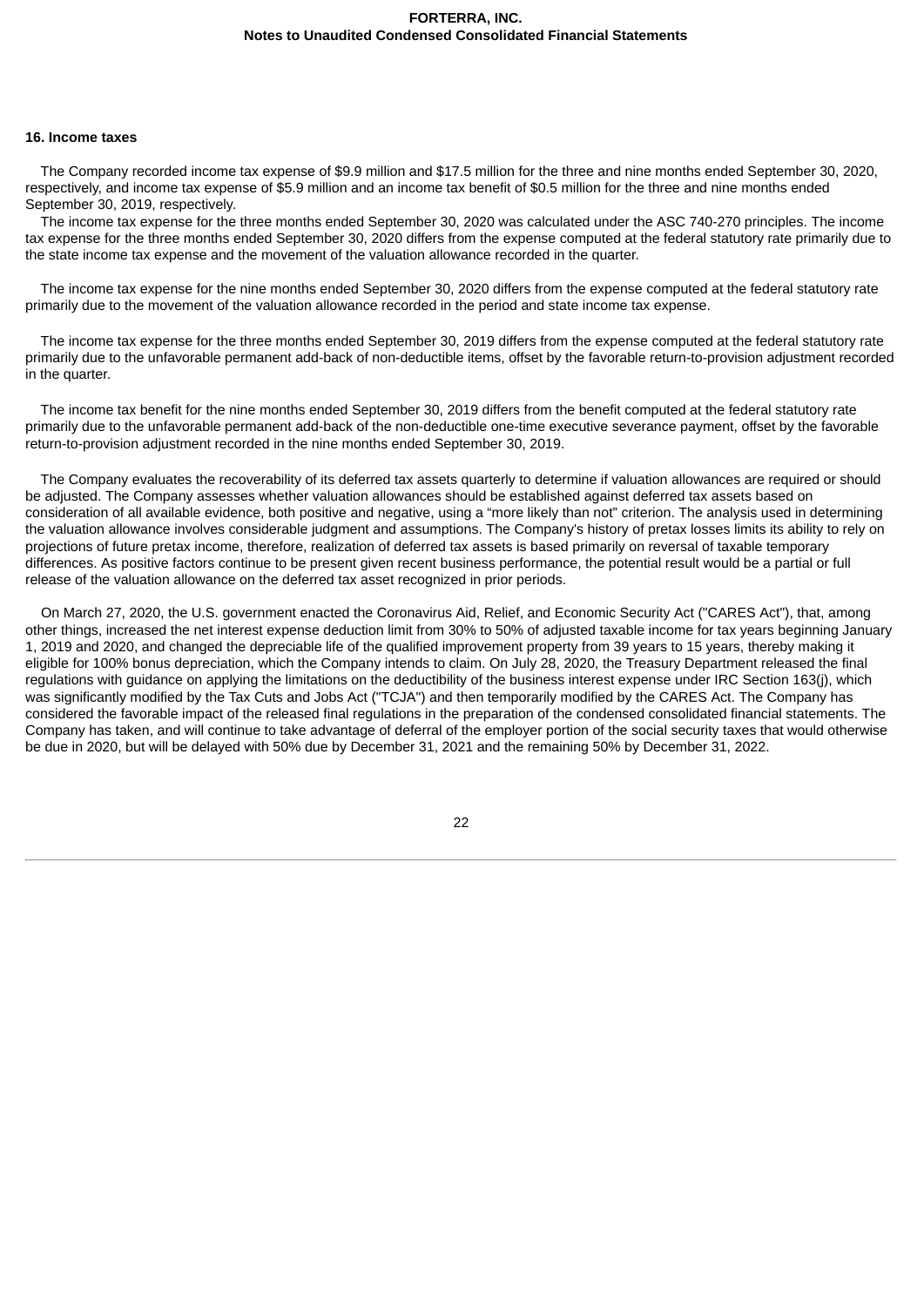## 16. Income taxes

The Company recorded income tax expense of $9.9 million and $17.5 million for the three and nine months ended September 30, 2020, respectively, and income tax expense of $5.9 million and an income tax benefit of $0.5 million for the three and nine months ended September 30, 2019, respectively.

The income tax expense for the three months ended September 30, 2020 was calculated under the ASC 740-270 principles. The income tax expense for the three months ended September 30, 2020 differs from the expense computed at the federal statutory rate primarily due to the state income tax expense and the movement of the valuation allowance recorded in the quarter.

The income tax expense for the nine months ended September 30, 2020 differs from the expense computed at the federal statutory rate primarily due to the movement of the valuation allowance recorded in the period and state income tax expense.

The income tax expense for the three months ended September 30, 2019 differs from the expense computed at the federal statutory rate primarily due to the unfavorable permanent add-back of non-deductible items, offset by the favorable return-to-provision adjustment recorded in the quarter.

The income tax benefit for the nine months ended September 30, 2019 differs from the benefit computed at the federal statutory rate primarily due to the unfavorable permanent add-back of the non-deductible one-time executive severance payment, offset by the favorable return-to-provision adjustment recorded in the nine months ended September 30, 2019.

The Company evaluates the recoverability of its deferred tax assets quarterly to determine if valuation allowances are required or should be adjusted. The Company assesses whether valuation allowances should be established against deferred tax assets based on consideration of all available evidence, both positive and negative, using a "more likely than not" criterion. The analysis used in determining the valuation allowance involves considerable judgment and assumptions. The Company's history of pretax losses limits its ability to rely on projections of future pretax income, therefore, realization of deferred tax assets is based primarily on reversal of taxable temporary differences. As positive factors continue to be present given recent business performance, the potential result would be a partial or full release of the valuation allowance on the deferred tax asset recognized in prior periods.

On March 27, 2020, the U.S. government enacted the Coronavirus Aid, Relief, and Economic Security Act ("CARES Act"), that, among other things, increased the net interest expense deduction limit from 30% to 50% of adjusted taxable income for tax years beginning January 1, 2019 and 2020, and changed the depreciable life of the qualified improvement property from 39 years to 15 years, thereby making it eligible for 100% bonus depreciation, which the Company intends to claim. On July 28, 2020, the Treasury Department released the final regulations with guidance on applying the limitations on the deductibility of the business interest expense under IRC Section 163(j), which was significantly modified by the Tax Cuts and Jobs Act ("TCJA") and then temporarily modified by the CARES Act. The Company has considered the favorable impact of the released final regulations in the preparation of the condensed consolidated financial statements. The Company has taken, and will continue to take advantage of deferral of the employer portion of the social security taxes that would otherwise be due in 2020, but will be delayed with 50% due by December 31, 2021 and the remaining 50% by December 31, 2022.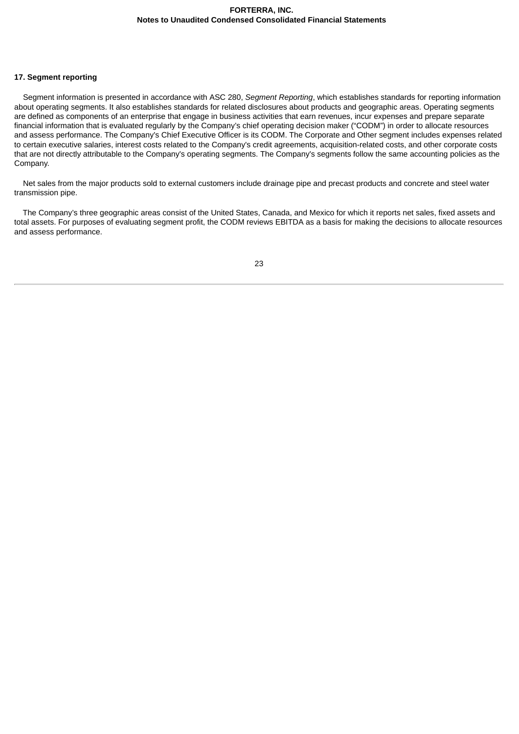## 17. Segment reporting

Segment information is presented in accordance with ASC 280, *Segment Reporting*, which establishes standards for reporting information about operating segments. It also establishes standards for related disclosures about products and geographic areas. Operating segments are defined as components of an enterprise that engage in business activities that earn revenues, incur expenses and prepare separate financial information that is evaluated regularly by the Company's chief operating decision maker ("CODM") in order to allocate resources and assess performance. The Company's Chief Executive Officer is its CODM. The Corporate and Other segment includes expenses related to certain executive salaries, interest costs related to the Company's credit agreements, acquisition-related costs, and other corporate costs that are not directly attributable to the Company's operating segments. The Company's segments follow the same accounting policies as the Company.

Net sales from the major products sold to external customers include drainage pipe and precast products and concrete and steel water transmission pipe.

The Company's three geographic areas consist of the United States, Canada, and Mexico for which it reports net sales, fixed assets and total assets. For purposes of evaluating segment profit, the CODM reviews EBITDA as a basis for making the decisions to allocate resources and assess performance.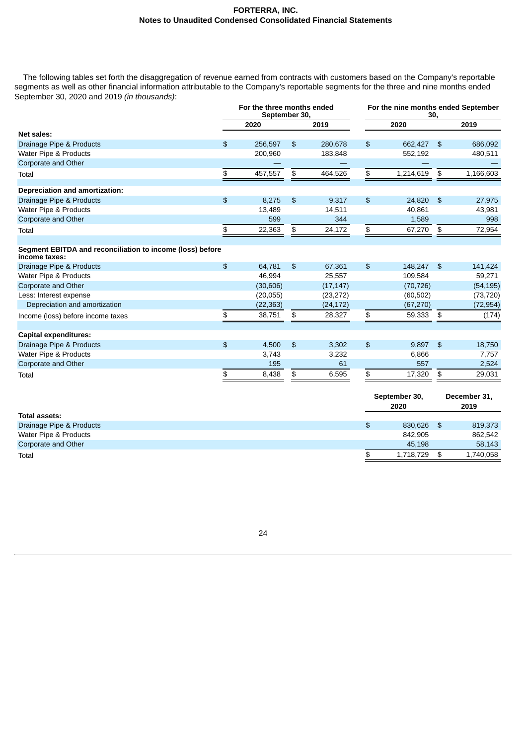The following tables set forth the disaggregation of revenue earned from contracts with customers based on the Company's reportable segments as well as other financial information attributable to the Company's reportable segments for the three and nine months ended September 30, 2020 and 2019 *(in thousands)*:

| | For the three months ended September 30, | | For the nine months ended September 30, | |
|---|---|---|---|---|
| | 2020 | 2019 | 2020 | 2019 |
| **Net sales:** | | | | |
| Drainage Pipe & Products | $ 256,597 | $ 280,678 | $ 662,427 | $ 686,092 |
| Water Pipe & Products | 200,960 | 183,848 | 552,192 | 480,511 |
| Corporate and Other | — | — | — | — |
| Total | $ 457,557 | $ 464,526 | $ 1,214,619 | $ 1,166,603 |
| **Depreciation and amortization:** | | | | |
| Drainage Pipe & Products | $ 8,275 | $ 9,317 | $ 24,820 | $ 27,975 |
| Water Pipe & Products | 13,489 | 14,511 | 40,861 | 43,981 |
| Corporate and Other | 599 | 344 | 1,589 | 998 |
| Total | $ 22,363 | $ 24,172 | $ 67,270 | $ 72,954 |
| **Segment EBITDA and reconciliation to income (loss) before income taxes:** | | | | |
| Drainage Pipe & Products | $ 64,781 | $ 67,361 | $ 148,247 | $ 141,424 |
| Water Pipe & Products | 46,994 | 25,557 | 109,584 | 59,271 |
| Corporate and Other | (30,606) | (17,147) | (70,726) | (54,195) |
| Less: Interest expense | (20,055) | (23,272) | (60,502) | (73,720) |
| Depreciation and amortization | (22,363) | (24,172) | (67,270) | (72,954) |
| Income (loss) before income taxes | $ 38,751 | $ 28,327 | $ 59,333 | $ (174) |
| **Capital expenditures:** | | | | |
| Drainage Pipe & Products | $ 4,500 | $ 3,302 | $ 9,897 | $ 18,750 |
| Water Pipe & Products | 3,743 | 3,232 | 6,866 | 7,757 |
| Corporate and Other | 195 | 61 | 557 | 2,524 |
| Total | $ 8,438 | $ 6,595 | $ 17,320 | $ 29,031 |

| | September 30, 2020 | December 31, 2019 |
|---|---|---|
| **Total assets:** | | |
| Drainage Pipe & Products | $ 830,626 | $ 819,373 |
| Water Pipe & Products | 842,905 | 862,542 |
| Corporate and Other | 45,198 | 58,143 |
| Total | $ 1,718,729 | $ 1,740,058 |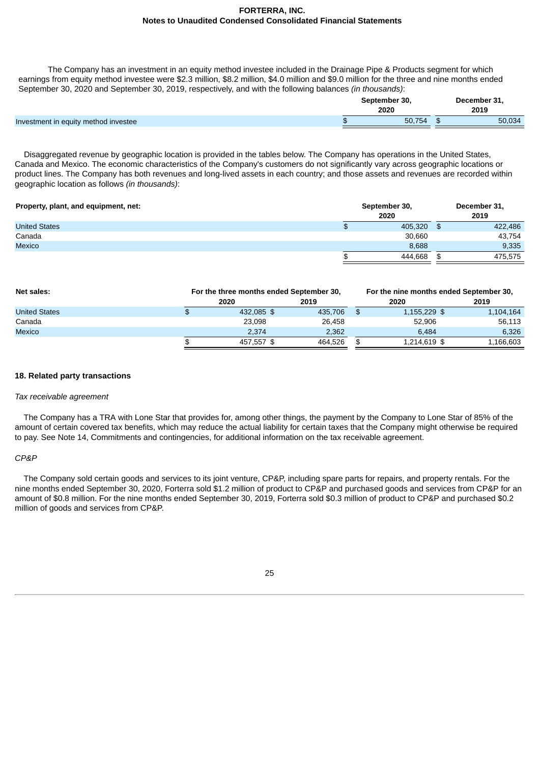The Company has an investment in an equity method investee included in the Drainage Pipe & Products segment for which earnings from equity method investee were \$2.3 million, \$8.2 million, \$4.0 million and \$9.0 million for the three and nine months ended September 30, 2020 and September 30, 2019, respectively, and with the following balances *(in thousands)*:

| | September 30, 2020 | December 31, 2019 |
|---|---|---|
| Investment in equity method investee | $ 50,754 | $ 50,034 |

Disaggregated revenue by geographic location is provided in the tables below. The Company has operations in the United States, Canada and Mexico. The economic characteristics of the Company's customers do not significantly vary across geographic locations or product lines. The Company has both revenues and long-lived assets in each country; and those assets and revenues are recorded within geographic location as follows *(in thousands)*:

| **Property, plant, and equipment, net:** | September 30, 2020 | December 31, 2019 |
|---|---|---|
| United States | $ 405,320 | $ 422,486 |
| Canada | 30,660 | 43,754 |
| Mexico | 8,688 | 9,335 |
| | $ 444,668 | $ 475,575 |

| **Net sales:** | For the three months ended September 30, | | For the nine months ended September 30, | |
|---|---|---|---|---|
| | 2020 | 2019 | 2020 | 2019 |
| United States | $ 432,085 | $ 435,706 | $ 1,155,229 | $ 1,104,164 |
| Canada | 23,098 | 26,458 | 52,906 | 56,113 |
| Mexico | 2,374 | 2,362 | 6,484 | 6,326 |
| | $ 457,557 | $ 464,526 | $ 1,214,619 | $ 1,166,603 |

## 18. Related party transactions

*Tax receivable agreement*

The Company has a TRA with Lone Star that provides for, among other things, the payment by the Company to Lone Star of 85% of the amount of certain covered tax benefits, which may reduce the actual liability for certain taxes that the Company might otherwise be required to pay. See Note 14, Commitments and contingencies, for additional information on the tax receivable agreement.

*CP&P*

The Company sold certain goods and services to its joint venture, CP&P, including spare parts for repairs, and property rentals. For the nine months ended September 30, 2020, Forterra sold \$1.2 million of product to CP&P and purchased goods and services from CP&P for an amount of \$0.8 million. For the nine months ended September 30, 2019, Forterra sold \$0.3 million of product to CP&P and purchased \$0.2 million of goods and services from CP&P.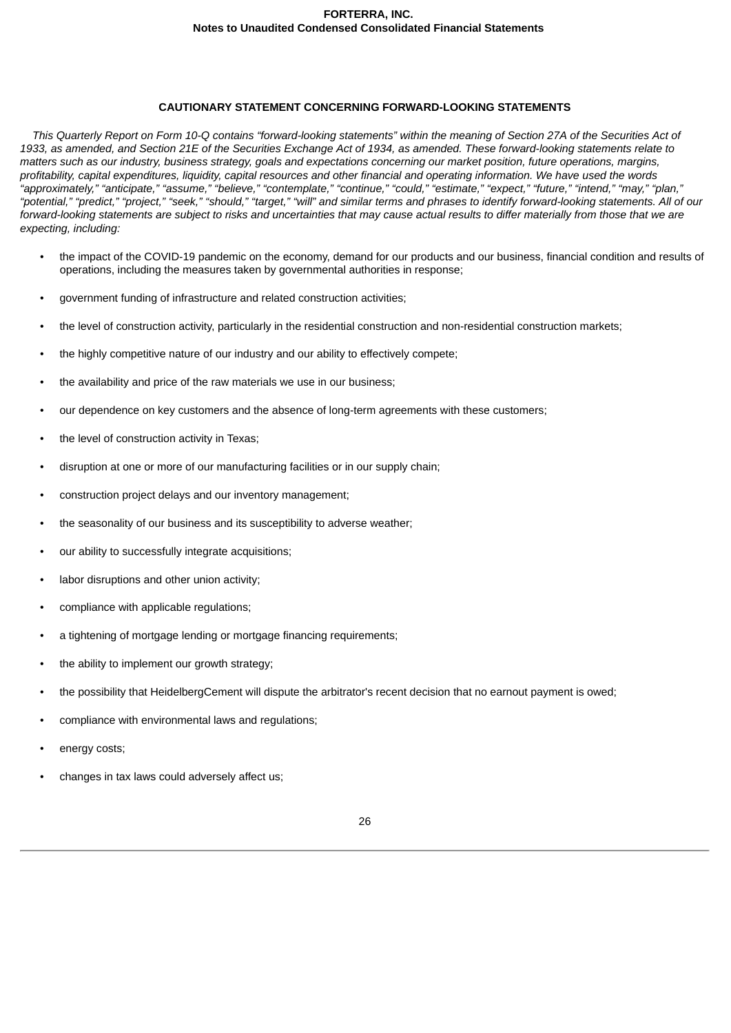## CAUTIONARY STATEMENT CONCERNING FORWARD-LOOKING STATEMENTS

*This Quarterly Report on Form 10-Q contains “forward-looking statements” within the meaning of Section 27A of the Securities Act of 1933, as amended, and Section 21E of the Securities Exchange Act of 1934, as amended. These forward-looking statements relate to matters such as our industry, business strategy, goals and expectations concerning our market position, future operations, margins, profitability, capital expenditures, liquidity, capital resources and other financial and operating information. We have used the words “approximately,” “anticipate,” “assume,” “believe,” “contemplate,” “continue,” “could,” “estimate,” “expect,” “future,” “intend,” “may,” “plan,” “potential,” “predict,” “project,” “seek,” “should,” “target,” “will” and similar terms and phrases to identify forward-looking statements. All of our forward-looking statements are subject to risks and uncertainties that may cause actual results to differ materially from those that we are expecting, including:*

- the impact of the COVID-19 pandemic on the economy, demand for our products and our business, financial condition and results of operations, including the measures taken by governmental authorities in response;
- government funding of infrastructure and related construction activities;
- the level of construction activity, particularly in the residential construction and non-residential construction markets;
- the highly competitive nature of our industry and our ability to effectively compete;
- the availability and price of the raw materials we use in our business;
- our dependence on key customers and the absence of long-term agreements with these customers;
- the level of construction activity in Texas;
- disruption at one or more of our manufacturing facilities or in our supply chain;
- construction project delays and our inventory management;
- the seasonality of our business and its susceptibility to adverse weather;
- our ability to successfully integrate acquisitions;
- labor disruptions and other union activity;
- compliance with applicable regulations;
- a tightening of mortgage lending or mortgage financing requirements;
- the ability to implement our growth strategy;
- the possibility that HeidelbergCement will dispute the arbitrator's recent decision that no earnout payment is owed;
- compliance with environmental laws and regulations;
- energy costs;
- changes in tax laws could adversely affect us;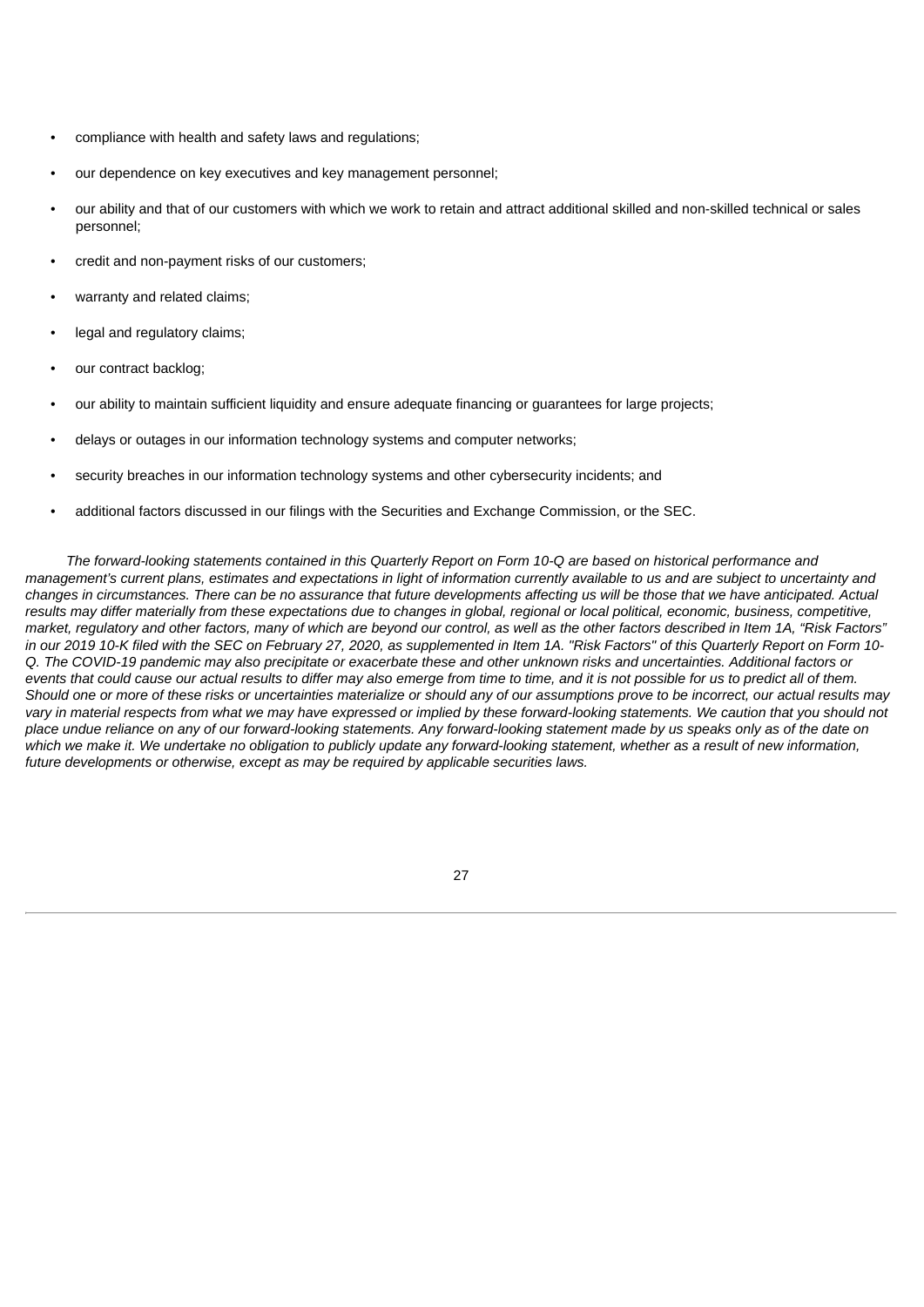- compliance with health and safety laws and regulations;
- our dependence on key executives and key management personnel;
- our ability and that of our customers with which we work to retain and attract additional skilled and non-skilled technical or sales personnel;
- credit and non-payment risks of our customers;
- warranty and related claims;
- legal and regulatory claims;
- our contract backlog;
- our ability to maintain sufficient liquidity and ensure adequate financing or guarantees for large projects;
- delays or outages in our information technology systems and computer networks;
- security breaches in our information technology systems and other cybersecurity incidents; and
- additional factors discussed in our filings with the Securities and Exchange Commission, or the SEC.

*The forward-looking statements contained in this Quarterly Report on Form 10-Q are based on historical performance and management's current plans, estimates and expectations in light of information currently available to us and are subject to uncertainty and changes in circumstances. There can be no assurance that future developments affecting us will be those that we have anticipated. Actual results may differ materially from these expectations due to changes in global, regional or local political, economic, business, competitive, market, regulatory and other factors, many of which are beyond our control, as well as the other factors described in Item 1A, "Risk Factors" in our 2019 10-K filed with the SEC on February 27, 2020, as supplemented in Item 1A. "Risk Factors" of this Quarterly Report on Form 10-Q. The COVID-19 pandemic may also precipitate or exacerbate these and other unknown risks and uncertainties. Additional factors or events that could cause our actual results to differ may also emerge from time to time, and it is not possible for us to predict all of them. Should one or more of these risks or uncertainties materialize or should any of our assumptions prove to be incorrect, our actual results may vary in material respects from what we may have expressed or implied by these forward-looking statements. We caution that you should not place undue reliance on any of our forward-looking statements. Any forward-looking statement made by us speaks only as of the date on which we make it. We undertake no obligation to publicly update any forward-looking statement, whether as a result of new information, future developments or otherwise, except as may be required by applicable securities laws.*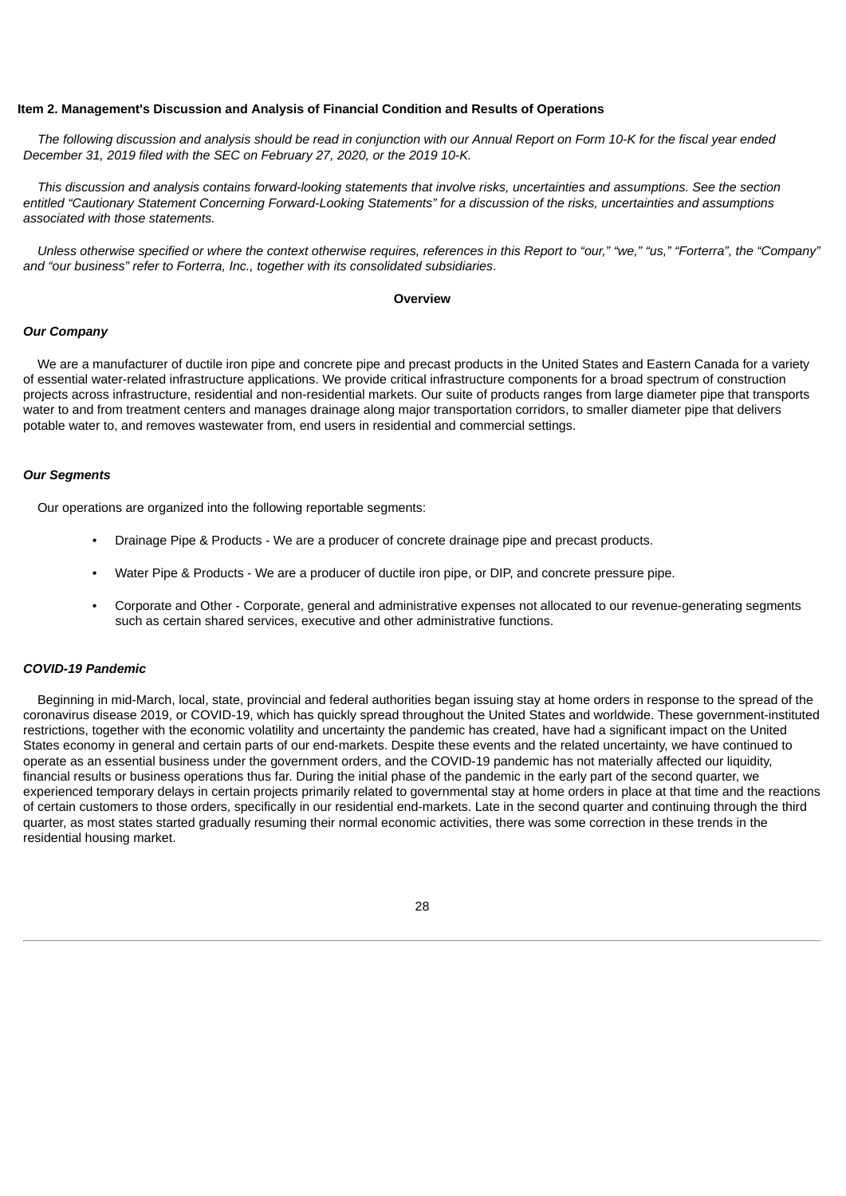## Item 2. Management's Discussion and Analysis of Financial Condition and Results of Operations

*The following discussion and analysis should be read in conjunction with our Annual Report on Form 10-K for the fiscal year ended December 31, 2019 filed with the SEC on February 27, 2020, or the 2019 10-K.*

*This discussion and analysis contains forward-looking statements that involve risks, uncertainties and assumptions. See the section entitled "Cautionary Statement Concerning Forward-Looking Statements" for a discussion of the risks, uncertainties and assumptions associated with those statements.*

*Unless otherwise specified or where the context otherwise requires, references in this Report to "our," "we," "us," "Forterra", the "Company" and "our business" refer to Forterra, Inc., together with its consolidated subsidiaries*.

**Overview**

***Our Company***

We are a manufacturer of ductile iron pipe and concrete pipe and precast products in the United States and Eastern Canada for a variety of essential water-related infrastructure applications. We provide critical infrastructure components for a broad spectrum of construction projects across infrastructure, residential and non-residential markets. Our suite of products ranges from large diameter pipe that transports water to and from treatment centers and manages drainage along major transportation corridors, to smaller diameter pipe that delivers potable water to, and removes wastewater from, end users in residential and commercial settings.

***Our Segments***

Our operations are organized into the following reportable segments:

- Drainage Pipe & Products - We are a producer of concrete drainage pipe and precast products.
- Water Pipe & Products - We are a producer of ductile iron pipe, or DIP, and concrete pressure pipe.
- Corporate and Other - Corporate, general and administrative expenses not allocated to our revenue-generating segments such as certain shared services, executive and other administrative functions.

***COVID-19 Pandemic***

Beginning in mid-March, local, state, provincial and federal authorities began issuing stay at home orders in response to the spread of the coronavirus disease 2019, or COVID-19, which has quickly spread throughout the United States and worldwide. These government-instituted restrictions, together with the economic volatility and uncertainty the pandemic has created, have had a significant impact on the United States economy in general and certain parts of our end-markets. Despite these events and the related uncertainty, we have continued to operate as an essential business under the government orders, and the COVID-19 pandemic has not materially affected our liquidity, financial results or business operations thus far. During the initial phase of the pandemic in the early part of the second quarter, we experienced temporary delays in certain projects primarily related to governmental stay at home orders in place at that time and the reactions of certain customers to those orders, specifically in our residential end-markets. Late in the second quarter and continuing through the third quarter, as most states started gradually resuming their normal economic activities, there was some correction in these trends in the residential housing market.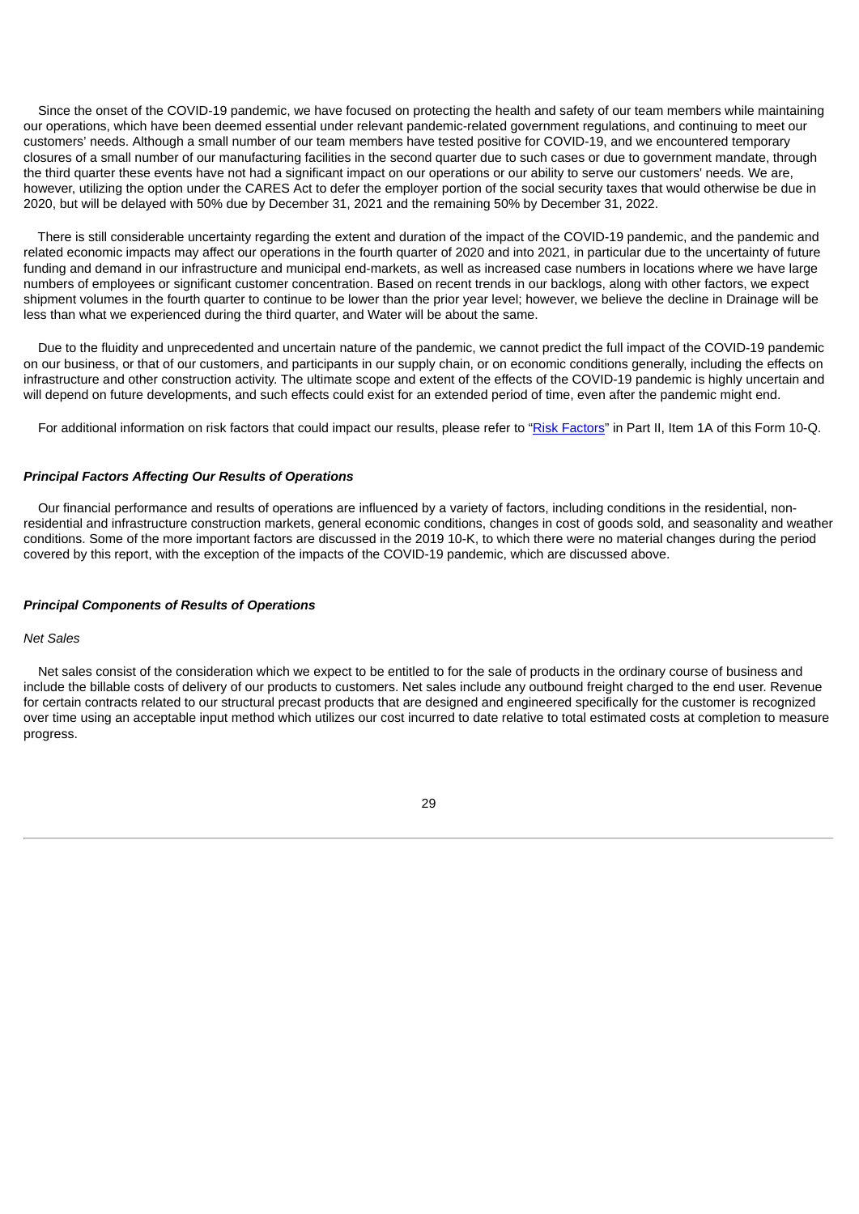Since the onset of the COVID-19 pandemic, we have focused on protecting the health and safety of our team members while maintaining our operations, which have been deemed essential under relevant pandemic-related government regulations, and continuing to meet our customers' needs. Although a small number of our team members have tested positive for COVID-19, and we encountered temporary closures of a small number of our manufacturing facilities in the second quarter due to such cases or due to government mandate, through the third quarter these events have not had a significant impact on our operations or our ability to serve our customers' needs. We are, however, utilizing the option under the CARES Act to defer the employer portion of the social security taxes that would otherwise be due in 2020, but will be delayed with 50% due by December 31, 2021 and the remaining 50% by December 31, 2022.

There is still considerable uncertainty regarding the extent and duration of the impact of the COVID-19 pandemic, and the pandemic and related economic impacts may affect our operations in the fourth quarter of 2020 and into 2021, in particular due to the uncertainty of future funding and demand in our infrastructure and municipal end-markets, as well as increased case numbers in locations where we have large numbers of employees or significant customer concentration. Based on recent trends in our backlogs, along with other factors, we expect shipment volumes in the fourth quarter to continue to be lower than the prior year level; however, we believe the decline in Drainage will be less than what we experienced during the third quarter, and Water will be about the same.

Due to the fluidity and unprecedented and uncertain nature of the pandemic, we cannot predict the full impact of the COVID-19 pandemic on our business, or that of our customers, and participants in our supply chain, or on economic conditions generally, including the effects on infrastructure and other construction activity. The ultimate scope and extent of the effects of the COVID-19 pandemic is highly uncertain and will depend on future developments, and such effects could exist for an extended period of time, even after the pandemic might end.

For additional information on risk factors that could impact our results, please refer to "Risk Factors" in Part II, Item 1A of this Form 10-Q.

### *Principal Factors Affecting Our Results of Operations*

Our financial performance and results of operations are influenced by a variety of factors, including conditions in the residential, non-residential and infrastructure construction markets, general economic conditions, changes in cost of goods sold, and seasonality and weather conditions. Some of the more important factors are discussed in the 2019 10-K, to which there were no material changes during the period covered by this report, with the exception of the impacts of the COVID-19 pandemic, which are discussed above.

### *Principal Components of Results of Operations*

*Net Sales*

Net sales consist of the consideration which we expect to be entitled to for the sale of products in the ordinary course of business and include the billable costs of delivery of our products to customers. Net sales include any outbound freight charged to the end user. Revenue for certain contracts related to our structural precast products that are designed and engineered specifically for the customer is recognized over time using an acceptable input method which utilizes our cost incurred to date relative to total estimated costs at completion to measure progress.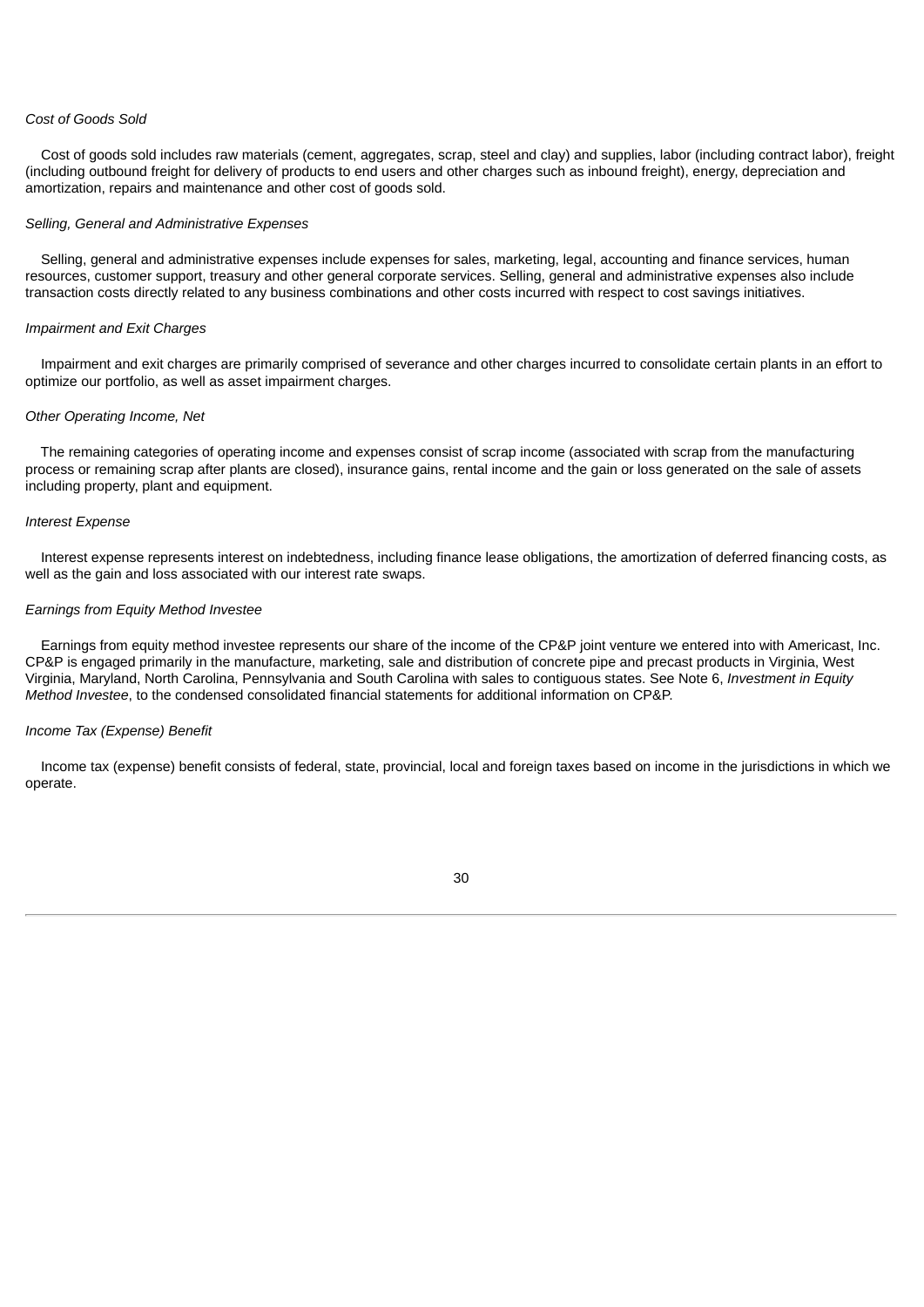*Cost of Goods Sold*

Cost of goods sold includes raw materials (cement, aggregates, scrap, steel and clay) and supplies, labor (including contract labor), freight (including outbound freight for delivery of products to end users and other charges such as inbound freight), energy, depreciation and amortization, repairs and maintenance and other cost of goods sold.

*Selling, General and Administrative Expenses*

Selling, general and administrative expenses include expenses for sales, marketing, legal, accounting and finance services, human resources, customer support, treasury and other general corporate services. Selling, general and administrative expenses also include transaction costs directly related to any business combinations and other costs incurred with respect to cost savings initiatives.

*Impairment and Exit Charges*

Impairment and exit charges are primarily comprised of severance and other charges incurred to consolidate certain plants in an effort to optimize our portfolio, as well as asset impairment charges.

*Other Operating Income, Net*

The remaining categories of operating income and expenses consist of scrap income (associated with scrap from the manufacturing process or remaining scrap after plants are closed), insurance gains, rental income and the gain or loss generated on the sale of assets including property, plant and equipment.

*Interest Expense*

Interest expense represents interest on indebtedness, including finance lease obligations, the amortization of deferred financing costs, as well as the gain and loss associated with our interest rate swaps.

*Earnings from Equity Method Investee*

Earnings from equity method investee represents our share of the income of the CP&P joint venture we entered into with Americast, Inc. CP&P is engaged primarily in the manufacture, marketing, sale and distribution of concrete pipe and precast products in Virginia, West Virginia, Maryland, North Carolina, Pennsylvania and South Carolina with sales to contiguous states. See Note 6, *Investment in Equity Method Investee*, to the condensed consolidated financial statements for additional information on CP&P.

*Income Tax (Expense) Benefit*

Income tax (expense) benefit consists of federal, state, provincial, local and foreign taxes based on income in the jurisdictions in which we operate.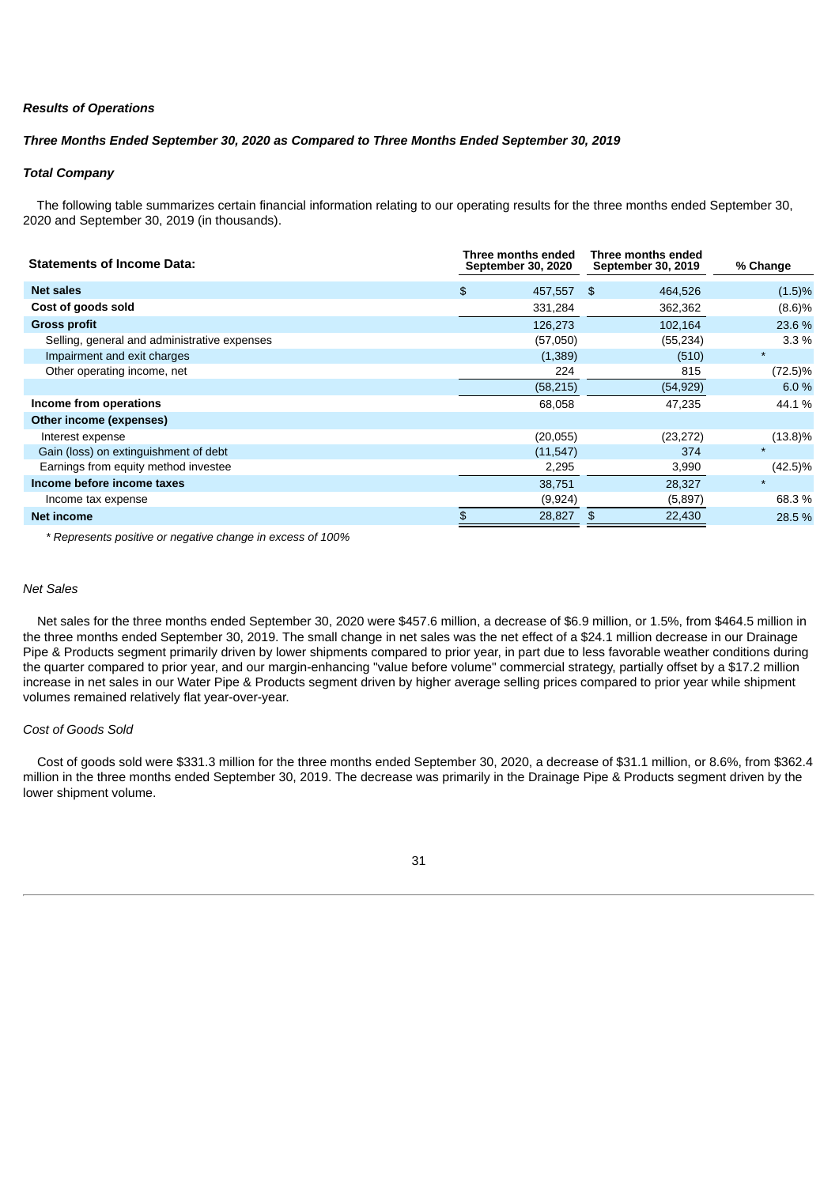***Results of Operations***

***Three Months Ended September 30, 2020 as Compared to Three Months Ended September 30, 2019***

***Total Company***

The following table summarizes certain financial information relating to our operating results for the three months ended September 30, 2020 and September 30, 2019 (in thousands).

| Statements of Income Data: | Three months ended September 30, 2020 | Three months ended September 30, 2019 | % Change |
|---|---|---|---|
| **Net sales** | $ 457,557 | $ 464,526 | (1.5)% |
| **Cost of goods sold** | 331,284 | 362,362 | (8.6)% |
| **Gross profit** | 126,273 | 102,164 | 23.6 % |
| Selling, general and administrative expenses | (57,050) | (55,234) | 3.3 % |
| Impairment and exit charges | (1,389) | (510) | * |
| Other operating income, net | 224 | 815 | (72.5)% |
| | (58,215) | (54,929) | 6.0 % |
| **Income from operations** | 68,058 | 47,235 | 44.1 % |
| **Other income (expenses)** | | | |
| Interest expense | (20,055) | (23,272) | (13.8)% |
| Gain (loss) on extinguishment of debt | (11,547) | 374 | * |
| Earnings from equity method investee | 2,295 | 3,990 | (42.5)% |
| **Income before income taxes** | 38,751 | 28,327 | * |
| Income tax expense | (9,924) | (5,897) | 68.3 % |
| **Net income** | $ 28,827 | $ 22,430 | 28.5 % |

*\* Represents positive or negative change in excess of 100%*

*Net Sales*

Net sales for the three months ended September 30, 2020 were $457.6 million, a decrease of $6.9 million, or 1.5%, from $464.5 million in the three months ended September 30, 2019. The small change in net sales was the net effect of a $24.1 million decrease in our Drainage Pipe & Products segment primarily driven by lower shipments compared to prior year, in part due to less favorable weather conditions during the quarter compared to prior year, and our margin-enhancing "value before volume" commercial strategy, partially offset by a $17.2 million increase in net sales in our Water Pipe & Products segment driven by higher average selling prices compared to prior year while shipment volumes remained relatively flat year-over-year.

*Cost of Goods Sold*

Cost of goods sold were $331.3 million for the three months ended September 30, 2020, a decrease of $31.1 million, or 8.6%, from $362.4 million in the three months ended September 30, 2019. The decrease was primarily in the Drainage Pipe & Products segment driven by the lower shipment volume.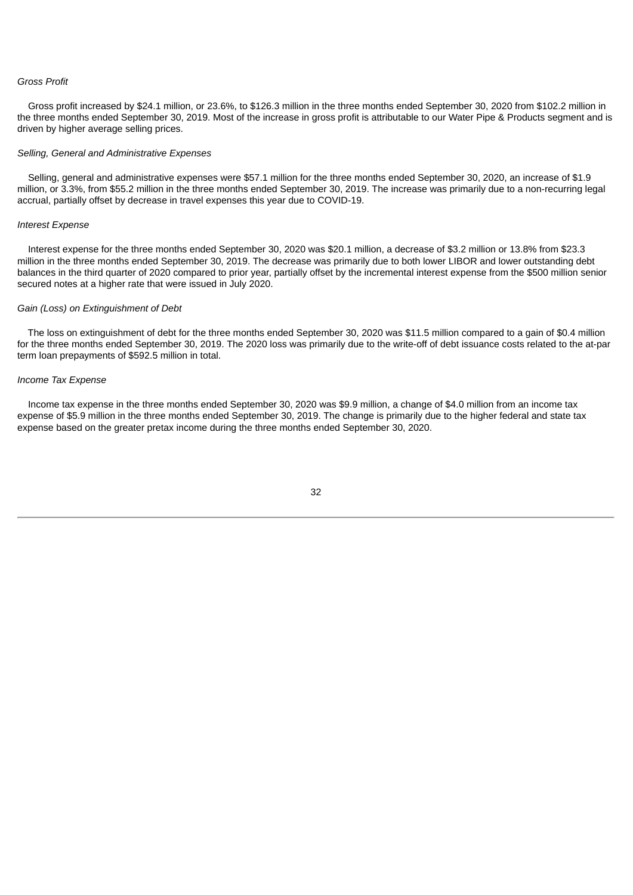*Gross Profit*

Gross profit increased by $24.1 million, or 23.6%, to $126.3 million in the three months ended September 30, 2020 from $102.2 million in the three months ended September 30, 2019. Most of the increase in gross profit is attributable to our Water Pipe & Products segment and is driven by higher average selling prices.

*Selling, General and Administrative Expenses*

Selling, general and administrative expenses were $57.1 million for the three months ended September 30, 2020, an increase of $1.9 million, or 3.3%, from $55.2 million in the three months ended September 30, 2019. The increase was primarily due to a non-recurring legal accrual, partially offset by decrease in travel expenses this year due to COVID-19.

*Interest Expense*

Interest expense for the three months ended September 30, 2020 was $20.1 million, a decrease of $3.2 million or 13.8% from $23.3 million in the three months ended September 30, 2019. The decrease was primarily due to both lower LIBOR and lower outstanding debt balances in the third quarter of 2020 compared to prior year, partially offset by the incremental interest expense from the $500 million senior secured notes at a higher rate that were issued in July 2020.

*Gain (Loss) on Extinguishment of Debt*

The loss on extinguishment of debt for the three months ended September 30, 2020 was $11.5 million compared to a gain of $0.4 million for the three months ended September 30, 2019. The 2020 loss was primarily due to the write-off of debt issuance costs related to the at-par term loan prepayments of $592.5 million in total.

*Income Tax Expense*

Income tax expense in the three months ended September 30, 2020 was $9.9 million, a change of $4.0 million from an income tax expense of $5.9 million in the three months ended September 30, 2019. The change is primarily due to the higher federal and state tax expense based on the greater pretax income during the three months ended September 30, 2020.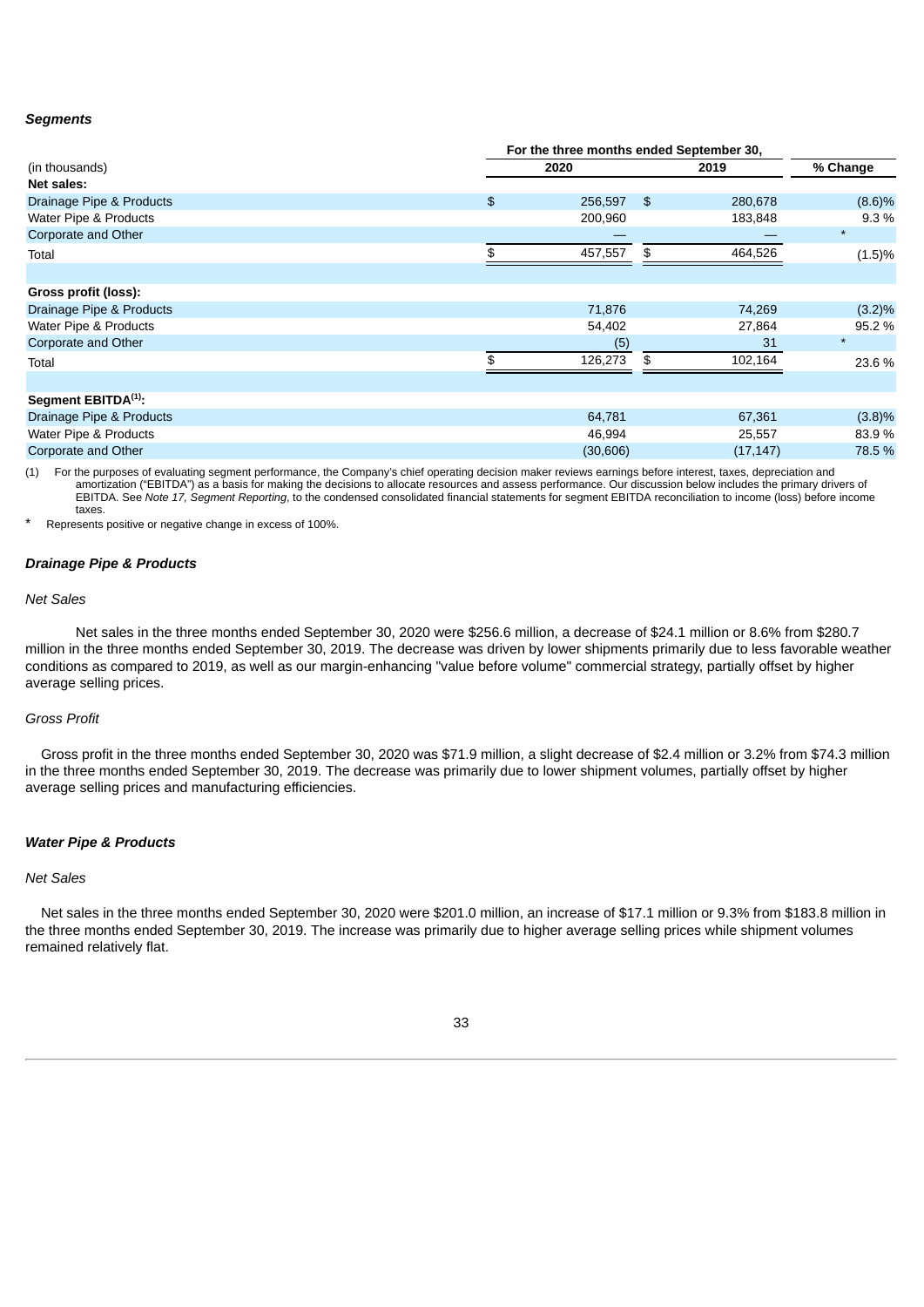***Segments***

| (in thousands) | For the three months ended September 30, 2020 | 2019 | % Change |
|---|---|---|---|
| **Net sales:** | | | |
| Drainage Pipe & Products | $ 256,597 | $ 280,678 | (8.6)% |
| Water Pipe & Products | 200,960 | 183,848 | 9.3 % |
| Corporate and Other | — | — | * |
| Total | $ 457,557 | $ 464,526 | (1.5)% |
| | | | |
| **Gross profit (loss):** | | | |
| Drainage Pipe & Products | 71,876 | 74,269 | (3.2)% |
| Water Pipe & Products | 54,402 | 27,864 | 95.2 % |
| Corporate and Other | (5) | 31 | * |
| Total | $ 126,273 | $ 102,164 | 23.6 % |
| | | | |
| **Segment EBITDA(1):** | | | |
| Drainage Pipe & Products | 64,781 | 67,361 | (3.8)% |
| Water Pipe & Products | 46,994 | 25,557 | 83.9 % |
| Corporate and Other | (30,606) | (17,147) | 78.5 % |

(1) For the purposes of evaluating segment performance, the Company's chief operating decision maker reviews earnings before interest, taxes, depreciation and amortization ("EBITDA") as a basis for making the decisions to allocate resources and assess performance. Our discussion below includes the primary drivers of EBITDA. See *Note 17, Segment Reporting*, to the condensed consolidated financial statements for segment EBITDA reconciliation to income (loss) before income taxes.

\* Represents positive or negative change in excess of 100%.

***Drainage Pipe & Products***

*Net Sales*

Net sales in the three months ended September 30, 2020 were $256.6 million, a decrease of $24.1 million or 8.6% from $280.7 million in the three months ended September 30, 2019. The decrease was driven by lower shipments primarily due to less favorable weather conditions as compared to 2019, as well as our margin-enhancing "value before volume" commercial strategy, partially offset by higher average selling prices.

*Gross Profit*

Gross profit in the three months ended September 30, 2020 was $71.9 million, a slight decrease of $2.4 million or 3.2% from $74.3 million in the three months ended September 30, 2019. The decrease was primarily due to lower shipment volumes, partially offset by higher average selling prices and manufacturing efficiencies.

***Water Pipe & Products***

*Net Sales*

Net sales in the three months ended September 30, 2020 were $201.0 million, an increase of $17.1 million or 9.3% from $183.8 million in the three months ended September 30, 2019. The increase was primarily due to higher average selling prices while shipment volumes remained relatively flat.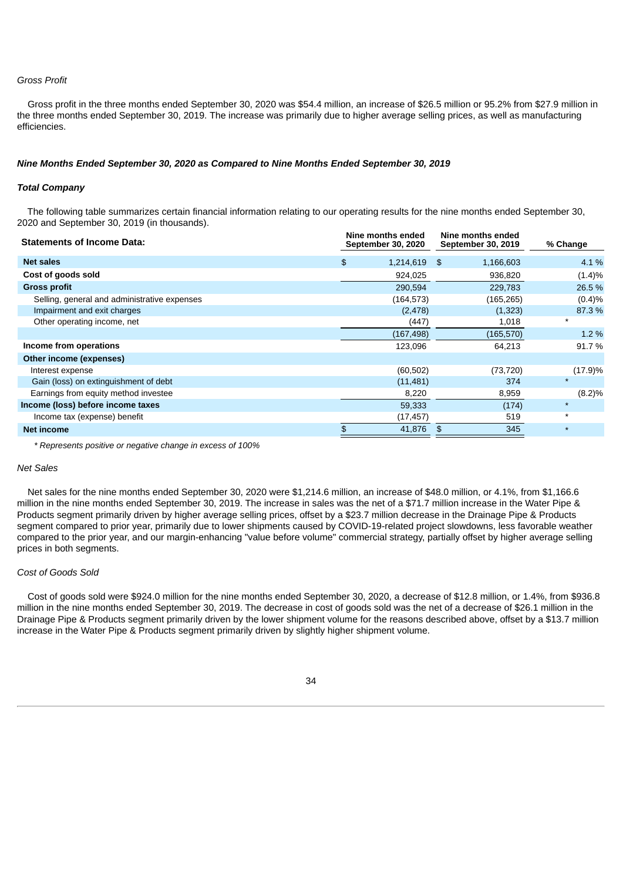*Gross Profit*

Gross profit in the three months ended September 30, 2020 was $54.4 million, an increase of $26.5 million or 95.2% from $27.9 million in the three months ended September 30, 2019. The increase was primarily due to higher average selling prices, as well as manufacturing efficiencies.

***Nine Months Ended September 30, 2020 as Compared to Nine Months Ended September 30, 2019***

***Total Company***

The following table summarizes certain financial information relating to our operating results for the nine months ended September 30, 2020 and September 30, 2019 (in thousands).

| Statements of Income Data: | Nine months ended September 30, 2020 | Nine months ended September 30, 2019 | % Change |
|---|---|---|---|
| **Net sales** | $ 1,214,619 | $ 1,166,603 | 4.1 % |
| **Cost of goods sold** | 924,025 | 936,820 | (1.4)% |
| **Gross profit** | 290,594 | 229,783 | 26.5 % |
| Selling, general and administrative expenses | (164,573) | (165,265) | (0.4)% |
| Impairment and exit charges | (2,478) | (1,323) | 87.3 % |
| Other operating income, net | (447) | 1,018 | * |
| | (167,498) | (165,570) | 1.2 % |
| **Income from operations** | 123,096 | 64,213 | 91.7 % |
| **Other income (expenses)** | | | |
| Interest expense | (60,502) | (73,720) | (17.9)% |
| Gain (loss) on extinguishment of debt | (11,481) | 374 | * |
| Earnings from equity method investee | 8,220 | 8,959 | (8.2)% |
| **Income (loss) before income taxes** | 59,333 | (174) | * |
| Income tax (expense) benefit | (17,457) | 519 | * |
| **Net income** | $ 41,876 | $ 345 | * |

*\* Represents positive or negative change in excess of 100%*

*Net Sales*

Net sales for the nine months ended September 30, 2020 were $1,214.6 million, an increase of $48.0 million, or 4.1%, from $1,166.6 million in the nine months ended September 30, 2019. The increase in sales was the net of a $71.7 million increase in the Water Pipe & Products segment primarily driven by higher average selling prices, offset by a $23.7 million decrease in the Drainage Pipe & Products segment compared to prior year, primarily due to lower shipments caused by COVID-19-related project slowdowns, less favorable weather compared to the prior year, and our margin-enhancing "value before volume" commercial strategy, partially offset by higher average selling prices in both segments.

*Cost of Goods Sold*

Cost of goods sold were $924.0 million for the nine months ended September 30, 2020, a decrease of $12.8 million, or 1.4%, from $936.8 million in the nine months ended September 30, 2019. The decrease in cost of goods sold was the net of a decrease of $26.1 million in the Drainage Pipe & Products segment primarily driven by the lower shipment volume for the reasons described above, offset by a $13.7 million increase in the Water Pipe & Products segment primarily driven by slightly higher shipment volume.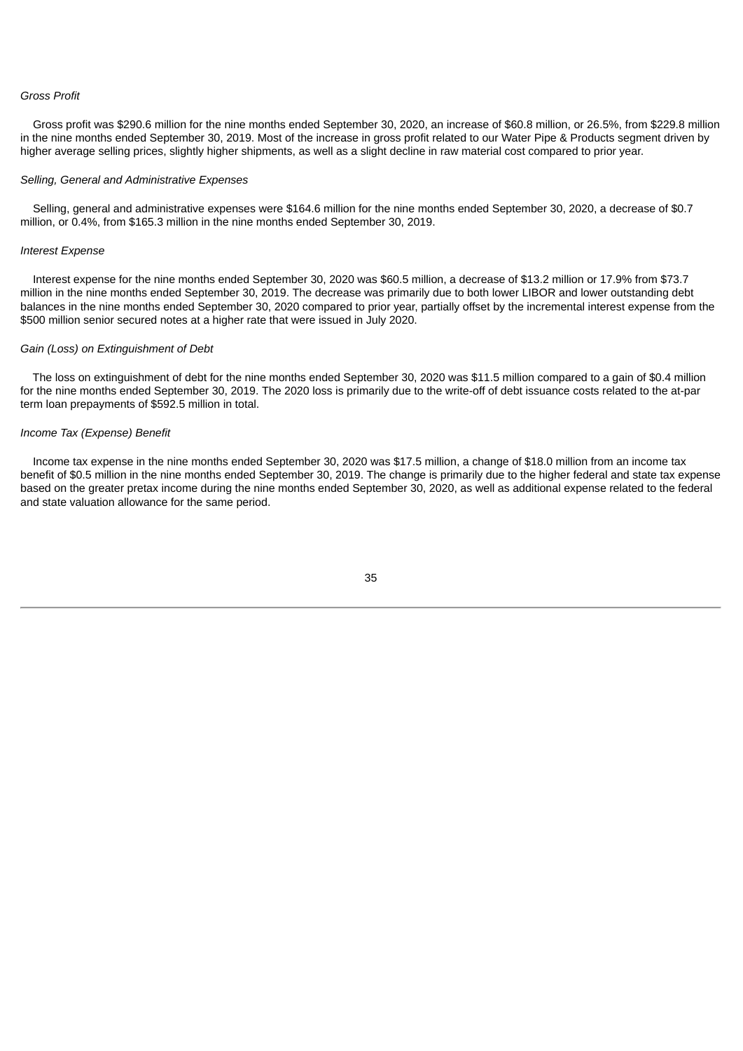*Gross Profit*

Gross profit was $290.6 million for the nine months ended September 30, 2020, an increase of $60.8 million, or 26.5%, from $229.8 million in the nine months ended September 30, 2019. Most of the increase in gross profit related to our Water Pipe & Products segment driven by higher average selling prices, slightly higher shipments, as well as a slight decline in raw material cost compared to prior year.

*Selling, General and Administrative Expenses*

Selling, general and administrative expenses were $164.6 million for the nine months ended September 30, 2020, a decrease of $0.7 million, or 0.4%, from $165.3 million in the nine months ended September 30, 2019.

*Interest Expense*

Interest expense for the nine months ended September 30, 2020 was $60.5 million, a decrease of $13.2 million or 17.9% from $73.7 million in the nine months ended September 30, 2019. The decrease was primarily due to both lower LIBOR and lower outstanding debt balances in the nine months ended September 30, 2020 compared to prior year, partially offset by the incremental interest expense from the $500 million senior secured notes at a higher rate that were issued in July 2020.

*Gain (Loss) on Extinguishment of Debt*

The loss on extinguishment of debt for the nine months ended September 30, 2020 was $11.5 million compared to a gain of $0.4 million for the nine months ended September 30, 2019. The 2020 loss is primarily due to the write-off of debt issuance costs related to the at-par term loan prepayments of $592.5 million in total.

*Income Tax (Expense) Benefit*

Income tax expense in the nine months ended September 30, 2020 was $17.5 million, a change of $18.0 million from an income tax benefit of $0.5 million in the nine months ended September 30, 2019. The change is primarily due to the higher federal and state tax expense based on the greater pretax income during the nine months ended September 30, 2020, as well as additional expense related to the federal and state valuation allowance for the same period.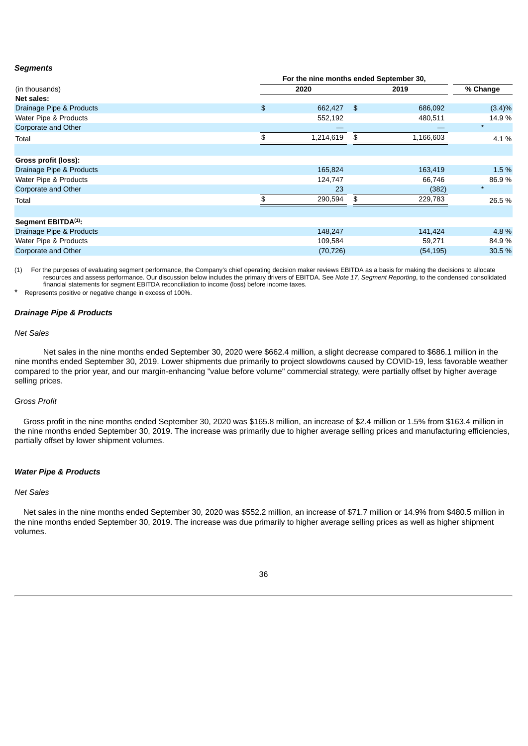***Segments***

| (in thousands) | For the nine months ended September 30, 2020 | 2019 | % Change |
|---|---|---|---|
| **Net sales:** | | | |
| Drainage Pipe & Products | $ 662,427 | $ 686,092 | (3.4)% |
| Water Pipe & Products | 552,192 | 480,511 | 14.9 % |
| Corporate and Other | — | — | * |
| Total | $ 1,214,619 | $ 1,166,603 | 4.1 % |
| | | | |
| **Gross profit (loss):** | | | |
| Drainage Pipe & Products | 165,824 | 163,419 | 1.5 % |
| Water Pipe & Products | 124,747 | 66,746 | 86.9 % |
| Corporate and Other | 23 | (382) | * |
| Total | $ 290,594 | $ 229,783 | 26.5 % |
| | | | |
| **Segment EBITDA[(1)]:** | | | |
| Drainage Pipe & Products | 148,247 | 141,424 | 4.8 % |
| Water Pipe & Products | 109,584 | 59,271 | 84.9 % |
| Corporate and Other | (70,726) | (54,195) | 30.5 % |

(1) For the purposes of evaluating segment performance, the Company's chief operating decision maker reviews EBITDA as a basis for making the decisions to allocate resources and assess performance. Our discussion below includes the primary drivers of EBITDA. See *Note 17, Segment Reporting*, to the condensed consolidated financial statements for segment EBITDA reconciliation to income (loss) before income taxes.

\* Represents positive or negative change in excess of 100%.

***Drainage Pipe & Products***

*Net Sales*

Net sales in the nine months ended September 30, 2020 were $662.4 million, a slight decrease compared to $686.1 million in the nine months ended September 30, 2019. Lower shipments due primarily to project slowdowns caused by COVID-19, less favorable weather compared to the prior year, and our margin-enhancing "value before volume" commercial strategy, were partially offset by higher average selling prices.

*Gross Profit*

Gross profit in the nine months ended September 30, 2020 was $165.8 million, an increase of $2.4 million or 1.5% from $163.4 million in the nine months ended September 30, 2019. The increase was primarily due to higher average selling prices and manufacturing efficiencies, partially offset by lower shipment volumes.

***Water Pipe & Products***

*Net Sales*

Net sales in the nine months ended September 30, 2020 was $552.2 million, an increase of $71.7 million or 14.9% from $480.5 million in the nine months ended September 30, 2019. The increase was due primarily to higher average selling prices as well as higher shipment volumes.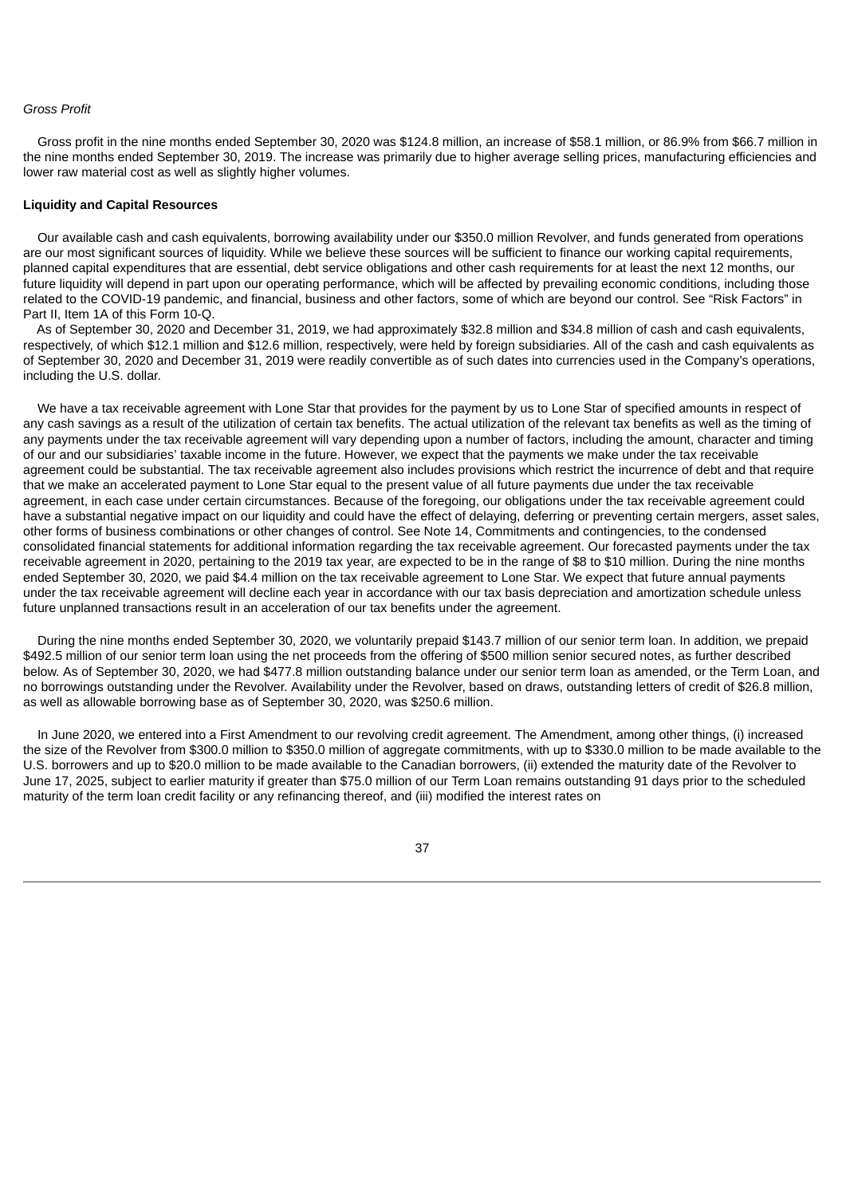*Gross Profit*

Gross profit in the nine months ended September 30, 2020 was $124.8 million, an increase of $58.1 million, or 86.9% from $66.7 million in the nine months ended September 30, 2019. The increase was primarily due to higher average selling prices, manufacturing efficiencies and lower raw material cost as well as slightly higher volumes.

**Liquidity and Capital Resources**

Our available cash and cash equivalents, borrowing availability under our $350.0 million Revolver, and funds generated from operations are our most significant sources of liquidity. While we believe these sources will be sufficient to finance our working capital requirements, planned capital expenditures that are essential, debt service obligations and other cash requirements for at least the next 12 months, our future liquidity will depend in part upon our operating performance, which will be affected by prevailing economic conditions, including those related to the COVID-19 pandemic, and financial, business and other factors, some of which are beyond our control. See "Risk Factors" in Part II, Item 1A of this Form 10-Q.

As of September 30, 2020 and December 31, 2019, we had approximately $32.8 million and $34.8 million of cash and cash equivalents, respectively, of which $12.1 million and $12.6 million, respectively, were held by foreign subsidiaries. All of the cash and cash equivalents as of September 30, 2020 and December 31, 2019 were readily convertible as of such dates into currencies used in the Company's operations, including the U.S. dollar.

We have a tax receivable agreement with Lone Star that provides for the payment by us to Lone Star of specified amounts in respect of any cash savings as a result of the utilization of certain tax benefits. The actual utilization of the relevant tax benefits as well as the timing of any payments under the tax receivable agreement will vary depending upon a number of factors, including the amount, character and timing of our and our subsidiaries' taxable income in the future. However, we expect that the payments we make under the tax receivable agreement could be substantial. The tax receivable agreement also includes provisions which restrict the incurrence of debt and that require that we make an accelerated payment to Lone Star equal to the present value of all future payments due under the tax receivable agreement, in each case under certain circumstances. Because of the foregoing, our obligations under the tax receivable agreement could have a substantial negative impact on our liquidity and could have the effect of delaying, deferring or preventing certain mergers, asset sales, other forms of business combinations or other changes of control. See Note 14, Commitments and contingencies, to the condensed consolidated financial statements for additional information regarding the tax receivable agreement. Our forecasted payments under the tax receivable agreement in 2020, pertaining to the 2019 tax year, are expected to be in the range of $8 to $10 million. During the nine months ended September 30, 2020, we paid $4.4 million on the tax receivable agreement to Lone Star. We expect that future annual payments under the tax receivable agreement will decline each year in accordance with our tax basis depreciation and amortization schedule unless future unplanned transactions result in an acceleration of our tax benefits under the agreement.

During the nine months ended September 30, 2020, we voluntarily prepaid $143.7 million of our senior term loan. In addition, we prepaid $492.5 million of our senior term loan using the net proceeds from the offering of $500 million senior secured notes, as further described below. As of September 30, 2020, we had $477.8 million outstanding balance under our senior term loan as amended, or the Term Loan, and no borrowings outstanding under the Revolver. Availability under the Revolver, based on draws, outstanding letters of credit of $26.8 million, as well as allowable borrowing base as of September 30, 2020, was $250.6 million.

In June 2020, we entered into a First Amendment to our revolving credit agreement. The Amendment, among other things, (i) increased the size of the Revolver from $300.0 million to $350.0 million of aggregate commitments, with up to $330.0 million to be made available to the U.S. borrowers and up to $20.0 million to be made available to the Canadian borrowers, (ii) extended the maturity date of the Revolver to June 17, 2025, subject to earlier maturity if greater than $75.0 million of our Term Loan remains outstanding 91 days prior to the scheduled maturity of the term loan credit facility or any refinancing thereof, and (iii) modified the interest rates on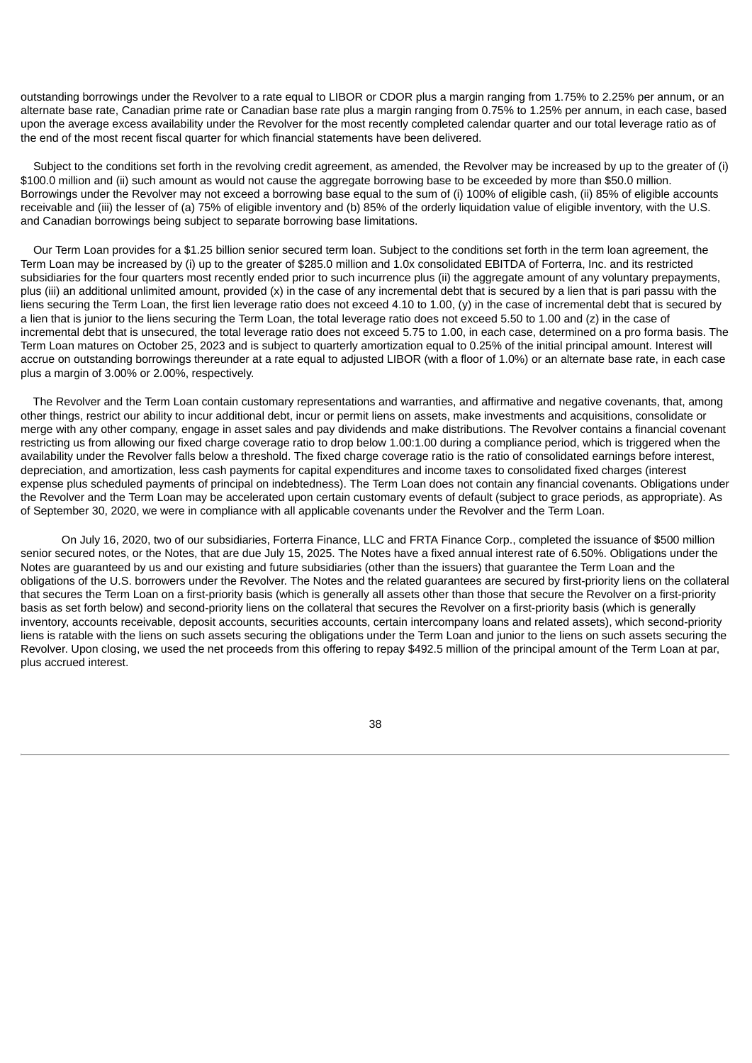outstanding borrowings under the Revolver to a rate equal to LIBOR or CDOR plus a margin ranging from 1.75% to 2.25% per annum, or an alternate base rate, Canadian prime rate or Canadian base rate plus a margin ranging from 0.75% to 1.25% per annum, in each case, based upon the average excess availability under the Revolver for the most recently completed calendar quarter and our total leverage ratio as of the end of the most recent fiscal quarter for which financial statements have been delivered.

Subject to the conditions set forth in the revolving credit agreement, as amended, the Revolver may be increased by up to the greater of (i) $100.0 million and (ii) such amount as would not cause the aggregate borrowing base to be exceeded by more than $50.0 million. Borrowings under the Revolver may not exceed a borrowing base equal to the sum of (i) 100% of eligible cash, (ii) 85% of eligible accounts receivable and (iii) the lesser of (a) 75% of eligible inventory and (b) 85% of the orderly liquidation value of eligible inventory, with the U.S. and Canadian borrowings being subject to separate borrowing base limitations.

Our Term Loan provides for a $1.25 billion senior secured term loan. Subject to the conditions set forth in the term loan agreement, the Term Loan may be increased by (i) up to the greater of $285.0 million and 1.0x consolidated EBITDA of Forterra, Inc. and its restricted subsidiaries for the four quarters most recently ended prior to such incurrence plus (ii) the aggregate amount of any voluntary prepayments, plus (iii) an additional unlimited amount, provided (x) in the case of any incremental debt that is secured by a lien that is pari passu with the liens securing the Term Loan, the first lien leverage ratio does not exceed 4.10 to 1.00, (y) in the case of incremental debt that is secured by a lien that is junior to the liens securing the Term Loan, the total leverage ratio does not exceed 5.50 to 1.00 and (z) in the case of incremental debt that is unsecured, the total leverage ratio does not exceed 5.75 to 1.00, in each case, determined on a pro forma basis. The Term Loan matures on October 25, 2023 and is subject to quarterly amortization equal to 0.25% of the initial principal amount. Interest will accrue on outstanding borrowings thereunder at a rate equal to adjusted LIBOR (with a floor of 1.0%) or an alternate base rate, in each case plus a margin of 3.00% or 2.00%, respectively.

The Revolver and the Term Loan contain customary representations and warranties, and affirmative and negative covenants, that, among other things, restrict our ability to incur additional debt, incur or permit liens on assets, make investments and acquisitions, consolidate or merge with any other company, engage in asset sales and pay dividends and make distributions. The Revolver contains a financial covenant restricting us from allowing our fixed charge coverage ratio to drop below 1.00:1.00 during a compliance period, which is triggered when the availability under the Revolver falls below a threshold. The fixed charge coverage ratio is the ratio of consolidated earnings before interest, depreciation, and amortization, less cash payments for capital expenditures and income taxes to consolidated fixed charges (interest expense plus scheduled payments of principal on indebtedness). The Term Loan does not contain any financial covenants. Obligations under the Revolver and the Term Loan may be accelerated upon certain customary events of default (subject to grace periods, as appropriate). As of September 30, 2020, we were in compliance with all applicable covenants under the Revolver and the Term Loan.

On July 16, 2020, two of our subsidiaries, Forterra Finance, LLC and FRTA Finance Corp., completed the issuance of $500 million senior secured notes, or the Notes, that are due July 15, 2025. The Notes have a fixed annual interest rate of 6.50%. Obligations under the Notes are guaranteed by us and our existing and future subsidiaries (other than the issuers) that guarantee the Term Loan and the obligations of the U.S. borrowers under the Revolver. The Notes and the related guarantees are secured by first-priority liens on the collateral that secures the Term Loan on a first-priority basis (which is generally all assets other than those that secure the Revolver on a first-priority basis as set forth below) and second-priority liens on the collateral that secures the Revolver on a first-priority basis (which is generally inventory, accounts receivable, deposit accounts, securities accounts, certain intercompany loans and related assets), which second-priority liens is ratable with the liens on such assets securing the obligations under the Term Loan and junior to the liens on such assets securing the Revolver. Upon closing, we used the net proceeds from this offering to repay $492.5 million of the principal amount of the Term Loan at par, plus accrued interest.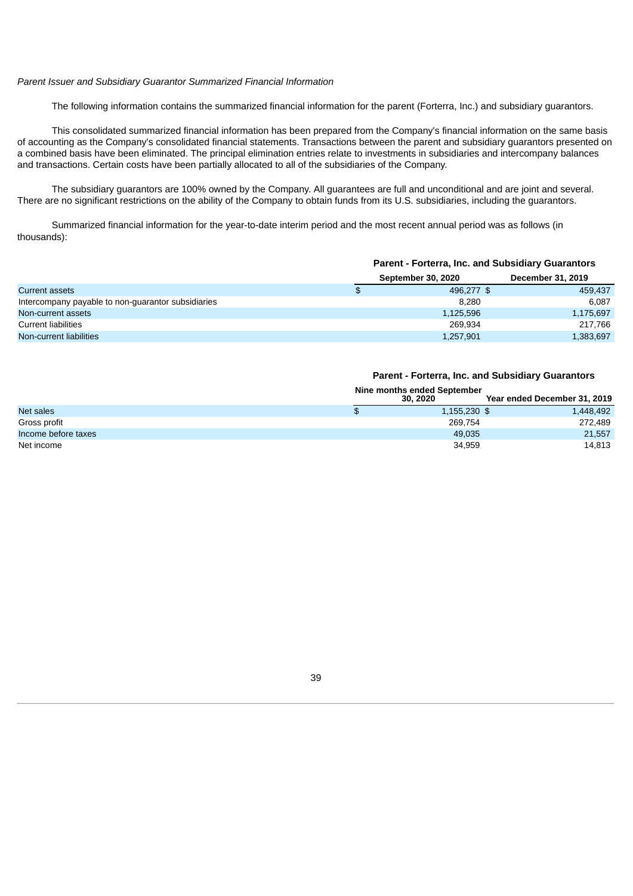*Parent Issuer and Subsidiary Guarantor Summarized Financial Information*

The following information contains the summarized financial information for the parent (Forterra, Inc.) and subsidiary guarantors.

This consolidated summarized financial information has been prepared from the Company's financial information on the same basis of accounting as the Company's consolidated financial statements. Transactions between the parent and subsidiary guarantors presented on a combined basis have been eliminated. The principal elimination entries relate to investments in subsidiaries and intercompany balances and transactions. Certain costs have been partially allocated to all of the subsidiaries of the Company.

The subsidiary guarantors are 100% owned by the Company. All guarantees are full and unconditional and are joint and several. There are no significant restrictions on the ability of the Company to obtain funds from its U.S. subsidiaries, including the guarantors.

Summarized financial information for the year-to-date interim period and the most recent annual period was as follows (in thousands):

| | Parent - Forterra, Inc. and Subsidiary Guarantors | |
|---|---|---|
| | **September 30, 2020** | **December 31, 2019** |
| Current assets | $ 496,277 | $ 459,437 |
| Intercompany payable to non-guarantor subsidiaries | 8,280 | 6,087 |
| Non-current assets | 1,125,596 | 1,175,697 |
| Current liabilities | 269,934 | 217,766 |
| Non-current liabilities | 1,257,901 | 1,383,697 |

| | Parent - Forterra, Inc. and Subsidiary Guarantors | |
|---|---|---|
| | **Nine months ended September 30, 2020** | **Year ended December 31, 2019** |
| Net sales | $ 1,155,230 | $ 1,448,492 |
| Gross profit | 269,754 | 272,489 |
| Income before taxes | 49,035 | 21,557 |
| Net income | 34,959 | 14,813 |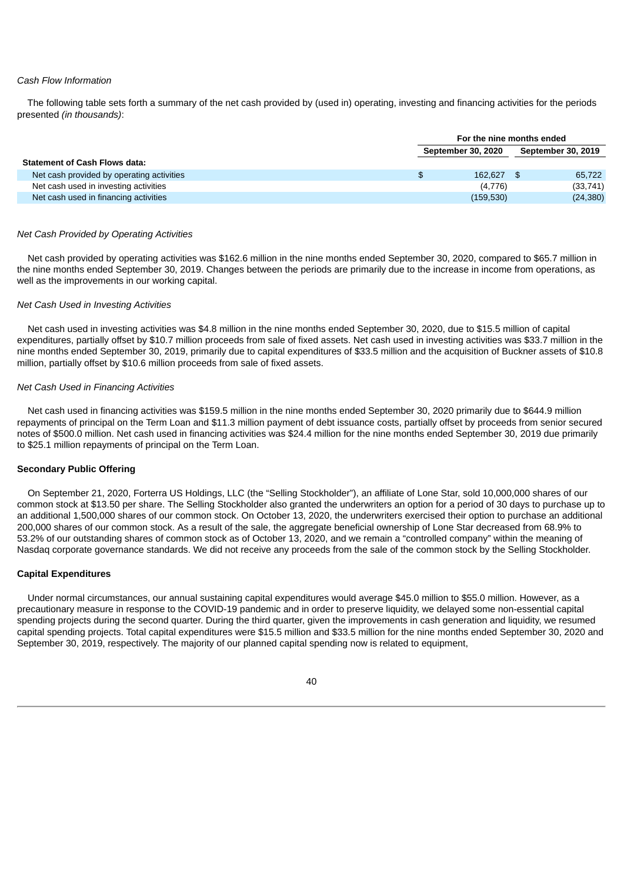*Cash Flow Information*

The following table sets forth a summary of the net cash provided by (used in) operating, investing and financing activities for the periods presented *(in thousands)*:

| | For the nine months ended | |
|---|---|---|
| | September 30, 2020 | September 30, 2019 |
| **Statement of Cash Flows data:** | | |
| Net cash provided by operating activities | $ 162,627 | $ 65,722 |
| Net cash used in investing activities | (4,776) | (33,741) |
| Net cash used in financing activities | (159,530) | (24,380) |

*Net Cash Provided by Operating Activities*

Net cash provided by operating activities was $162.6 million in the nine months ended September 30, 2020, compared to $65.7 million in the nine months ended September 30, 2019. Changes between the periods are primarily due to the increase in income from operations, as well as the improvements in our working capital.

*Net Cash Used in Investing Activities*

Net cash used in investing activities was $4.8 million in the nine months ended September 30, 2020, due to $15.5 million of capital expenditures, partially offset by $10.7 million proceeds from sale of fixed assets. Net cash used in investing activities was $33.7 million in the nine months ended September 30, 2019, primarily due to capital expenditures of $33.5 million and the acquisition of Buckner assets of $10.8 million, partially offset by $10.6 million proceeds from sale of fixed assets.

*Net Cash Used in Financing Activities*

Net cash used in financing activities was $159.5 million in the nine months ended September 30, 2020 primarily due to $644.9 million repayments of principal on the Term Loan and $11.3 million payment of debt issuance costs, partially offset by proceeds from senior secured notes of $500.0 million. Net cash used in financing activities was $24.4 million for the nine months ended September 30, 2019 due primarily to $25.1 million repayments of principal on the Term Loan.

**Secondary Public Offering**

On September 21, 2020, Forterra US Holdings, LLC (the "Selling Stockholder"), an affiliate of Lone Star, sold 10,000,000 shares of our common stock at $13.50 per share. The Selling Stockholder also granted the underwriters an option for a period of 30 days to purchase up to an additional 1,500,000 shares of our common stock. On October 13, 2020, the underwriters exercised their option to purchase an additional 200,000 shares of our common stock. As a result of the sale, the aggregate beneficial ownership of Lone Star decreased from 68.9% to 53.2% of our outstanding shares of common stock as of October 13, 2020, and we remain a "controlled company" within the meaning of Nasdaq corporate governance standards. We did not receive any proceeds from the sale of the common stock by the Selling Stockholder.

**Capital Expenditures**

Under normal circumstances, our annual sustaining capital expenditures would average $45.0 million to $55.0 million. However, as a precautionary measure in response to the COVID-19 pandemic and in order to preserve liquidity, we delayed some non-essential capital spending projects during the second quarter. During the third quarter, given the improvements in cash generation and liquidity, we resumed capital spending projects. Total capital expenditures were $15.5 million and $33.5 million for the nine months ended September 30, 2020 and September 30, 2019, respectively. The majority of our planned capital spending now is related to equipment,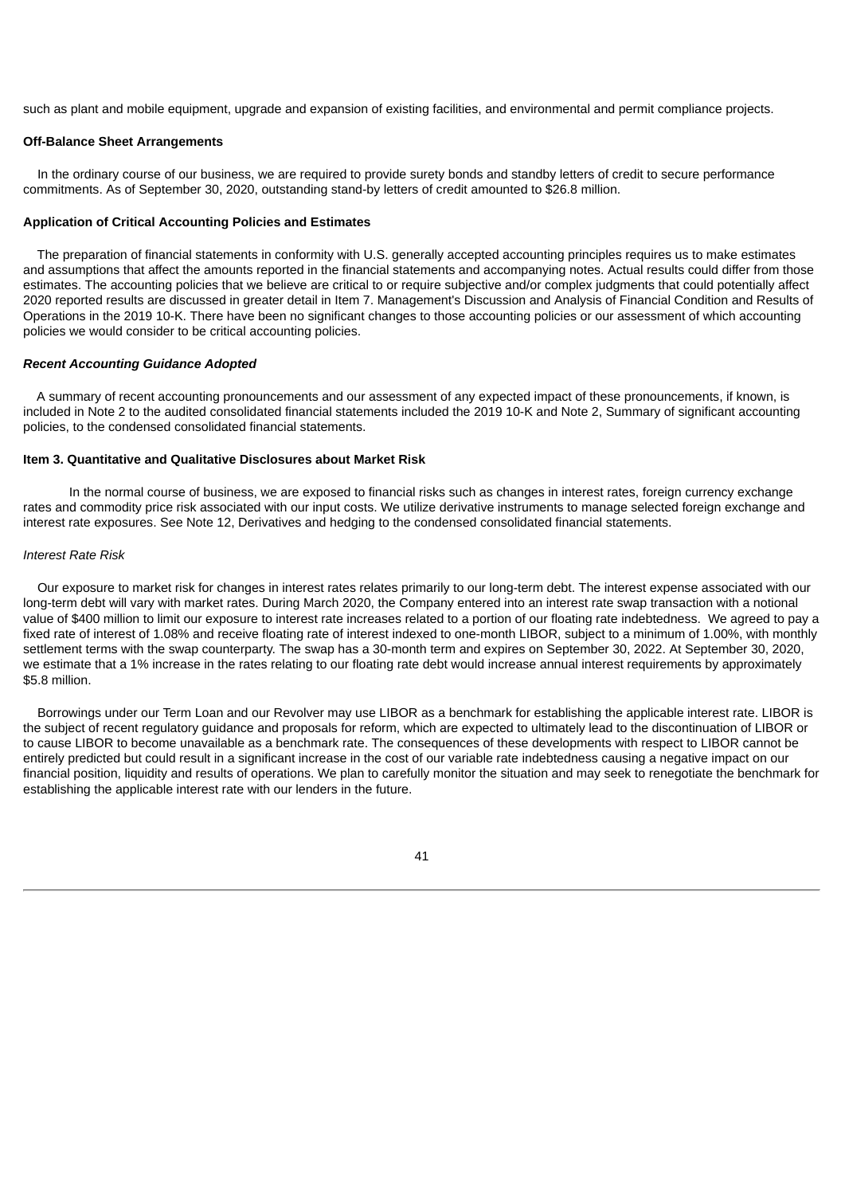such as plant and mobile equipment, upgrade and expansion of existing facilities, and environmental and permit compliance projects.

**Off-Balance Sheet Arrangements**

In the ordinary course of our business, we are required to provide surety bonds and standby letters of credit to secure performance commitments. As of September 30, 2020, outstanding stand-by letters of credit amounted to $26.8 million.

**Application of Critical Accounting Policies and Estimates**

The preparation of financial statements in conformity with U.S. generally accepted accounting principles requires us to make estimates and assumptions that affect the amounts reported in the financial statements and accompanying notes. Actual results could differ from those estimates. The accounting policies that we believe are critical to or require subjective and/or complex judgments that could potentially affect 2020 reported results are discussed in greater detail in Item 7. Management's Discussion and Analysis of Financial Condition and Results of Operations in the 2019 10-K. There have been no significant changes to those accounting policies or our assessment of which accounting policies we would consider to be critical accounting policies.

***Recent Accounting Guidance Adopted***

A summary of recent accounting pronouncements and our assessment of any expected impact of these pronouncements, if known, is included in Note 2 to the audited consolidated financial statements included the 2019 10-K and Note 2, Summary of significant accounting policies, to the condensed consolidated financial statements.

**Item 3. Quantitative and Qualitative Disclosures about Market Risk**

In the normal course of business, we are exposed to financial risks such as changes in interest rates, foreign currency exchange rates and commodity price risk associated with our input costs. We utilize derivative instruments to manage selected foreign exchange and interest rate exposures. See Note 12, Derivatives and hedging to the condensed consolidated financial statements.

*Interest Rate Risk*

Our exposure to market risk for changes in interest rates relates primarily to our long-term debt. The interest expense associated with our long-term debt will vary with market rates. During March 2020, the Company entered into an interest rate swap transaction with a notional value of $400 million to limit our exposure to interest rate increases related to a portion of our floating rate indebtedness. We agreed to pay a fixed rate of interest of 1.08% and receive floating rate of interest indexed to one-month LIBOR, subject to a minimum of 1.00%, with monthly settlement terms with the swap counterparty. The swap has a 30-month term and expires on September 30, 2022. At September 30, 2020, we estimate that a 1% increase in the rates relating to our floating rate debt would increase annual interest requirements by approximately $5.8 million.

Borrowings under our Term Loan and our Revolver may use LIBOR as a benchmark for establishing the applicable interest rate. LIBOR is the subject of recent regulatory guidance and proposals for reform, which are expected to ultimately lead to the discontinuation of LIBOR or to cause LIBOR to become unavailable as a benchmark rate. The consequences of these developments with respect to LIBOR cannot be entirely predicted but could result in a significant increase in the cost of our variable rate indebtedness causing a negative impact on our financial position, liquidity and results of operations. We plan to carefully monitor the situation and may seek to renegotiate the benchmark for establishing the applicable interest rate with our lenders in the future.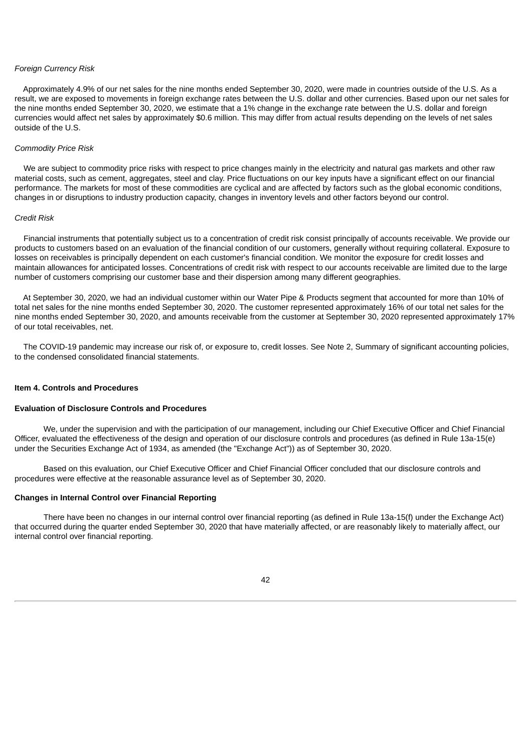*Foreign Currency Risk*

Approximately 4.9% of our net sales for the nine months ended September 30, 2020, were made in countries outside of the U.S. As a result, we are exposed to movements in foreign exchange rates between the U.S. dollar and other currencies. Based upon our net sales for the nine months ended September 30, 2020, we estimate that a 1% change in the exchange rate between the U.S. dollar and foreign currencies would affect net sales by approximately $0.6 million. This may differ from actual results depending on the levels of net sales outside of the U.S.

*Commodity Price Risk*

We are subject to commodity price risks with respect to price changes mainly in the electricity and natural gas markets and other raw material costs, such as cement, aggregates, steel and clay. Price fluctuations on our key inputs have a significant effect on our financial performance. The markets for most of these commodities are cyclical and are affected by factors such as the global economic conditions, changes in or disruptions to industry production capacity, changes in inventory levels and other factors beyond our control.

*Credit Risk*

Financial instruments that potentially subject us to a concentration of credit risk consist principally of accounts receivable. We provide our products to customers based on an evaluation of the financial condition of our customers, generally without requiring collateral. Exposure to losses on receivables is principally dependent on each customer's financial condition. We monitor the exposure for credit losses and maintain allowances for anticipated losses. Concentrations of credit risk with respect to our accounts receivable are limited due to the large number of customers comprising our customer base and their dispersion among many different geographies.

At September 30, 2020, we had an individual customer within our Water Pipe & Products segment that accounted for more than 10% of total net sales for the nine months ended September 30, 2020. The customer represented approximately 16% of our total net sales for the nine months ended September 30, 2020, and amounts receivable from the customer at September 30, 2020 represented approximately 17% of our total receivables, net.

The COVID-19 pandemic may increase our risk of, or exposure to, credit losses. See Note 2, Summary of significant accounting policies, to the condensed consolidated financial statements.

## Item 4. Controls and Procedures

### Evaluation of Disclosure Controls and Procedures

We, under the supervision and with the participation of our management, including our Chief Executive Officer and Chief Financial Officer, evaluated the effectiveness of the design and operation of our disclosure controls and procedures (as defined in Rule 13a-15(e) under the Securities Exchange Act of 1934, as amended (the "Exchange Act")) as of September 30, 2020.

Based on this evaluation, our Chief Executive Officer and Chief Financial Officer concluded that our disclosure controls and procedures were effective at the reasonable assurance level as of September 30, 2020.

### Changes in Internal Control over Financial Reporting

There have been no changes in our internal control over financial reporting (as defined in Rule 13a-15(f) under the Exchange Act) that occurred during the quarter ended September 30, 2020 that have materially affected, or are reasonably likely to materially affect, our internal control over financial reporting.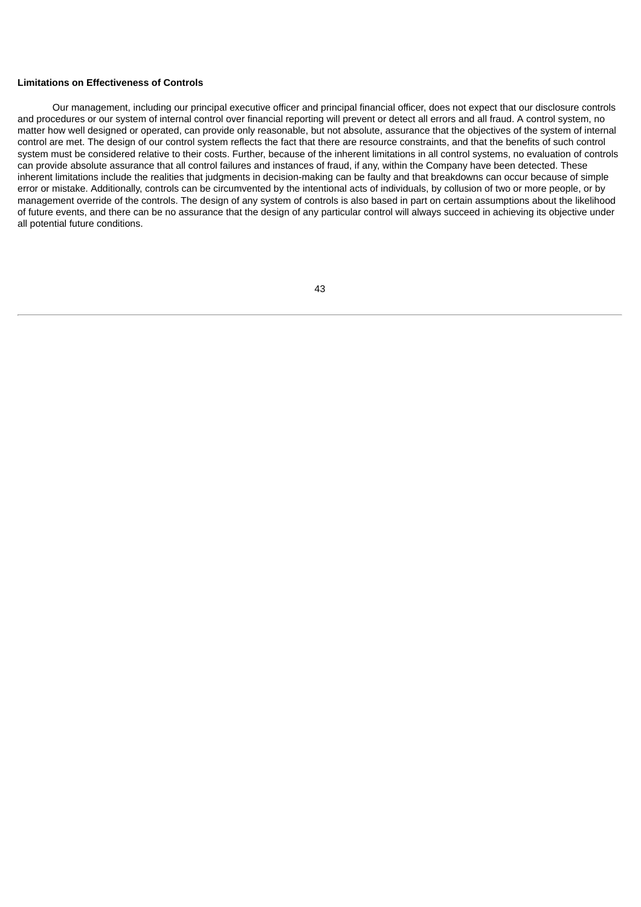**Limitations on Effectiveness of Controls**

Our management, including our principal executive officer and principal financial officer, does not expect that our disclosure controls and procedures or our system of internal control over financial reporting will prevent or detect all errors and all fraud. A control system, no matter how well designed or operated, can provide only reasonable, but not absolute, assurance that the objectives of the system of internal control are met. The design of our control system reflects the fact that there are resource constraints, and that the benefits of such control system must be considered relative to their costs. Further, because of the inherent limitations in all control systems, no evaluation of controls can provide absolute assurance that all control failures and instances of fraud, if any, within the Company have been detected. These inherent limitations include the realities that judgments in decision-making can be faulty and that breakdowns can occur because of simple error or mistake. Additionally, controls can be circumvented by the intentional acts of individuals, by collusion of two or more people, or by management override of the controls. The design of any system of controls is also based in part on certain assumptions about the likelihood of future events, and there can be no assurance that the design of any particular control will always succeed in achieving its objective under all potential future conditions.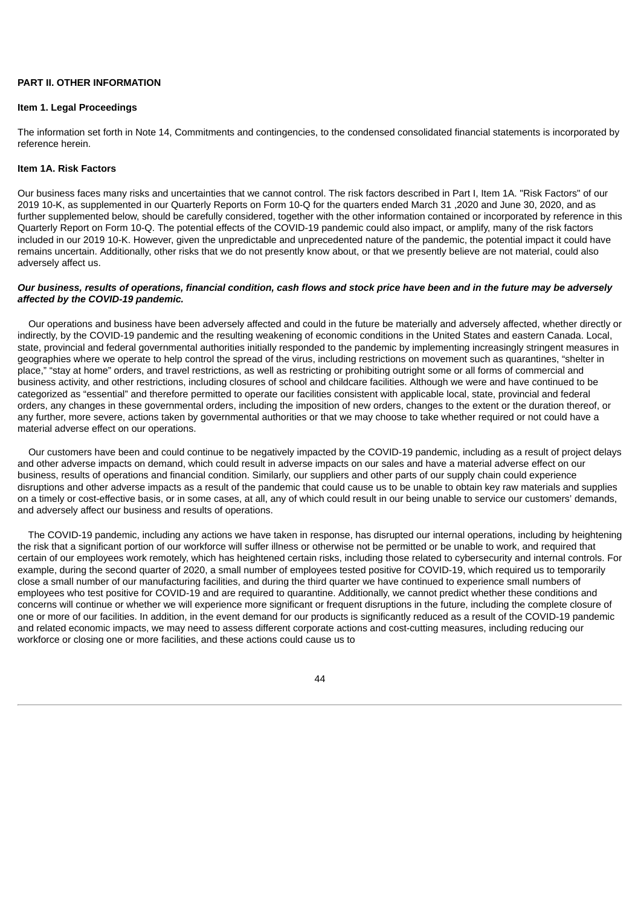## PART II. OTHER INFORMATION

### Item 1. Legal Proceedings

The information set forth in Note 14, Commitments and contingencies, to the condensed consolidated financial statements is incorporated by reference herein.

### Item 1A. Risk Factors

Our business faces many risks and uncertainties that we cannot control. The risk factors described in Part I, Item 1A. "Risk Factors" of our 2019 10-K, as supplemented in our Quarterly Reports on Form 10-Q for the quarters ended March 31 ,2020 and June 30, 2020, and as further supplemented below, should be carefully considered, together with the other information contained or incorporated by reference in this Quarterly Report on Form 10-Q. The potential effects of the COVID-19 pandemic could also impact, or amplify, many of the risk factors included in our 2019 10-K. However, given the unpredictable and unprecedented nature of the pandemic, the potential impact it could have remains uncertain. Additionally, other risks that we do not presently know about, or that we presently believe are not material, could also adversely affect us.

***Our business, results of operations, financial condition, cash flows and stock price have been and in the future may be adversely affected by the COVID-19 pandemic.***

Our operations and business have been adversely affected and could in the future be materially and adversely affected, whether directly or indirectly, by the COVID-19 pandemic and the resulting weakening of economic conditions in the United States and eastern Canada. Local, state, provincial and federal governmental authorities initially responded to the pandemic by implementing increasingly stringent measures in geographies where we operate to help control the spread of the virus, including restrictions on movement such as quarantines, "shelter in place," "stay at home" orders, and travel restrictions, as well as restricting or prohibiting outright some or all forms of commercial and business activity, and other restrictions, including closures of school and childcare facilities. Although we were and have continued to be categorized as "essential" and therefore permitted to operate our facilities consistent with applicable local, state, provincial and federal orders, any changes in these governmental orders, including the imposition of new orders, changes to the extent or the duration thereof, or any further, more severe, actions taken by governmental authorities or that we may choose to take whether required or not could have a material adverse effect on our operations.

Our customers have been and could continue to be negatively impacted by the COVID-19 pandemic, including as a result of project delays and other adverse impacts on demand, which could result in adverse impacts on our sales and have a material adverse effect on our business, results of operations and financial condition. Similarly, our suppliers and other parts of our supply chain could experience disruptions and other adverse impacts as a result of the pandemic that could cause us to be unable to obtain key raw materials and supplies on a timely or cost-effective basis, or in some cases, at all, any of which could result in our being unable to service our customers' demands, and adversely affect our business and results of operations.

The COVID-19 pandemic, including any actions we have taken in response, has disrupted our internal operations, including by heightening the risk that a significant portion of our workforce will suffer illness or otherwise not be permitted or be unable to work, and required that certain of our employees work remotely, which has heightened certain risks, including those related to cybersecurity and internal controls. For example, during the second quarter of 2020, a small number of employees tested positive for COVID-19, which required us to temporarily close a small number of our manufacturing facilities, and during the third quarter we have continued to experience small numbers of employees who test positive for COVID-19 and are required to quarantine. Additionally, we cannot predict whether these conditions and concerns will continue or whether we will experience more significant or frequent disruptions in the future, including the complete closure of one or more of our facilities. In addition, in the event demand for our products is significantly reduced as a result of the COVID-19 pandemic and related economic impacts, we may need to assess different corporate actions and cost-cutting measures, including reducing our workforce or closing one or more facilities, and these actions could cause us to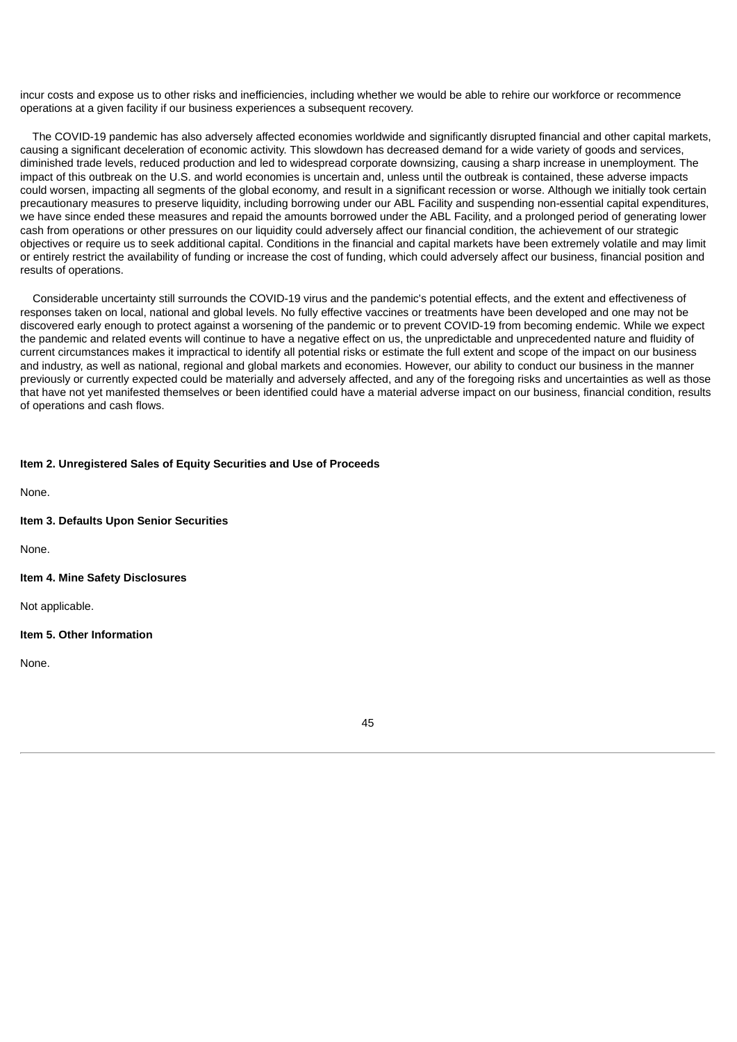incur costs and expose us to other risks and inefficiencies, including whether we would be able to rehire our workforce or recommence operations at a given facility if our business experiences a subsequent recovery.

The COVID-19 pandemic has also adversely affected economies worldwide and significantly disrupted financial and other capital markets, causing a significant deceleration of economic activity. This slowdown has decreased demand for a wide variety of goods and services, diminished trade levels, reduced production and led to widespread corporate downsizing, causing a sharp increase in unemployment. The impact of this outbreak on the U.S. and world economies is uncertain and, unless until the outbreak is contained, these adverse impacts could worsen, impacting all segments of the global economy, and result in a significant recession or worse. Although we initially took certain precautionary measures to preserve liquidity, including borrowing under our ABL Facility and suspending non-essential capital expenditures, we have since ended these measures and repaid the amounts borrowed under the ABL Facility, and a prolonged period of generating lower cash from operations or other pressures on our liquidity could adversely affect our financial condition, the achievement of our strategic objectives or require us to seek additional capital. Conditions in the financial and capital markets have been extremely volatile and may limit or entirely restrict the availability of funding or increase the cost of funding, which could adversely affect our business, financial position and results of operations.

Considerable uncertainty still surrounds the COVID-19 virus and the pandemic's potential effects, and the extent and effectiveness of responses taken on local, national and global levels. No fully effective vaccines or treatments have been developed and one may not be discovered early enough to protect against a worsening of the pandemic or to prevent COVID-19 from becoming endemic. While we expect the pandemic and related events will continue to have a negative effect on us, the unpredictable and unprecedented nature and fluidity of current circumstances makes it impractical to identify all potential risks or estimate the full extent and scope of the impact on our business and industry, as well as national, regional and global markets and economies. However, our ability to conduct our business in the manner previously or currently expected could be materially and adversely affected, and any of the foregoing risks and uncertainties as well as those that have not yet manifested themselves or been identified could have a material adverse impact on our business, financial condition, results of operations and cash flows.

**Item 2. Unregistered Sales of Equity Securities and Use of Proceeds**

None.

**Item 3. Defaults Upon Senior Securities**

None.

**Item 4. Mine Safety Disclosures**

Not applicable.

**Item 5. Other Information**

None.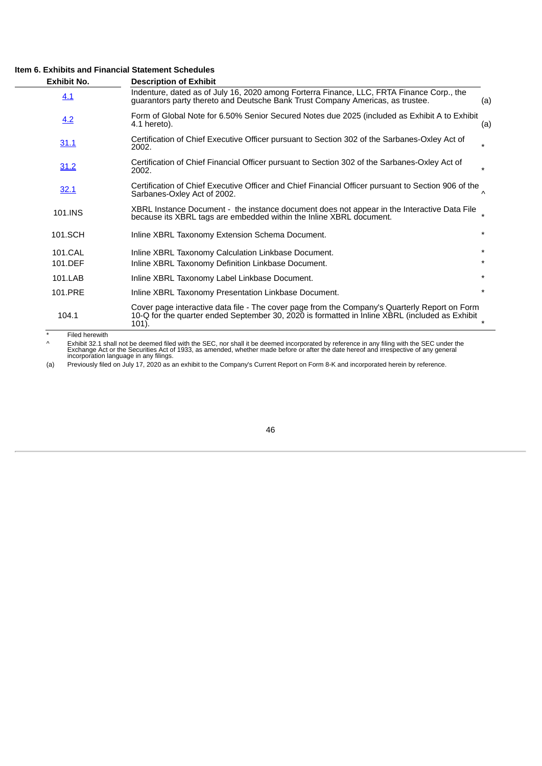### Item 6. Exhibits and Financial Statement Schedules

| Exhibit No. | Description of Exhibit | |
|---|---|---|
| 4.1 | Indenture, dated as of July 16, 2020 among Forterra Finance, LLC, FRTA Finance Corp., the guarantors party thereto and Deutsche Bank Trust Company Americas, as trustee. | (a) |
| 4.2 | Form of Global Note for 6.50% Senior Secured Notes due 2025 (included as Exhibit A to Exhibit 4.1 hereto). | (a) |
| 31.1 | Certification of Chief Executive Officer pursuant to Section 302 of the Sarbanes-Oxley Act of 2002. | * |
| 31.2 | Certification of Chief Financial Officer pursuant to Section 302 of the Sarbanes-Oxley Act of 2002. | * |
| 32.1 | Certification of Chief Executive Officer and Chief Financial Officer pursuant to Section 906 of the Sarbanes-Oxley Act of 2002. | ^ |
| 101.INS | XBRL Instance Document - the instance document does not appear in the Interactive Data File because its XBRL tags are embedded within the Inline XBRL document. | * |
| 101.SCH | Inline XBRL Taxonomy Extension Schema Document. | * |
| 101.CAL | Inline XBRL Taxonomy Calculation Linkbase Document. | * |
| 101.DEF | Inline XBRL Taxonomy Definition Linkbase Document. | * |
| 101.LAB | Inline XBRL Taxonomy Label Linkbase Document. | * |
| 101.PRE | Inline XBRL Taxonomy Presentation Linkbase Document. | * |
| 104.1 | Cover page interactive data file - The cover page from the Company's Quarterly Report on Form 10-Q for the quarter ended September 30, 2020 is formatted in Inline XBRL (included as Exhibit 101). | * |

\* Filed herewith

^ Exhibit 32.1 shall not be deemed filed with the SEC, nor shall it be deemed incorporated by reference in any filing with the SEC under the Exchange Act or the Securities Act of 1933, as amended, whether made before or after the date hereof and irrespective of any general incorporation language in any filings.

(a) Previously filed on July 17, 2020 as an exhibit to the Company's Current Report on Form 8-K and incorporated herein by reference.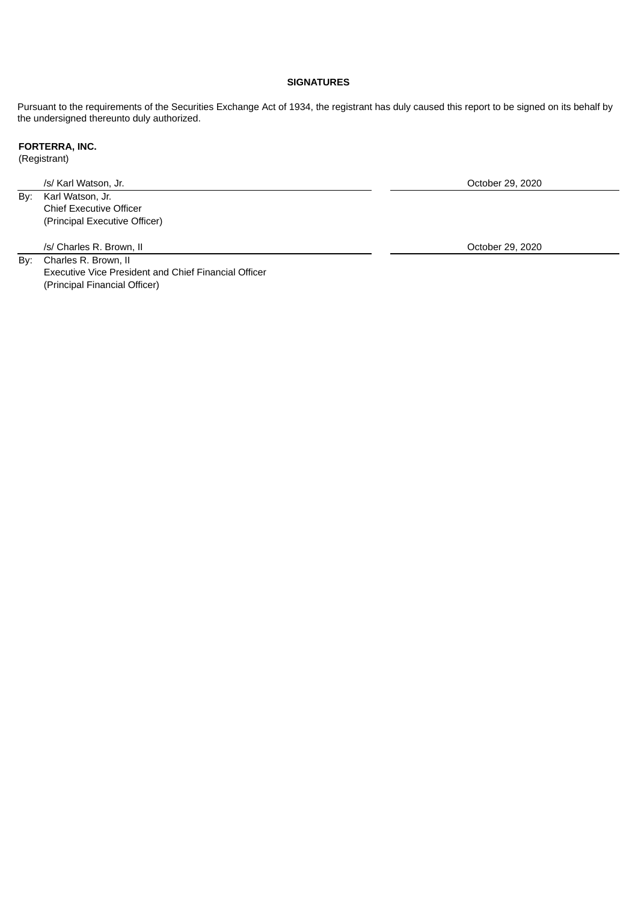**SIGNATURES**

Pursuant to the requirements of the Securities Exchange Act of 1934, the registrant has duly caused this report to be signed on its behalf by the undersigned thereunto duly authorized.

**FORTERRA, INC.**
(Registrant)

| | | |
|---|---|---|
| | /s/ Karl Watson, Jr. | October 29, 2020 |
| By: | Karl Watson, Jr.<br>Chief Executive Officer<br>(Principal Executive Officer) | |
| | /s/ Charles R. Brown, II | October 29, 2020 |
| By: | Charles R. Brown, II<br>Executive Vice President and Chief Financial Officer<br>(Principal Financial Officer) | |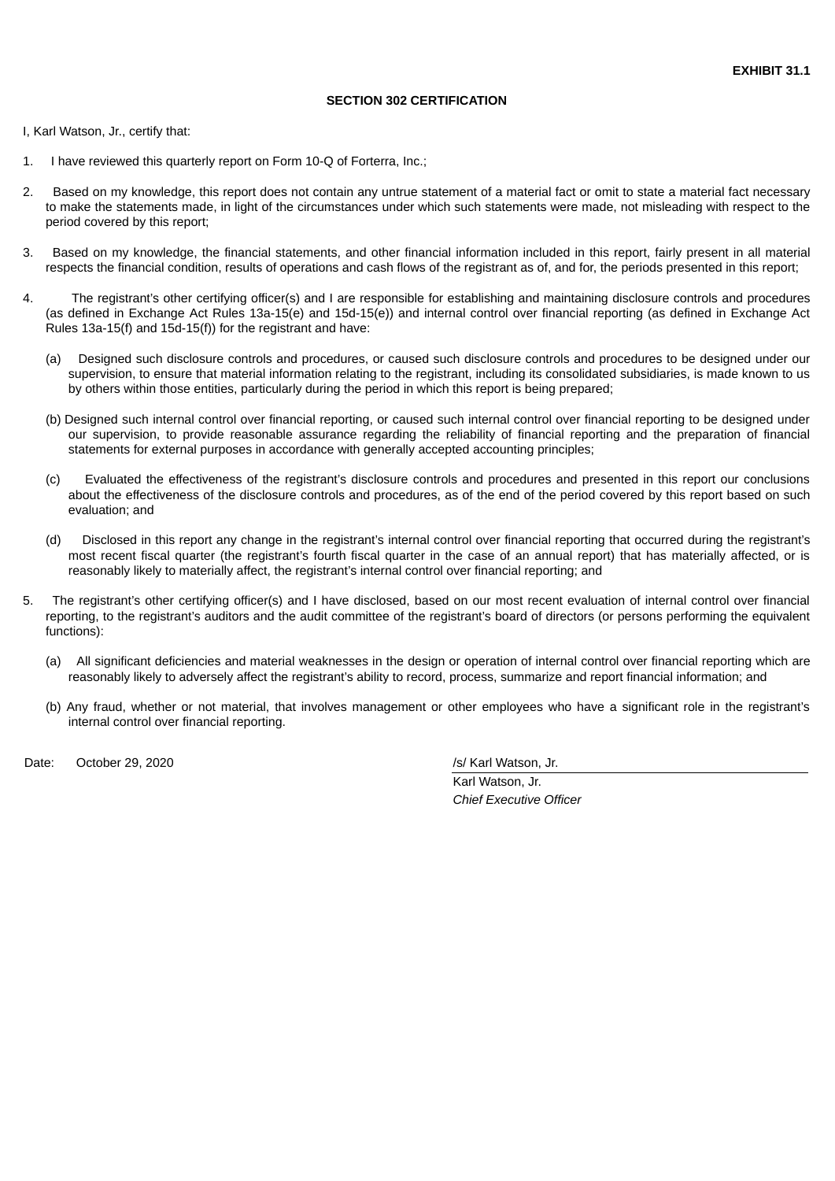**EXHIBIT 31.1**

**SECTION 302 CERTIFICATION**

I, Karl Watson, Jr., certify that:

1. I have reviewed this quarterly report on Form 10-Q of Forterra, Inc.;

2. Based on my knowledge, this report does not contain any untrue statement of a material fact or omit to state a material fact necessary to make the statements made, in light of the circumstances under which such statements were made, not misleading with respect to the period covered by this report;

3. Based on my knowledge, the financial statements, and other financial information included in this report, fairly present in all material respects the financial condition, results of operations and cash flows of the registrant as of, and for, the periods presented in this report;

4. The registrant's other certifying officer(s) and I are responsible for establishing and maintaining disclosure controls and procedures (as defined in Exchange Act Rules 13a-15(e) and 15d-15(e)) and internal control over financial reporting (as defined in Exchange Act Rules 13a-15(f) and 15d-15(f)) for the registrant and have:

   (a) Designed such disclosure controls and procedures, or caused such disclosure controls and procedures to be designed under our supervision, to ensure that material information relating to the registrant, including its consolidated subsidiaries, is made known to us by others within those entities, particularly during the period in which this report is being prepared;

   (b) Designed such internal control over financial reporting, or caused such internal control over financial reporting to be designed under our supervision, to provide reasonable assurance regarding the reliability of financial reporting and the preparation of financial statements for external purposes in accordance with generally accepted accounting principles;

   (c) Evaluated the effectiveness of the registrant's disclosure controls and procedures and presented in this report our conclusions about the effectiveness of the disclosure controls and procedures, as of the end of the period covered by this report based on such evaluation; and

   (d) Disclosed in this report any change in the registrant's internal control over financial reporting that occurred during the registrant's most recent fiscal quarter (the registrant's fourth fiscal quarter in the case of an annual report) that has materially affected, or is reasonably likely to materially affect, the registrant's internal control over financial reporting; and

5. The registrant's other certifying officer(s) and I have disclosed, based on our most recent evaluation of internal control over financial reporting, to the registrant's auditors and the audit committee of the registrant's board of directors (or persons performing the equivalent functions):

   (a) All significant deficiencies and material weaknesses in the design or operation of internal control over financial reporting which are reasonably likely to adversely affect the registrant's ability to record, process, summarize and report financial information; and

   (b) Any fraud, whether or not material, that involves management or other employees who have a significant role in the registrant's internal control over financial reporting.

Date: October 29, 2020

/s/ Karl Watson, Jr.
Karl Watson, Jr.
*Chief Executive Officer*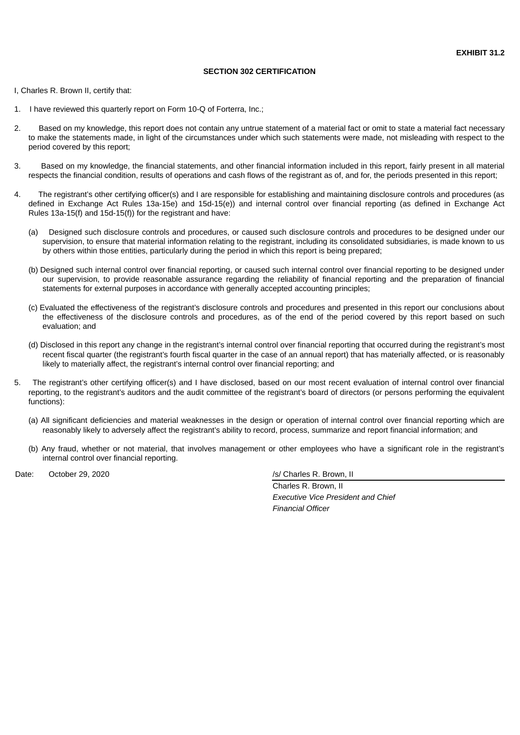**EXHIBIT 31.2**

**SECTION 302 CERTIFICATION**

I, Charles R. Brown II, certify that:

1. I have reviewed this quarterly report on Form 10-Q of Forterra, Inc.;

2. Based on my knowledge, this report does not contain any untrue statement of a material fact or omit to state a material fact necessary to make the statements made, in light of the circumstances under which such statements were made, not misleading with respect to the period covered by this report;

3. Based on my knowledge, the financial statements, and other financial information included in this report, fairly present in all material respects the financial condition, results of operations and cash flows of the registrant as of, and for, the periods presented in this report;

4. The registrant's other certifying officer(s) and I are responsible for establishing and maintaining disclosure controls and procedures (as defined in Exchange Act Rules 13a-15e) and 15d-15(e)) and internal control over financial reporting (as defined in Exchange Act Rules 13a-15(f) and 15d-15(f)) for the registrant and have:

   (a) Designed such disclosure controls and procedures, or caused such disclosure controls and procedures to be designed under our supervision, to ensure that material information relating to the registrant, including its consolidated subsidiaries, is made known to us by others within those entities, particularly during the period in which this report is being prepared;

   (b) Designed such internal control over financial reporting, or caused such internal control over financial reporting to be designed under our supervision, to provide reasonable assurance regarding the reliability of financial reporting and the preparation of financial statements for external purposes in accordance with generally accepted accounting principles;

   (c) Evaluated the effectiveness of the registrant's disclosure controls and procedures and presented in this report our conclusions about the effectiveness of the disclosure controls and procedures, as of the end of the period covered by this report based on such evaluation; and

   (d) Disclosed in this report any change in the registrant's internal control over financial reporting that occurred during the registrant's most recent fiscal quarter (the registrant's fourth fiscal quarter in the case of an annual report) that has materially affected, or is reasonably likely to materially affect, the registrant's internal control over financial reporting; and

5. The registrant's other certifying officer(s) and I have disclosed, based on our most recent evaluation of internal control over financial reporting, to the registrant's auditors and the audit committee of the registrant's board of directors (or persons performing the equivalent functions):

   (a) All significant deficiencies and material weaknesses in the design or operation of internal control over financial reporting which are reasonably likely to adversely affect the registrant's ability to record, process, summarize and report financial information; and

   (b) Any fraud, whether or not material, that involves management or other employees who have a significant role in the registrant's internal control over financial reporting.

Date: October 29, 2020

/s/ Charles R. Brown, II

Charles R. Brown, II
*Executive Vice President and Chief Financial Officer*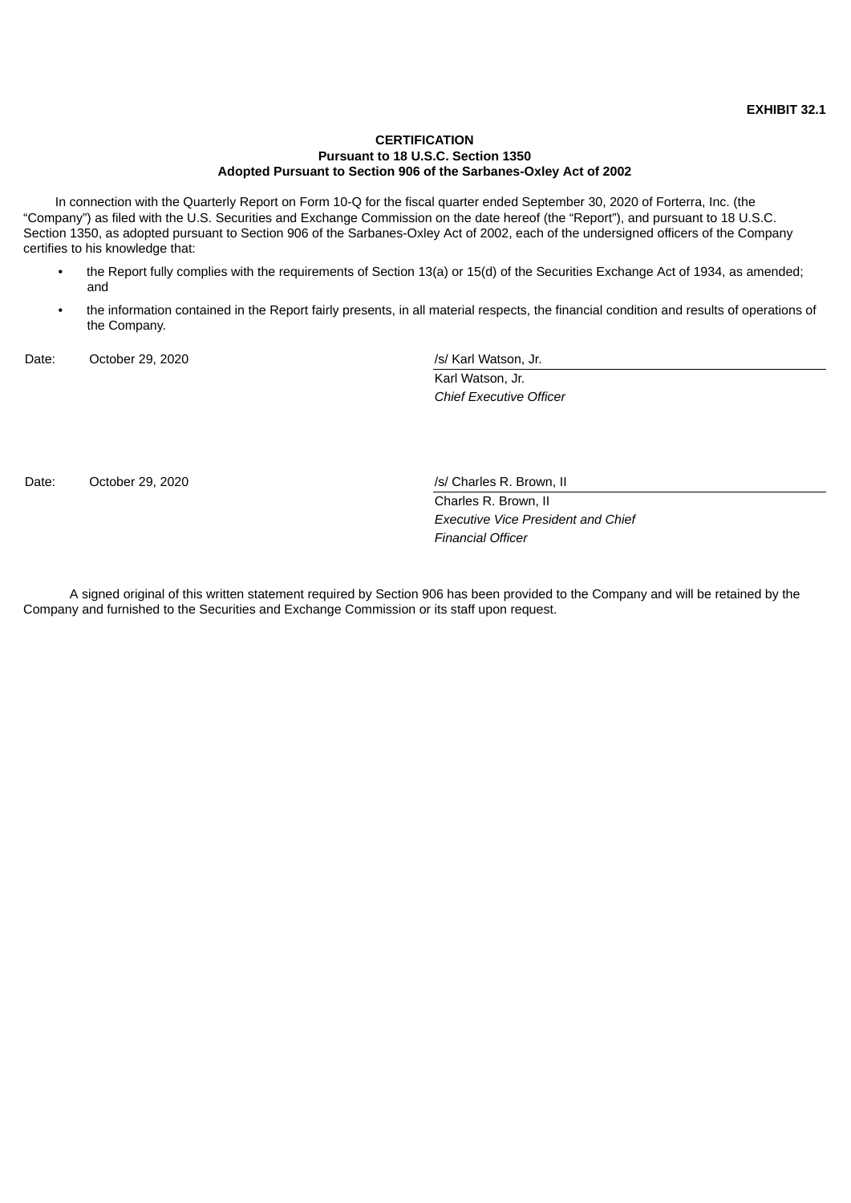**EXHIBIT 32.1**

**CERTIFICATION**
**Pursuant to 18 U.S.C. Section 1350**
**Adopted Pursuant to Section 906 of the Sarbanes-Oxley Act of 2002**

In connection with the Quarterly Report on Form 10-Q for the fiscal quarter ended September 30, 2020 of Forterra, Inc. (the "Company") as filed with the U.S. Securities and Exchange Commission on the date hereof (the "Report"), and pursuant to 18 U.S.C. Section 1350, as adopted pursuant to Section 906 of the Sarbanes-Oxley Act of 2002, each of the undersigned officers of the Company certifies to his knowledge that:

- the Report fully complies with the requirements of Section 13(a) or 15(d) of the Securities Exchange Act of 1934, as amended; and
- the information contained in the Report fairly presents, in all material respects, the financial condition and results of operations of the Company.

Date: October 29, 2020

/s/ Karl Watson, Jr.
Karl Watson, Jr.
*Chief Executive Officer*

Date: October 29, 2020

/s/ Charles R. Brown, II
Charles R. Brown, II
*Executive Vice President and Chief Financial Officer*

A signed original of this written statement required by Section 906 has been provided to the Company and will be retained by the Company and furnished to the Securities and Exchange Commission or its staff upon request.